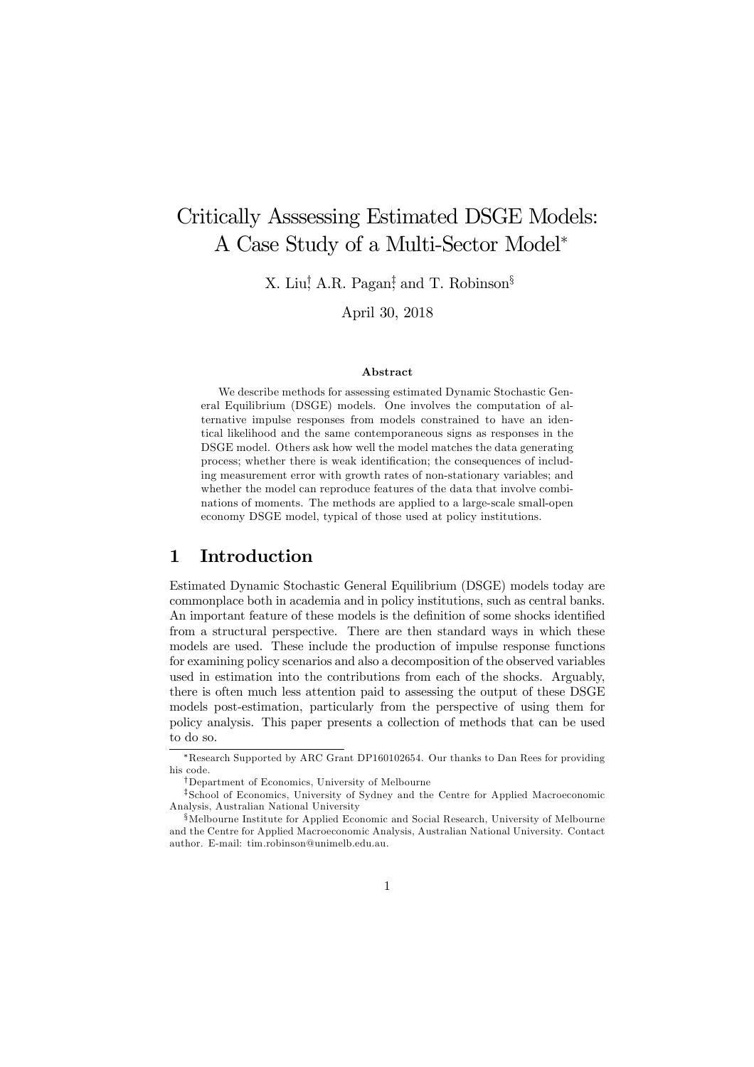# Critically Asssessing Estimated DSGE Models: A Case Study of a Multi-Sector Model*

X. Liu[†], A.R. Pagan[‡] and T. Robinson[§]

April 30, 2018

### Abstract

We describe methods for assessing estimated Dynamic Stochastic General Equilibrium (DSGE) models. One involves the computation of alternative impulse responses from models constrained to have an identical likelihood and the same contemporaneous signs as responses in the DSGE model. Others ask how well the model matches the data generating process; whether there is weak identification; the consequences of including measurement error with growth rates of non-stationary variables; and whether the model can reproduce features of the data that involve combinations of moments. The methods are applied to a large-scale small-open economy DSGE model, typical of those used at policy institutions.

## 1 Introduction

Estimated Dynamic Stochastic General Equilibrium (DSGE) models today are commonplace both in academia and in policy institutions, such as central banks. An important feature of these models is the definition of some shocks identified from a structural perspective. There are then standard ways in which these models are used. These include the production of impulse response functions for examining policy scenarios and also a decomposition of the observed variables used in estimation into the contributions from each of the shocks. Arguably, there is often much less attention paid to assessing the output of these DSGE models post-estimation, particularly from the perspective of using them for policy analysis. This paper presents a collection of methods that can be used to do so.

*Research Supported by ARC Grant DP160102654. Our thanks to Dan Rees for providing his code.

†Department of Economics, University of Melbourne

‡School of Economics, University of Sydney and the Centre for Applied Macroeconomic Analysis, Australian National University

§Melbourne Institute for Applied Economic and Social Research, University of Melbourne and the Centre for Applied Macroeconomic Analysis, Australian National University. Contact author. E-mail: tim.robinson@unimelb.edu.au.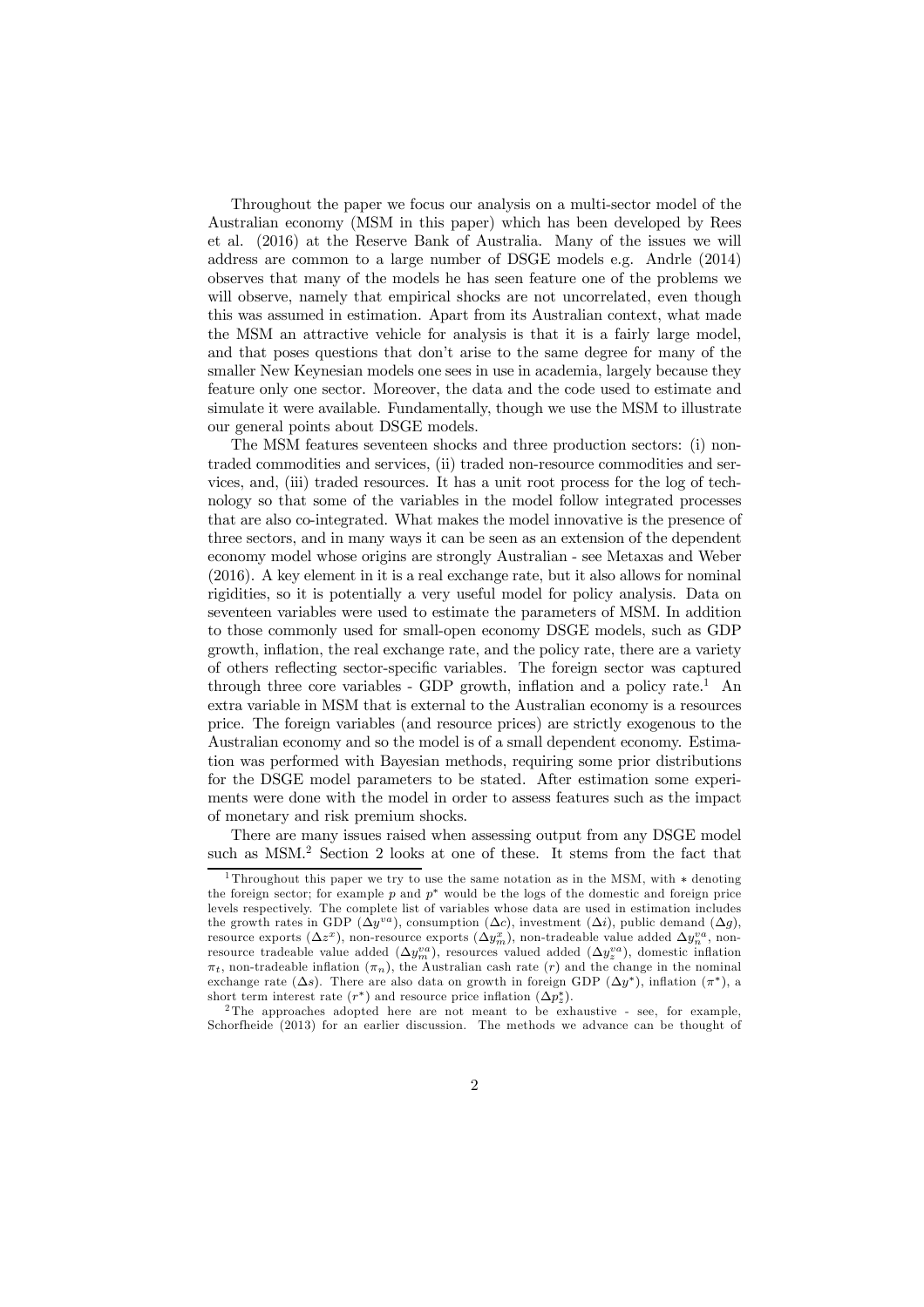Throughout the paper we focus our analysis on a multi-sector model of the Australian economy (MSM in this paper) which has been developed by Rees et al. (2016) at the Reserve Bank of Australia. Many of the issues we will address are common to a large number of DSGE models e.g. Andrle (2014) observes that many of the models he has seen feature one of the problems we will observe, namely that empirical shocks are not uncorrelated, even though this was assumed in estimation. Apart from its Australian context, what made the MSM an attractive vehicle for analysis is that it is a fairly large model, and that poses questions that don't arise to the same degree for many of the smaller New Keynesian models one sees in use in academia, largely because they feature only one sector. Moreover, the data and the code used to estimate and simulate it were available. Fundamentally, though we use the MSM to illustrate our general points about DSGE models.

The MSM features seventeen shocks and three production sectors: (i) non-traded commodities and services, (ii) traded non-resource commodities and services, and, (iii) traded resources. It has a unit root process for the log of technology so that some of the variables in the model follow integrated processes that are also co-integrated. What makes the model innovative is the presence of three sectors, and in many ways it can be seen as an extension of the dependent economy model whose origins are strongly Australian - see Metaxas and Weber (2016). A key element in it is a real exchange rate, but it also allows for nominal rigidities, so it is potentially a very useful model for policy analysis. Data on seventeen variables were used to estimate the parameters of MSM. In addition to those commonly used for small-open economy DSGE models, such as GDP growth, inflation, the real exchange rate, and the policy rate, there are a variety of others reflecting sector-specific variables. The foreign sector was captured through three core variables - GDP growth, inflation and a policy rate.[1] An extra variable in MSM that is external to the Australian economy is a resources price. The foreign variables (and resource prices) are strictly exogenous to the Australian economy and so the model is of a small dependent economy. Estimation was performed with Bayesian methods, requiring some prior distributions for the DSGE model parameters to be stated. After estimation some experiments were done with the model in order to assess features such as the impact of monetary and risk premium shocks.

There are many issues raised when assessing output from any DSGE model such as MSM.[2] Section 2 looks at one of these. It stems from the fact that

---

[1] Throughout this paper we try to use the same notation as in the MSM, with $*$ denoting the foreign sector; for example $p$ and $p^*$ would be the logs of the domestic and foreign price levels respectively. The complete list of variables whose data are used in estimation includes the growth rates in GDP ($\Delta y^{va}$), consumption ($\Delta c$), investment ($\Delta i$), public demand ($\Delta g$), resource exports ($\Delta z^x$), non-resource exports ($\Delta y_m^x$), non-tradeable value added $\Delta y_n^{va}$, non-resource tradeable value added ($\Delta y_m^{va}$), resources valued added ($\Delta y_z^{va}$), domestic inflation $\pi_t$, non-tradeable inflation ($\pi_n$), the Australian cash rate ($r$) and the change in the nominal exchange rate ($\Delta s$). There are also data on growth in foreign GDP ($\Delta y^*$), inflation ($\pi^*$), a short term interest rate ($r^*$) and resource price inflation ($\Delta p_z^*$).

[2] The approaches adopted here are not meant to be exhaustive - see, for example, Schorfheide (2013) for an earlier discussion. The methods we advance can be thought of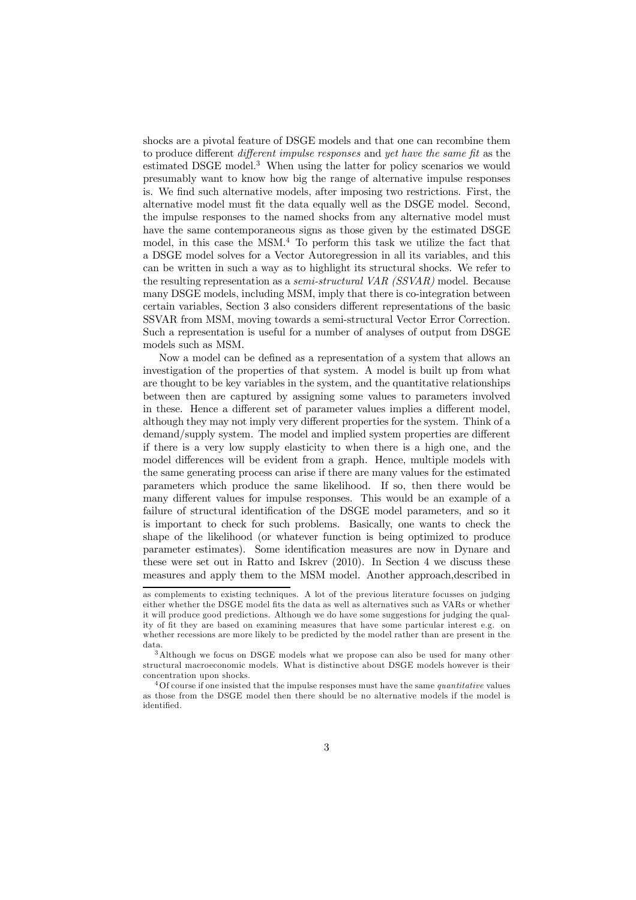shocks are a pivotal feature of DSGE models and that one can recombine them to produce different *different impulse responses* and *yet have the same fit* as the estimated DSGE model.[3] When using the latter for policy scenarios we would presumably want to know how big the range of alternative impulse responses is. We find such alternative models, after imposing two restrictions. First, the alternative model must fit the data equally well as the DSGE model. Second, the impulse responses to the named shocks from any alternative model must have the same contemporaneous signs as those given by the estimated DSGE model, in this case the MSM.[4] To perform this task we utilize the fact that a DSGE model solves for a Vector Autoregression in all its variables, and this can be written in such a way as to highlight its structural shocks. We refer to the resulting representation as a *semi-structural VAR (SSVAR)* model. Because many DSGE models, including MSM, imply that there is co-integration between certain variables, Section 3 also considers different representations of the basic SSVAR from MSM, moving towards a semi-structural Vector Error Correction. Such a representation is useful for a number of analyses of output from DSGE models such as MSM.

Now a model can be defined as a representation of a system that allows an investigation of the properties of that system. A model is built up from what are thought to be key variables in the system, and the quantitative relationships between then are captured by assigning some values to parameters involved in these. Hence a different set of parameter values implies a different model, although they may not imply very different properties for the system. Think of a demand/supply system. The model and implied system properties are different if there is a very low supply elasticity to when there is a high one, and the model differences will be evident from a graph. Hence, multiple models with the same generating process can arise if there are many values for the estimated parameters which produce the same likelihood. If so, then there would be many different values for impulse responses. This would be an example of a failure of structural identification of the DSGE model parameters, and so it is important to check for such problems. Basically, one wants to check the shape of the likelihood (or whatever function is being optimized to produce parameter estimates). Some identification measures are now in Dynare and these were set out in Ratto and Iskrev (2010). In Section 4 we discuss these measures and apply them to the MSM model. Another approach,described in

---

as complements to existing techniques. A lot of the previous literature focusses on judging either whether the DSGE model fits the data as well as alternatives such as VARs or whether it will produce good predictions. Although we do have some suggestions for judging the quality of fit they are based on examining measures that have some particular interest e.g. on whether recessions are more likely to be predicted by the model rather than are present in the data.

[3] Although we focus on DSGE models what we propose can also be used for many other structural macroeconomic models. What is distinctive about DSGE models however is their concentration upon shocks.

[4] Of course if one insisted that the impulse responses must have the same *quantitative* values as those from the DSGE model then there should be no alternative models if the model is identified.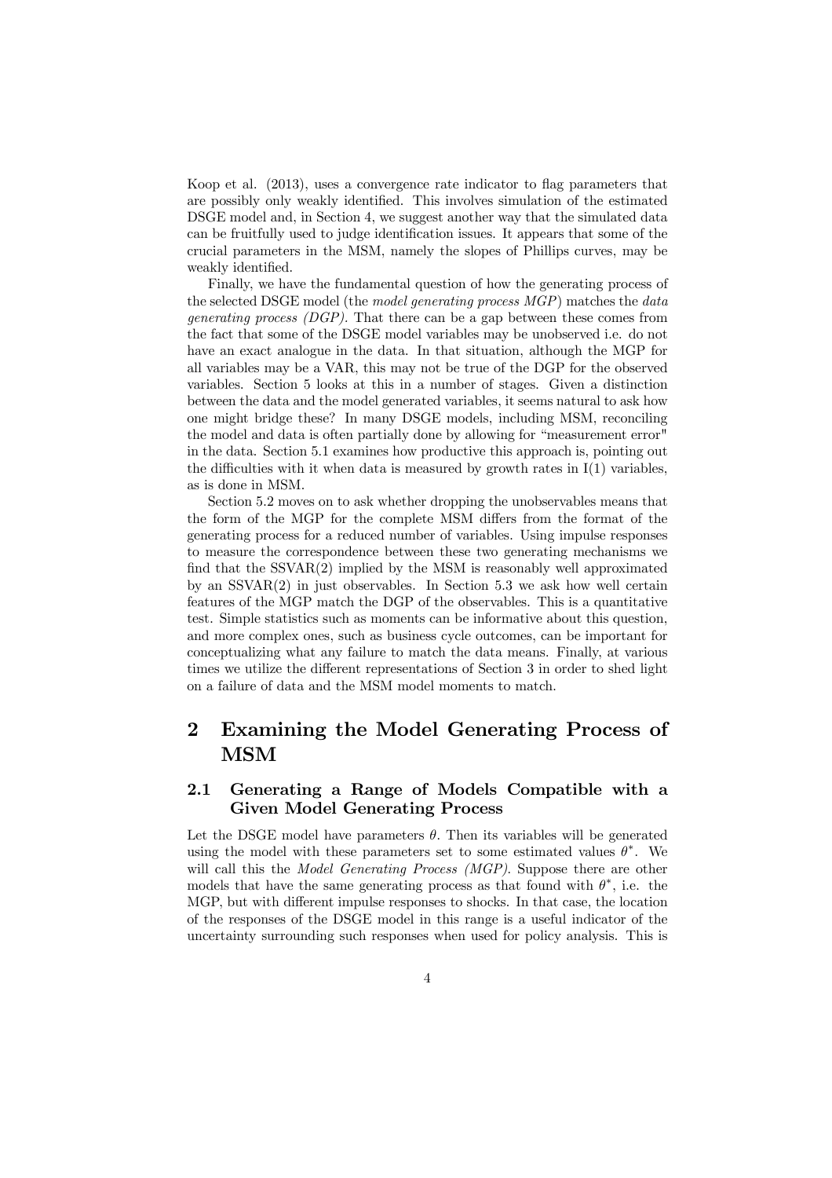Koop et al. (2013), uses a convergence rate indicator to flag parameters that are possibly only weakly identified. This involves simulation of the estimated DSGE model and, in Section 4, we suggest another way that the simulated data can be fruitfully used to judge identification issues. It appears that some of the crucial parameters in the MSM, namely the slopes of Phillips curves, may be weakly identified.

Finally, we have the fundamental question of how the generating process of the selected DSGE model (the *model generating process MGP*) matches the *data generating process (DGP)*. That there can be a gap between these comes from the fact that some of the DSGE model variables may be unobserved i.e. do not have an exact analogue in the data. In that situation, although the MGP for all variables may be a VAR, this may not be true of the DGP for the observed variables. Section 5 looks at this in a number of stages. Given a distinction between the data and the model generated variables, it seems natural to ask how one might bridge these? In many DSGE models, including MSM, reconciling the model and data is often partially done by allowing for "measurement error" in the data. Section 5.1 examines how productive this approach is, pointing out the difficulties with it when data is measured by growth rates in I(1) variables, as is done in MSM.

Section 5.2 moves on to ask whether dropping the unobservables means that the form of the MGP for the complete MSM differs from the format of the generating process for a reduced number of variables. Using impulse responses to measure the correspondence between these two generating mechanisms we find that the SSVAR(2) implied by the MSM is reasonably well approximated by an SSVAR(2) in just observables. In Section 5.3 we ask how well certain features of the MGP match the DGP of the observables. This is a quantitative test. Simple statistics such as moments can be informative about this question, and more complex ones, such as business cycle outcomes, can be important for conceptualizing what any failure to match the data means. Finally, at various times we utilize the different representations of Section 3 in order to shed light on a failure of data and the MSM model moments to match.

# 2 Examining the Model Generating Process of MSM

## 2.1 Generating a Range of Models Compatible with a Given Model Generating Process

Let the DSGE model have parameters $\theta$. Then its variables will be generated using the model with these parameters set to some estimated values $\theta^*$. We will call this the *Model Generating Process (MGP)*. Suppose there are other models that have the same generating process as that found with $\theta^*$, i.e. the MGP, but with different impulse responses to shocks. In that case, the location of the responses of the DSGE model in this range is a useful indicator of the uncertainty surrounding such responses when used for policy analysis. This is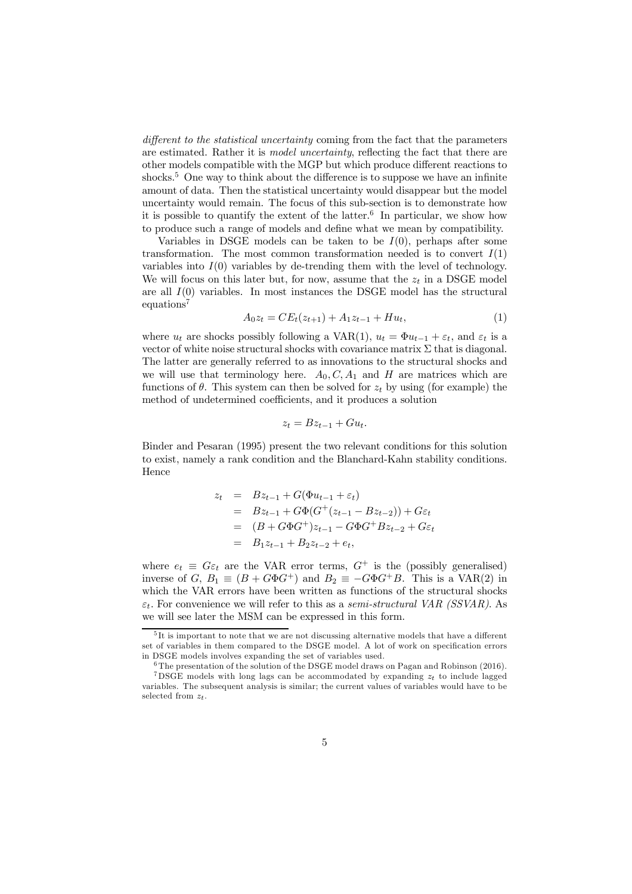*different to the statistical uncertainty* coming from the fact that the parameters are estimated. Rather it is *model uncertainty*, reflecting the fact that there are other models compatible with the MGP but which produce different reactions to shocks.[5] One way to think about the difference is to suppose we have an infinite amount of data. Then the statistical uncertainty would disappear but the model uncertainty would remain. The focus of this sub-section is to demonstrate how it is possible to quantify the extent of the latter.[6] In particular, we show how to produce such a range of models and define what we mean by compatibility.

Variables in DSGE models can be taken to be $I(0)$, perhaps after some transformation. The most common transformation needed is to convert $I(1)$ variables into $I(0)$ variables by de-trending them with the level of technology. We will focus on this later but, for now, assume that the $z_t$ in a DSGE model are all $I(0)$ variables. In most instances the DSGE model has the structural equations[7]

$$A_0 z_t = C E_t(z_{t+1}) + A_1 z_{t-1} + H u_t, \tag{1}$$

where $u_t$ are shocks possibly following a VAR(1), $u_t = \Phi u_{t-1} + \varepsilon_t$, and $\varepsilon_t$ is a vector of white noise structural shocks with covariance matrix $\Sigma$ that is diagonal. The latter are generally referred to as innovations to the structural shocks and we will use that terminology here. $A_0, C, A_1$ and $H$ are matrices which are functions of $\theta$. This system can then be solved for $z_t$ by using (for example) the method of undetermined coefficients, and it produces a solution

$$z_t = B z_{t-1} + G u_t.$$

Binder and Pesaran (1995) present the two relevant conditions for this solution to exist, namely a rank condition and the Blanchard-Kahn stability conditions. Hence

$$\begin{aligned}
z_t &= B z_{t-1} + G(\Phi u_{t-1} + \varepsilon_t) \\
&= B z_{t-1} + G\Phi(G^{+}(z_{t-1} - B z_{t-2})) + G\varepsilon_t \\
&= (B + G\Phi G^{+}) z_{t-1} - G\Phi G^{+} B z_{t-2} + G\varepsilon_t \\
&= B_1 z_{t-1} + B_2 z_{t-2} + e_t,
\end{aligned}$$

where $e_t \equiv G\varepsilon_t$ are the VAR error terms, $G^{+}$ is the (possibly generalised) inverse of $G$, $B_1 \equiv (B + G\Phi G^{+})$ and $B_2 \equiv -G\Phi G^{+} B$. This is a VAR(2) in which the VAR errors have been written as functions of the structural shocks $\varepsilon_t$. For convenience we will refer to this as a *semi-structural VAR (SSVAR)*. As we will see later the MSM can be expressed in this form.

[5] It is important to note that we are not discussing alternative models that have a different set of variables in them compared to the DSGE model. A lot of work on specification errors in DSGE models involves expanding the set of variables used.

[6] The presentation of the solution of the DSGE model draws on Pagan and Robinson (2016).

[7] DSGE models with long lags can be accommodated by expanding $z_t$ to include lagged variables. The subsequent analysis is similar; the current values of variables would have to be selected from $z_t$.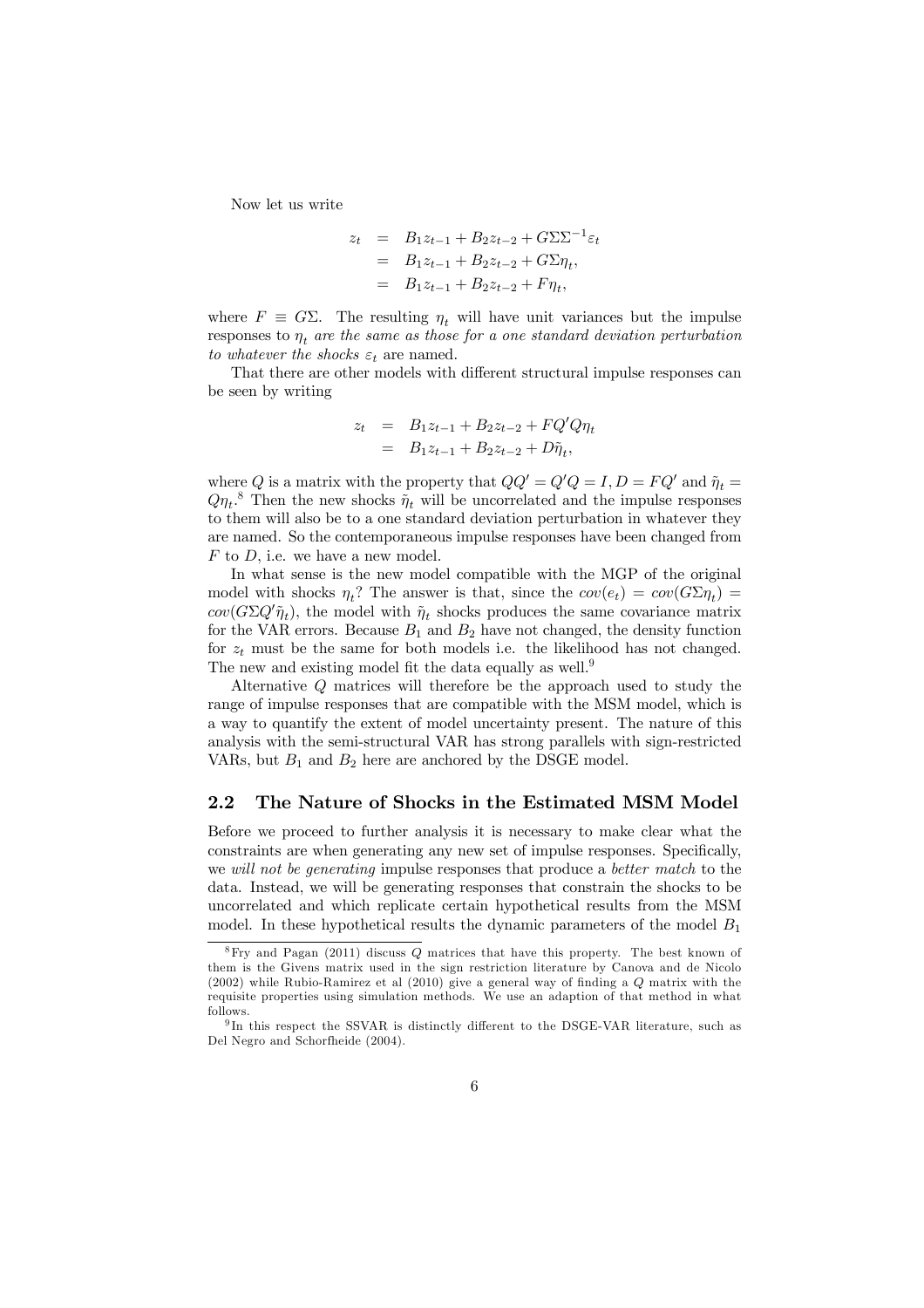Now let us write

$$
\begin{aligned}
z_t &= B_1 z_{t-1} + B_2 z_{t-2} + G\Sigma\Sigma^{-1}\varepsilon_t \\
&= B_1 z_{t-1} + B_2 z_{t-2} + G\Sigma\eta_t, \\
&= B_1 z_{t-1} + B_2 z_{t-2} + F\eta_t,
\end{aligned}
$$

where $F \equiv G\Sigma$. The resulting $\eta_t$ will have unit variances but the impulse responses to $\eta_t$ *are the same as those for a one standard deviation perturbation to whatever the shocks* $\varepsilon_t$ are named.

That there are other models with different structural impulse responses can be seen by writing

$$
\begin{aligned}
z_t &= B_1 z_{t-1} + B_2 z_{t-2} + FQ'Q\eta_t \\
&= B_1 z_{t-1} + B_2 z_{t-2} + D\tilde{\eta}_t,
\end{aligned}
$$

where $Q$ is a matrix with the property that $QQ' = Q'Q = I, D = FQ'$ and $\tilde{\eta}_t = Q\eta_t$.[8] Then the new shocks $\tilde{\eta}_t$ will be uncorrelated and the impulse responses to them will also be to a one standard deviation perturbation in whatever they are named. So the contemporaneous impulse responses have been changed from $F$ to $D$, i.e. we have a new model.

In what sense is the new model compatible with the MGP of the original model with shocks $\eta_t$? The answer is that, since the $cov(e_t) = cov(G\Sigma\eta_t) = cov(G\Sigma Q'\tilde{\eta}_t)$, the model with $\tilde{\eta}_t$ shocks produces the same covariance matrix for the VAR errors. Because $B_1$ and $B_2$ have not changed, the density function for $z_t$ must be the same for both models i.e. the likelihood has not changed. The new and existing model fit the data equally as well.[9]

Alternative $Q$ matrices will therefore be the approach used to study the range of impulse responses that are compatible with the MSM model, which is a way to quantify the extent of model uncertainty present. The nature of this analysis with the semi-structural VAR has strong parallels with sign-restricted VARs, but $B_1$ and $B_2$ here are anchored by the DSGE model.

## 2.2 The Nature of Shocks in the Estimated MSM Model

Before we proceed to further analysis it is necessary to make clear what the constraints are when generating any new set of impulse responses. Specifically, we *will not be generating* impulse responses that produce a *better match* to the data. Instead, we will be generating responses that constrain the shocks to be uncorrelated and which replicate certain hypothetical results from the MSM model. In these hypothetical results the dynamic parameters of the model $B_1$

[8] Fry and Pagan (2011) discuss $Q$ matrices that have this property. The best known of them is the Givens matrix used in the sign restriction literature by Canova and de Nicolo (2002) while Rubio-Ramirez et al (2010) give a general way of finding a $Q$ matrix with the requisite properties using simulation methods. We use an adaption of that method in what follows.

[9] In this respect the SSVAR is distinctly different to the DSGE-VAR literature, such as Del Negro and Schorfheide (2004).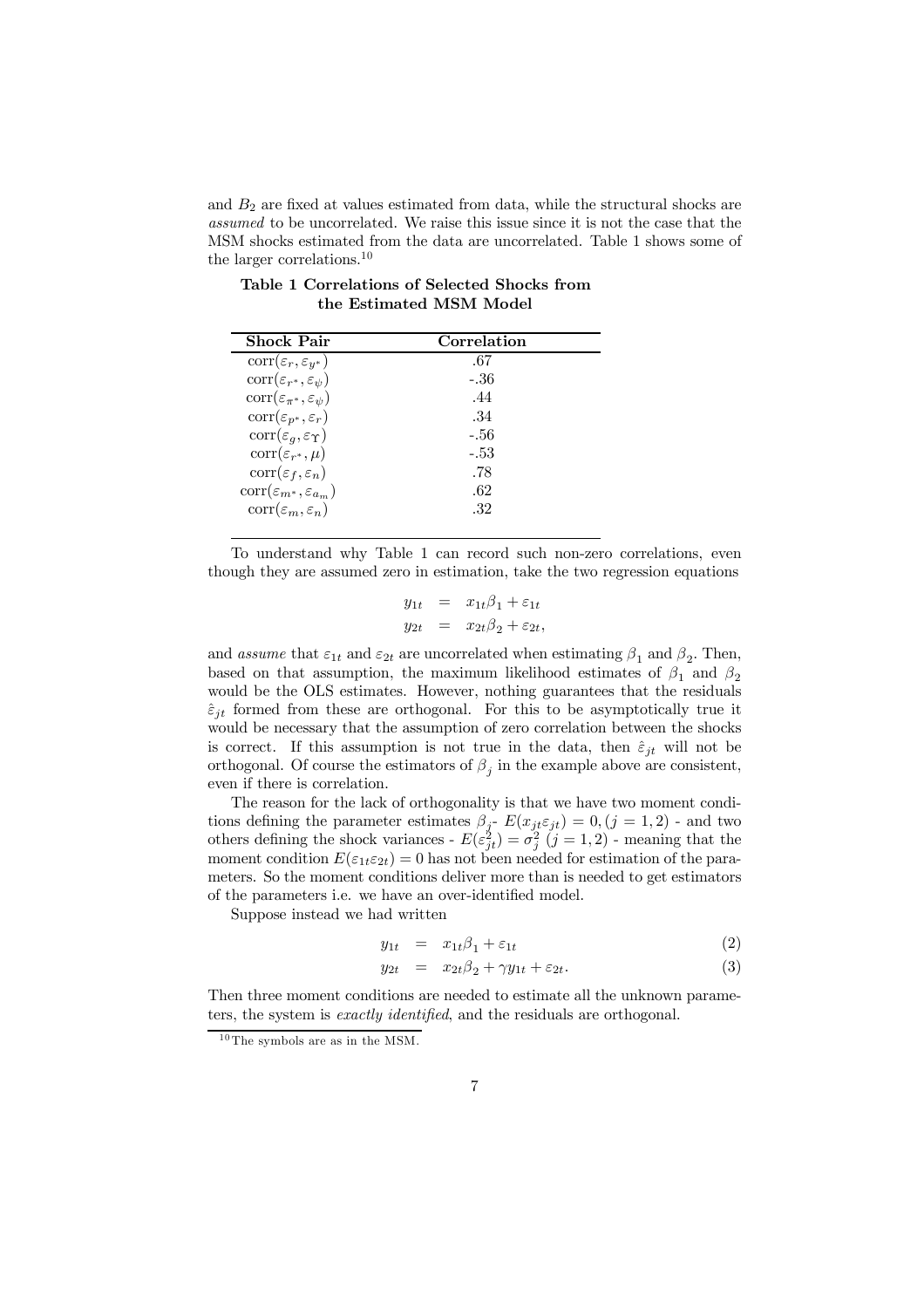and $B_2$ are fixed at values estimated from data, while the structural shocks are *assumed* to be uncorrelated. We raise this issue since it is not the case that the MSM shocks estimated from the data are uncorrelated. Table 1 shows some of the larger correlations.[10]

**Table 1 Correlations of Selected Shocks from the Estimated MSM Model**

| Shock Pair | Correlation |
|---|---|
| $\text{corr}(\varepsilon_r, \varepsilon_{y^*})$ | .67 |
| $\text{corr}(\varepsilon_{r^*}, \varepsilon_{\psi})$ | -.36 |
| $\text{corr}(\varepsilon_{\pi^*}, \varepsilon_{\psi})$ | .44 |
| $\text{corr}(\varepsilon_{p^*}, \varepsilon_r)$ | .34 |
| $\text{corr}(\varepsilon_g, \varepsilon_{\Upsilon})$ | -.56 |
| $\text{corr}(\varepsilon_{r^*}, \mu)$ | -.53 |
| $\text{corr}(\varepsilon_f, \varepsilon_n)$ | .78 |
| $\text{corr}(\varepsilon_{m^*}, \varepsilon_{a_m})$ | .62 |
| $\text{corr}(\varepsilon_m, \varepsilon_n)$ | .32 |

To understand why Table 1 can record such non-zero correlations, even though they are assumed zero in estimation, take the two regression equations

$$
\begin{aligned}
y_{1t} &= x_{1t}\beta_1 + \varepsilon_{1t} \\
y_{2t} &= x_{2t}\beta_2 + \varepsilon_{2t},
\end{aligned}
$$

and *assume* that $\varepsilon_{1t}$ and $\varepsilon_{2t}$ are uncorrelated when estimating $\beta_1$ and $\beta_2$. Then, based on that assumption, the maximum likelihood estimates of $\beta_1$ and $\beta_2$ would be the OLS estimates. However, nothing guarantees that the residuals $\hat{\varepsilon}_{jt}$ formed from these are orthogonal. For this to be asymptotically true it would be necessary that the assumption of zero correlation between the shocks is correct. If this assumption is not true in the data, then $\hat{\varepsilon}_{jt}$ will not be orthogonal. Of course the estimators of $\beta_j$ in the example above are consistent, even if there is correlation.

The reason for the lack of orthogonality is that we have two moment conditions defining the parameter estimates $\beta_j$- $E(x_{jt}\varepsilon_{jt}) = 0, (j = 1, 2)$ - and two others defining the shock variances - $E(\varepsilon_{jt}^2) = \sigma_j^2$ $(j = 1, 2)$ - meaning that the moment condition $E(\varepsilon_{1t}\varepsilon_{2t}) = 0$ has not been needed for estimation of the parameters. So the moment conditions deliver more than is needed to get estimators of the parameters i.e. we have an over-identified model.

Suppose instead we had written

$$
y_{1t} = x_{1t}\beta_1 + \varepsilon_{1t} \tag{2}
$$

$$
y_{2t} = x_{2t}\beta_2 + \gamma y_{1t} + \varepsilon_{2t}. \tag{3}
$$

Then three moment conditions are needed to estimate all the unknown parameters, the system is *exactly identified*, and the residuals are orthogonal.

[10] The symbols are as in the MSM.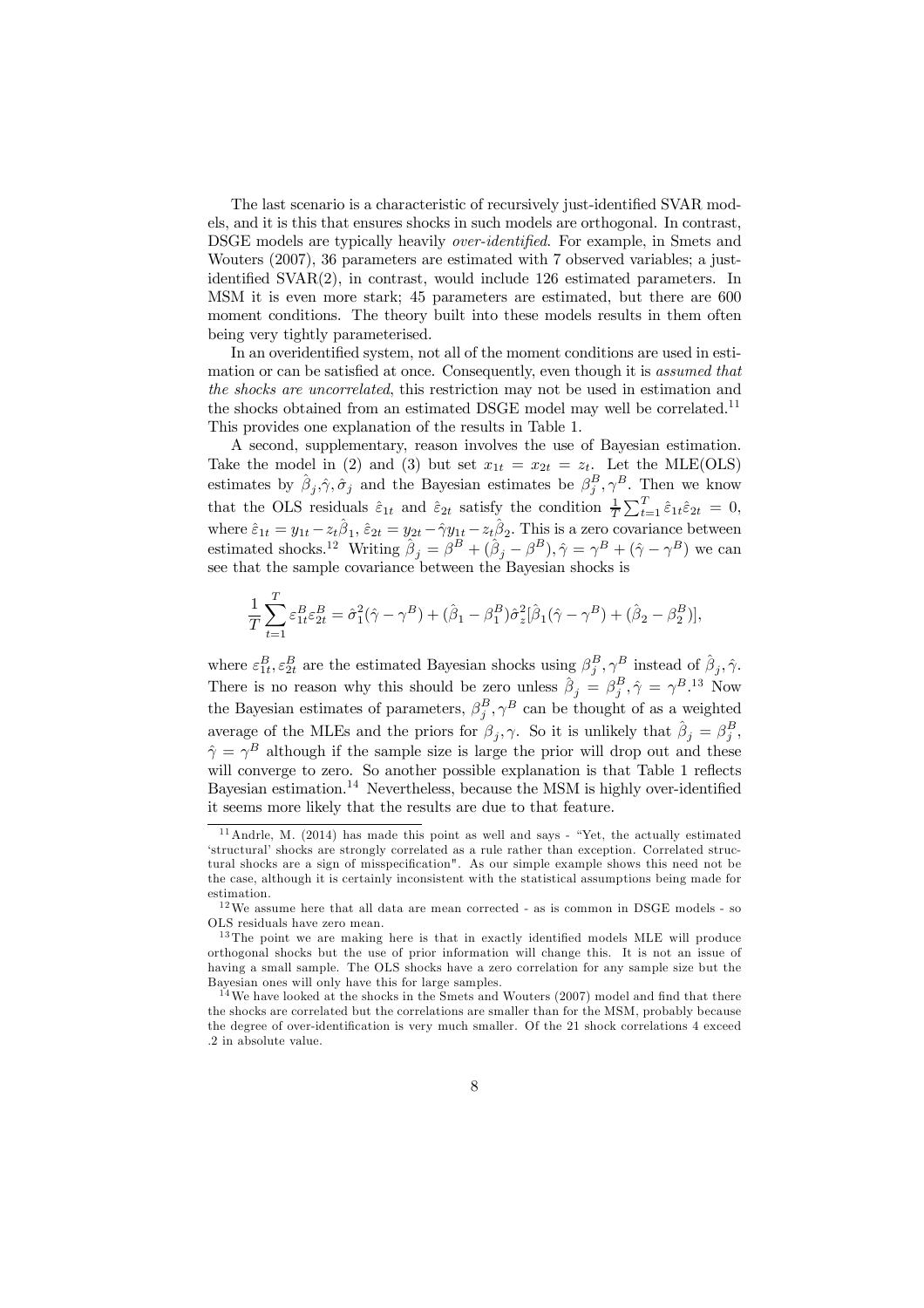The last scenario is a characteristic of recursively just-identified SVAR models, and it is this that ensures shocks in such models are orthogonal. In contrast, DSGE models are typically heavily *over-identified*. For example, in Smets and Wouters (2007), 36 parameters are estimated with 7 observed variables; a just-identified SVAR(2), in contrast, would include 126 estimated parameters. In MSM it is even more stark; 45 parameters are estimated, but there are 600 moment conditions. The theory built into these models results in them often being very tightly parameterised.

In an overidentified system, not all of the moment conditions are used in estimation or can be satisfied at once. Consequently, even though it is *assumed that the shocks are uncorrelated*, this restriction may not be used in estimation and the shocks obtained from an estimated DSGE model may well be correlated.[11] This provides one explanation of the results in Table 1.

A second, supplementary, reason involves the use of Bayesian estimation. Take the model in (2) and (3) but set $x_{1t} = x_{2t} = z_t$. Let the MLE(OLS) estimates by $\hat{\beta}_j, \hat{\gamma}, \hat{\sigma}_j$ and the Bayesian estimates be $\beta_j^B, \gamma^B$. Then we know that the OLS residuals $\hat{\varepsilon}_{1t}$ and $\hat{\varepsilon}_{2t}$ satisfy the condition $\frac{1}{T}\sum_{t=1}^{T}\hat{\varepsilon}_{1t}\hat{\varepsilon}_{2t} = 0$, where $\hat{\varepsilon}_{1t} = y_{1t} - z_t\hat{\beta}_1$, $\hat{\varepsilon}_{2t} = y_{2t} - \hat{\gamma}y_{1t} - z_t\hat{\beta}_2$. This is a zero covariance between estimated shocks.[12] Writing $\hat{\beta}_j = \beta^B + (\hat{\beta}_j - \beta^B), \hat{\gamma} = \gamma^B + (\hat{\gamma} - \gamma^B)$ we can see that the sample covariance between the Bayesian shocks is

$$\frac{1}{T}\sum_{t=1}^{T}\varepsilon_{1t}^B\varepsilon_{2t}^B = \hat{\sigma}_1^2(\hat{\gamma} - \gamma^B) + (\hat{\beta}_1 - \beta_1^B)\hat{\sigma}_z^2[\hat{\beta}_1(\hat{\gamma} - \gamma^B) + (\hat{\beta}_2 - \beta_2^B)],$$

where $\varepsilon_{1t}^B, \varepsilon_{2t}^B$ are the estimated Bayesian shocks using $\beta_j^B, \gamma^B$ instead of $\hat{\beta}_j, \hat{\gamma}$. There is no reason why this should be zero unless $\hat{\beta}_j = \beta_j^B, \hat{\gamma} = \gamma^B$.[13] Now the Bayesian estimates of parameters, $\beta_j^B, \gamma^B$ can be thought of as a weighted average of the MLEs and the priors for $\beta_j, \gamma$. So it is unlikely that $\hat{\beta}_j = \beta_j^B$, $\hat{\gamma} = \gamma^B$ although if the sample size is large the prior will drop out and these will converge to zero. So another possible explanation is that Table 1 reflects Bayesian estimation.[14] Nevertheless, because the MSM is highly over-identified it seems more likely that the results are due to that feature.

---

[11] Andrle, M. (2014) has made this point as well and says - "Yet, the actually estimated 'structural' shocks are strongly correlated as a rule rather than exception. Correlated structural shocks are a sign of misspecification". As our simple example shows this need not be the case, although it is certainly inconsistent with the statistical assumptions being made for estimation.

[12] We assume here that all data are mean corrected - as is common in DSGE models - so OLS residuals have zero mean.

[13] The point we are making here is that in exactly identified models MLE will produce orthogonal shocks but the use of prior information will change this. It is not an issue of having a small sample. The OLS shocks have a zero correlation for any sample size but the Bayesian ones will only have this for large samples.

[14] We have looked at the shocks in the Smets and Wouters (2007) model and find that there the shocks are correlated but the correlations are smaller than for the MSM, probably because the degree of over-identification is very much smaller. Of the 21 shock correlations 4 exceed .2 in absolute value.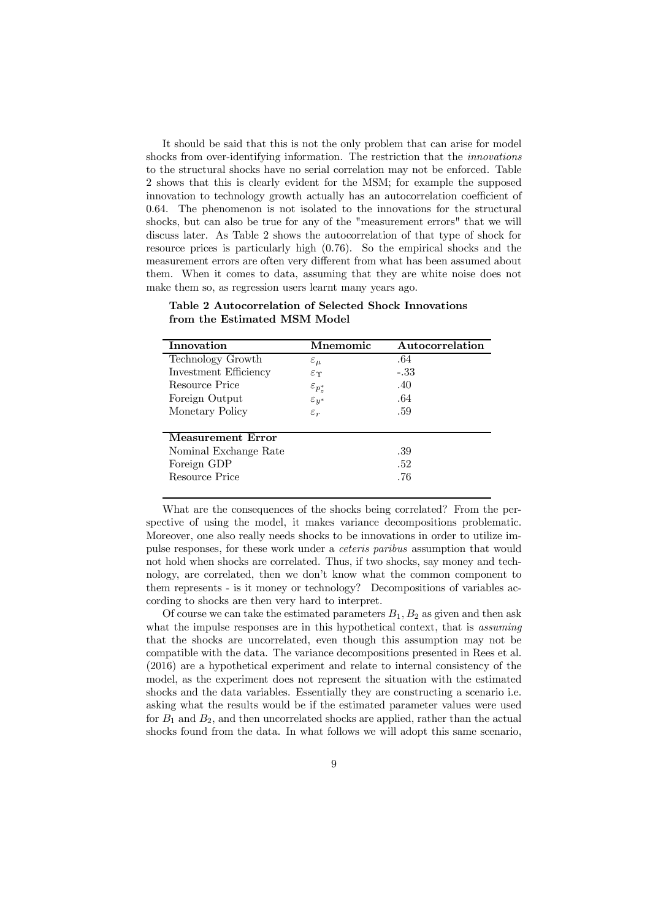It should be said that this is not the only problem that can arise for model shocks from over-identifying information. The restriction that the *innovations* to the structural shocks have no serial correlation may not be enforced. Table 2 shows that this is clearly evident for the MSM; for example the supposed innovation to technology growth actually has an autocorrelation coefficient of 0.64. The phenomenon is not isolated to the innovations for the structural shocks, but can also be true for any of the "measurement errors" that we will discuss later. As Table 2 shows the autocorrelation of that type of shock for resource prices is particularly high (0.76). So the empirical shocks and the measurement errors are often very different from what has been assumed about them. When it comes to data, assuming that they are white noise does not make them so, as regression users learnt many years ago.

**Table 2 Autocorrelation of Selected Shock Innovations from the Estimated MSM Model**

| Innovation | Mnemomic | Autocorrelation |
|---|---|---|
| Technology Growth | $\varepsilon_{\mu}$ | .64 |
| Investment Efficiency | $\varepsilon_{\Upsilon}$ | -.33 |
| Resource Price | $\varepsilon_{p_z^*}$ | .40 |
| Foreign Output | $\varepsilon_{y^*}$ | .64 |
| Monetary Policy | $\varepsilon_r$ | .59 |
| **Measurement Error** | | |
| Nominal Exchange Rate | | .39 |
| Foreign GDP | | .52 |
| Resource Price | | .76 |

What are the consequences of the shocks being correlated? From the perspective of using the model, it makes variance decompositions problematic. Moreover, one also really needs shocks to be innovations in order to utilize impulse responses, for these work under a *ceteris paribus* assumption that would not hold when shocks are correlated. Thus, if two shocks, say money and technology, are correlated, then we don't know what the common component to them represents - is it money or technology? Decompositions of variables according to shocks are then very hard to interpret.

Of course we can take the estimated parameters $B_1, B_2$ as given and then ask what the impulse responses are in this hypothetical context, that is *assuming* that the shocks are uncorrelated, even though this assumption may not be compatible with the data. The variance decompositions presented in Rees et al. (2016) are a hypothetical experiment and relate to internal consistency of the model, as the experiment does not represent the situation with the estimated shocks and the data variables. Essentially they are constructing a scenario i.e. asking what the results would be if the estimated parameter values were used for $B_1$ and $B_2$, and then uncorrelated shocks are applied, rather than the actual shocks found from the data. In what follows we will adopt this same scenario,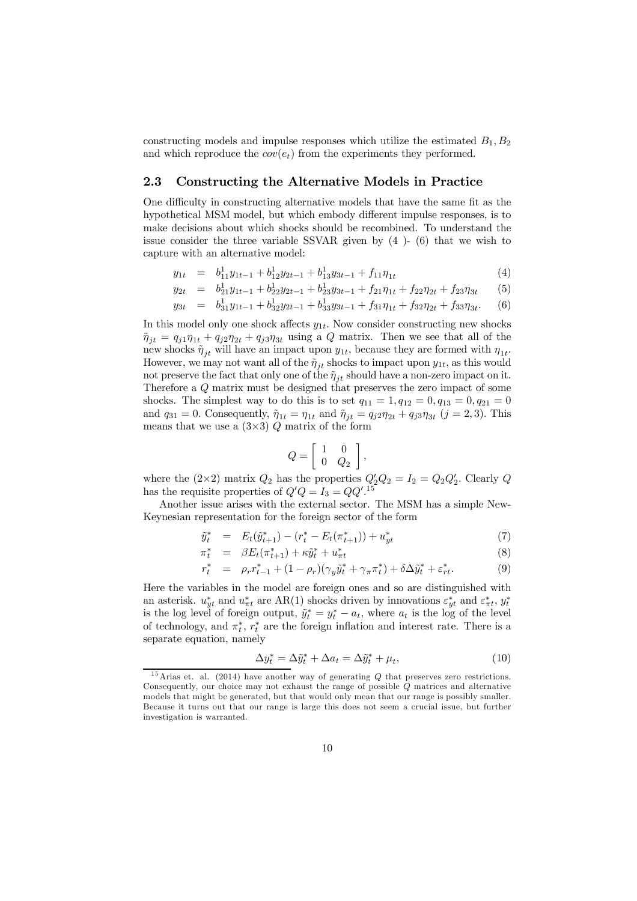constructing models and impulse responses which utilize the estimated $B_1, B_2$ and which reproduce the $cov(e_t)$ from the experiments they performed.

## 2.3 Constructing the Alternative Models in Practice

One difficulty in constructing alternative models that have the same fit as the hypothetical MSM model, but which embody different impulse responses, is to make decisions about which shocks should be recombined. To understand the issue consider the three variable SSVAR given by (4 )- (6) that we wish to capture with an alternative model:

$$
\begin{aligned}
y_{1t} &= b_{11}^1 y_{1t-1} + b_{12}^1 y_{2t-1} + b_{13}^1 y_{3t-1} + f_{11}\eta_{1t} && (4)\\
y_{2t} &= b_{21}^1 y_{1t-1} + b_{22}^1 y_{2t-1} + b_{23}^1 y_{3t-1} + f_{21}\eta_{1t} + f_{22}\eta_{2t} + f_{23}\eta_{3t} && (5)\\
y_{3t} &= b_{31}^1 y_{1t-1} + b_{32}^1 y_{2t-1} + b_{33}^1 y_{3t-1} + f_{31}\eta_{1t} + f_{32}\eta_{2t} + f_{33}\eta_{3t}. && (6)
\end{aligned}
$$

In this model only one shock affects $y_{1t}$. Now consider constructing new shocks $\tilde{\eta}_{jt} = q_{j1}\eta_{1t} + q_{j2}\eta_{2t} + q_{j3}\eta_{3t}$ using a $Q$ matrix. Then we see that all of the new shocks $\tilde{\eta}_{jt}$ will have an impact upon $y_{1t}$, because they are formed with $\eta_{1t}$. However, we may not want all of the $\tilde{\eta}_{jt}$ shocks to impact upon $y_{1t}$, as this would not preserve the fact that only one of the $\tilde{\eta}_{jt}$ should have a non-zero impact on it. Therefore a $Q$ matrix must be designed that preserves the zero impact of some shocks. The simplest way to do this is to set $q_{11} = 1, q_{12} = 0, q_{13} = 0, q_{21} = 0$ and $q_{31} = 0$. Consequently, $\tilde{\eta}_{1t} = \eta_{1t}$ and $\tilde{\eta}_{jt} = q_{j2}\eta_{2t} + q_{j3}\eta_{3t}$ $(j = 2, 3)$. This means that we use a $(3\times3)$ $Q$ matrix of the form

$$
Q = \begin{bmatrix} 1 & 0 \\ 0 & Q_2 \end{bmatrix},
$$

where the $(2\times2)$ matrix $Q_2$ has the properties $Q_2'Q_2 = I_2 = Q_2Q_2'$. Clearly $Q$ has the requisite properties of $Q'Q = I_3 = QQ'$.[15]

Another issue arises with the external sector. The MSM has a simple New-Keynesian representation for the foreign sector of the form

$$
\begin{aligned}
\tilde{y}_t^* &= E_t(\tilde{y}_{t+1}^*) - (r_t^* - E_t(\pi_{t+1}^*)) + u_{yt}^* && (7)\\
\pi_t^* &= \beta E_t(\pi_{t+1}^*) + \kappa \tilde{y}_t^* + u_{\pi t}^* && (8)\\
r_t^* &= \rho_r r_{t-1}^* + (1-\rho_r)(\gamma_y \tilde{y}_t^* + \gamma_\pi \pi_t^*) + \delta \Delta \tilde{y}_t^* + \varepsilon_{rt}^*. && (9)
\end{aligned}
$$

Here the variables in the model are foreign ones and so are distinguished with an asterisk. $u_{yt}^*$ and $u_{\pi t}^*$ are AR(1) shocks driven by innovations $\varepsilon_{yt}^*$ and $\varepsilon_{\pi t}^*$, $y_t^*$ is the log level of foreign output, $\tilde{y}_t^* = y_t^* - a_t$, where $a_t$ is the log of the level of technology, and $\pi_t^*$, $r_t^*$ are the foreign inflation and interest rate. There is a separate equation, namely

$$
\Delta y_t^* = \Delta \tilde{y}_t^* + \Delta a_t = \Delta \tilde{y}_t^* + \mu_t, \tag{10}
$$

[15] Arias et. al. (2014) have another way of generating $Q$ that preserves zero restrictions. Consequently, our choice may not exhaust the range of possible $Q$ matrices and alternative models that might be generated, but that would only mean that our range is possibly smaller. Because it turns out that our range is large this does not seem a crucial issue, but further investigation is warranted.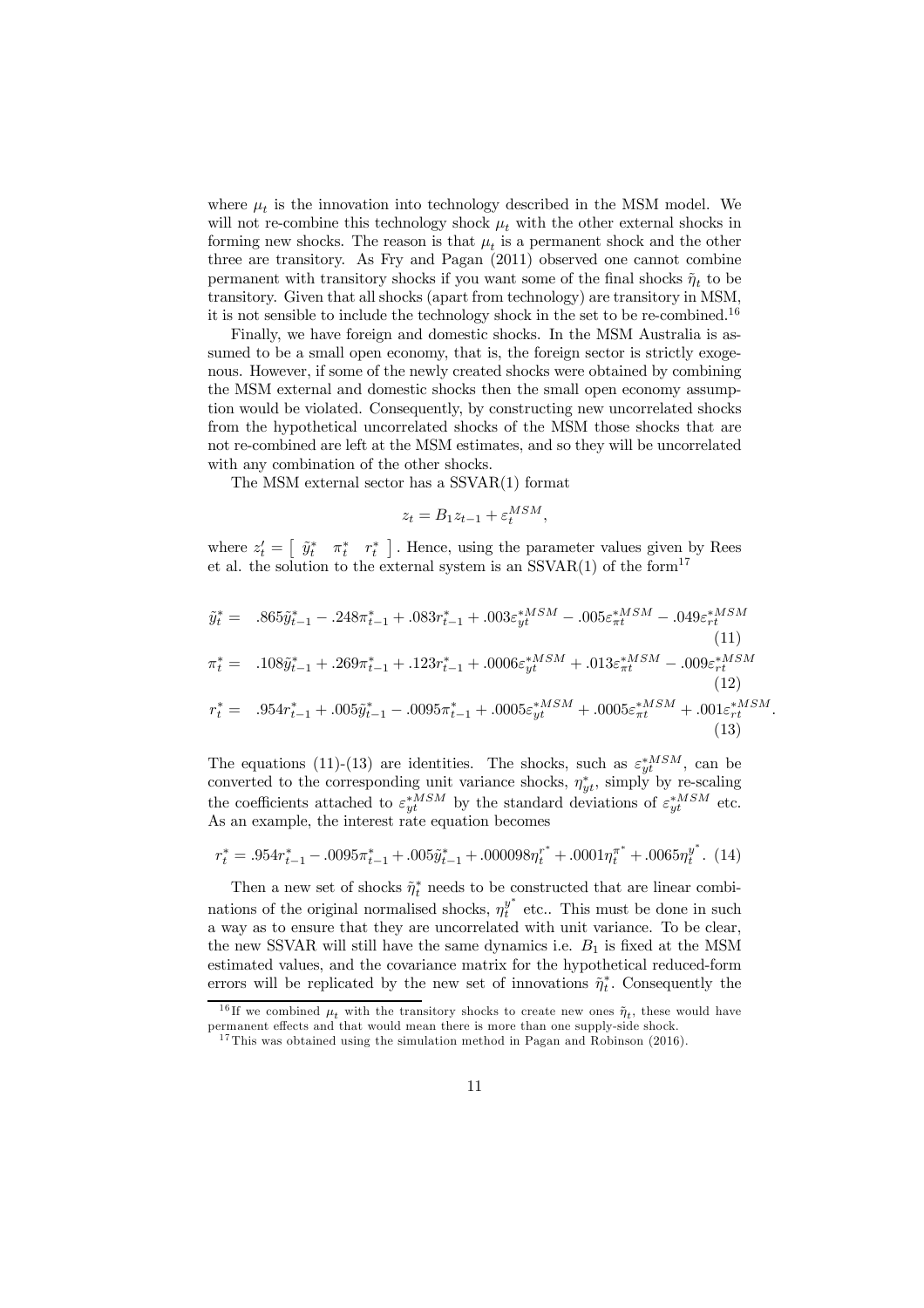where $\mu_t$ is the innovation into technology described in the MSM model. We will not re-combine this technology shock $\mu_t$ with the other external shocks in forming new shocks. The reason is that $\mu_t$ is a permanent shock and the other three are transitory. As Fry and Pagan (2011) observed one cannot combine permanent with transitory shocks if you want some of the final shocks $\tilde{\eta}_t$ to be transitory. Given that all shocks (apart from technology) are transitory in MSM, it is not sensible to include the technology shock in the set to be re-combined.[16]

Finally, we have foreign and domestic shocks. In the MSM Australia is assumed to be a small open economy, that is, the foreign sector is strictly exogenous. However, if some of the newly created shocks were obtained by combining the MSM external and domestic shocks then the small open economy assumption would be violated. Consequently, by constructing new uncorrelated shocks from the hypothetical uncorrelated shocks of the MSM those shocks that are not re-combined are left at the MSM estimates, and so they will be uncorrelated with any combination of the other shocks.

The MSM external sector has a SSVAR(1) format

$$z_t = B_1 z_{t-1} + \varepsilon_t^{MSM},$$

where $z_t' = \begin{bmatrix} \tilde{y}_t^* & \pi_t^* & r_t^* \end{bmatrix}$. Hence, using the parameter values given by Rees et al. the solution to the external system is an SSVAR(1) of the form[17]

$$\tilde{y}_t^* = .865\tilde{y}_{t-1}^* - .248\pi_{t-1}^* + .083r_{t-1}^* + .003\varepsilon_{yt}^{*MSM} - .005\varepsilon_{\pi t}^{*MSM} - .049\varepsilon_{rt}^{*MSM} \quad (11)$$

$$\pi_t^* = .108\tilde{y}_{t-1}^* + .269\pi_{t-1}^* + .123r_{t-1}^* + .0006\varepsilon_{yt}^{*MSM} + .013\varepsilon_{\pi t}^{*MSM} - .009\varepsilon_{rt}^{*MSM} \quad (12)$$

$$r_t^* = .954r_{t-1}^* + .005\tilde{y}_{t-1}^* - .0095\pi_{t-1}^* + .0005\varepsilon_{yt}^{*MSM} + .0005\varepsilon_{\pi t}^{*MSM} + .001\varepsilon_{rt}^{*MSM}. \quad (13)$$

The equations (11)-(13) are identities. The shocks, such as $\varepsilon_{yt}^{*MSM}$, can be converted to the corresponding unit variance shocks, $\eta_{yt}^*$, simply by re-scaling the coefficients attached to $\varepsilon_{yt}^{*MSM}$ by the standard deviations of $\varepsilon_{yt}^{*MSM}$ etc. As an example, the interest rate equation becomes

$$r_t^* = .954r_{t-1}^* - .0095\pi_{t-1}^* + .005\tilde{y}_{t-1}^* + .000098\eta_t^{r^*} + .0001\eta_t^{\pi^*} + .0065\eta_t^{y^*}. \quad (14)$$

Then a new set of shocks $\tilde{\eta}_t^*$ needs to be constructed that are linear combinations of the original normalised shocks, $\eta_t^{y^*}$ etc.. This must be done in such a way as to ensure that they are uncorrelated with unit variance. To be clear, the new SSVAR will still have the same dynamics i.e. $B_1$ is fixed at the MSM estimated values, and the covariance matrix for the hypothetical reduced-form errors will be replicated by the new set of innovations $\tilde{\eta}_t^*$. Consequently the

[16] If we combined $\mu_t$ with the transitory shocks to create new ones $\tilde{\eta}_t$, these would have permanent effects and that would mean there is more than one supply-side shock.

[17] This was obtained using the simulation method in Pagan and Robinson (2016).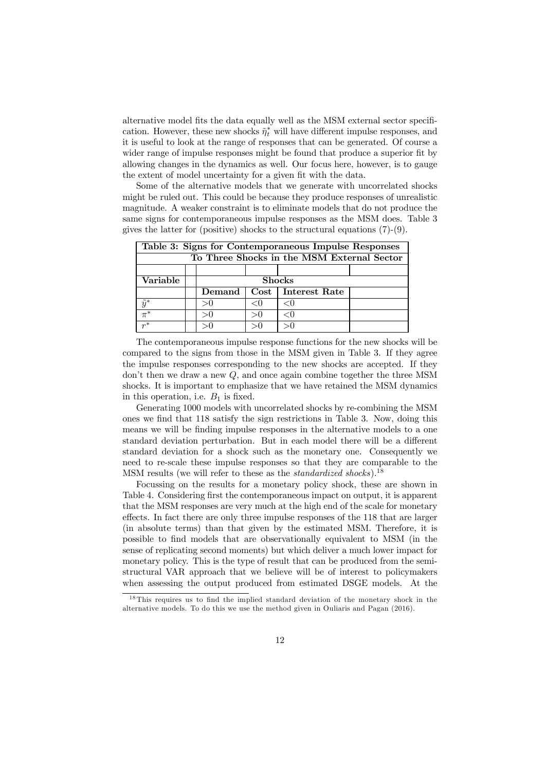alternative model fits the data equally well as the MSM external sector specification. However, these new shocks $\tilde{\eta}_t^*$ will have different impulse responses, and it is useful to look at the range of responses that can be generated. Of course a wider range of impulse responses might be found that produce a superior fit by allowing changes in the dynamics as well. Our focus here, however, is to gauge the extent of model uncertainty for a given fit with the data.

Some of the alternative models that we generate with uncorrelated shocks might be ruled out. This could be because they produce responses of unrealistic magnitude. A weaker constraint is to eliminate models that do not produce the same signs for contemporaneous impulse responses as the MSM does. Table 3 gives the latter for (positive) shocks to the structural equations (7)-(9).

| **Table 3: Signs for Contemporaneous Impulse Responses To Three Shocks in the MSM External Sector** | | | | | |
|---|---|---|---|---|---|
| | | | | | |
| **Variable** | | **Shocks** | | | |
| | | **Demand** | **Cost** | **Interest Rate** | |
| $\tilde{y}^*$ | | $>0$ | $<0$ | $<0$ | |
| $\pi^*$ | | $>0$ | $>0$ | $<0$ | |
| $r^*$ | | $>0$ | $>0$ | $>0$ | |

The contemporaneous impulse response functions for the new shocks will be compared to the signs from those in the MSM given in Table 3. If they agree the impulse responses corresponding to the new shocks are accepted. If they don't then we draw a new $Q$, and once again combine together the three MSM shocks. It is important to emphasize that we have retained the MSM dynamics in this operation, i.e. $B_1$ is fixed.

Generating 1000 models with uncorrelated shocks by re-combining the MSM ones we find that 118 satisfy the sign restrictions in Table 3. Now, doing this means we will be finding impulse responses in the alternative models to a one standard deviation perturbation. But in each model there will be a different standard deviation for a shock such as the monetary one. Consequently we need to re-scale these impulse responses so that they are comparable to the MSM results (we will refer to these as the *standardized shocks*).[18]

Focussing on the results for a monetary policy shock, these are shown in Table 4. Considering first the contemporaneous impact on output, it is apparent that the MSM responses are very much at the high end of the scale for monetary effects. In fact there are only three impulse responses of the 118 that are larger (in absolute terms) than that given by the estimated MSM. Therefore, it is possible to find models that are observationally equivalent to MSM (in the sense of replicating second moments) but which deliver a much lower impact for monetary policy. This is the type of result that can be produced from the semi-structural VAR approach that we believe will be of interest to policymakers when assessing the output produced from estimated DSGE models. At the

[18] This requires us to find the implied standard deviation of the monetary shock in the alternative models. To do this we use the method given in Ouliaris and Pagan (2016).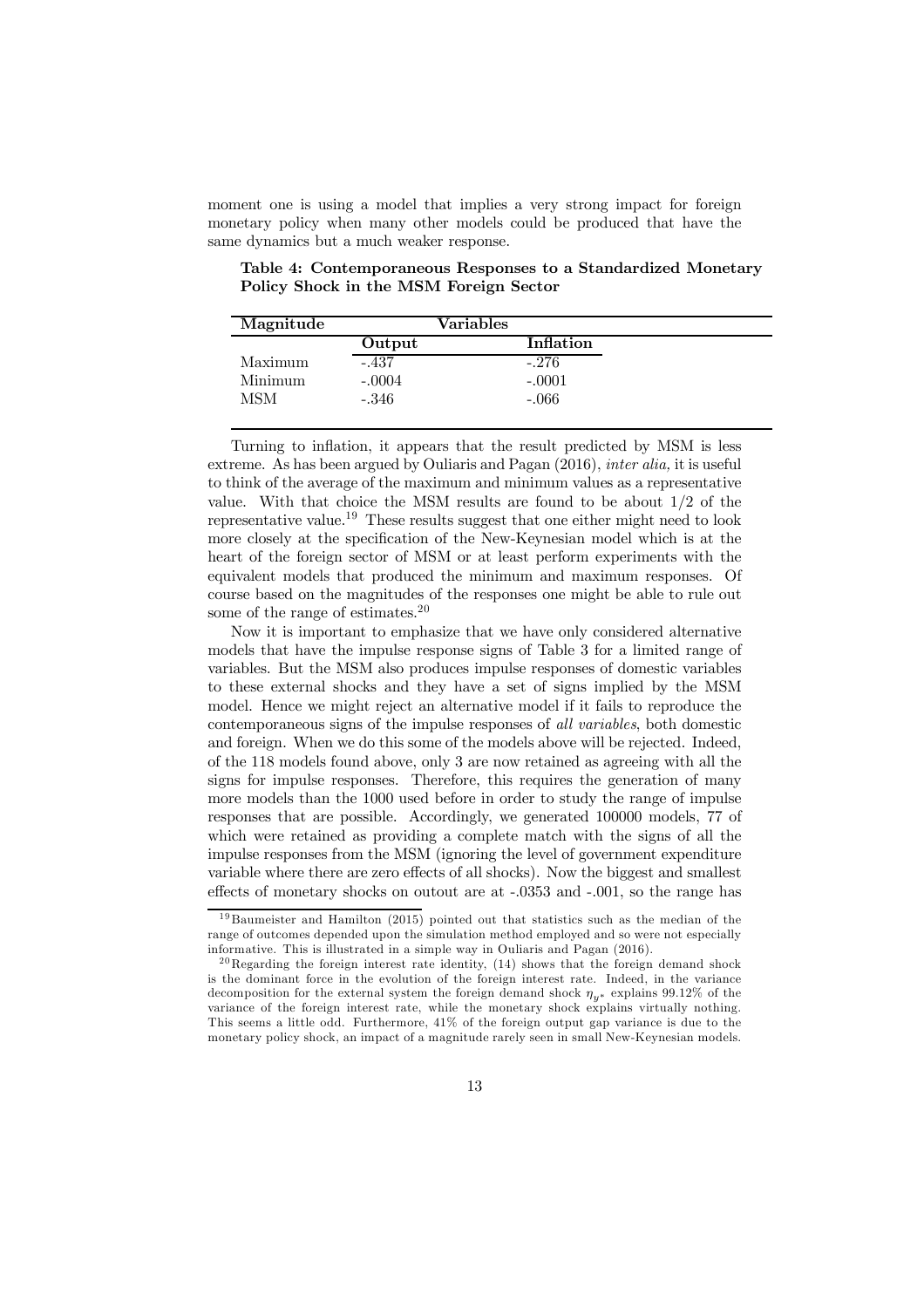moment one is using a model that implies a very strong impact for foreign monetary policy when many other models could be produced that have the same dynamics but a much weaker response.

**Table 4: Contemporaneous Responses to a Standardized Monetary Policy Shock in the MSM Foreign Sector**

| Magnitude | Variables | |
|---|---|---|
| | **Output** | **Inflation** |
| Maximum | -.437 | -.276 |
| Minimum | -.0004 | -.0001 |
| MSM | -.346 | -.066 |

Turning to inflation, it appears that the result predicted by MSM is less extreme. As has been argued by Ouliaris and Pagan (2016), *inter alia,* it is useful to think of the average of the maximum and minimum values as a representative value. With that choice the MSM results are found to be about 1/2 of the representative value.[19] These results suggest that one either might need to look more closely at the specification of the New-Keynesian model which is at the heart of the foreign sector of MSM or at least perform experiments with the equivalent models that produced the minimum and maximum responses. Of course based on the magnitudes of the responses one might be able to rule out some of the range of estimates.[20]

Now it is important to emphasize that we have only considered alternative models that have the impulse response signs of Table 3 for a limited range of variables. But the MSM also produces impulse responses of domestic variables to these external shocks and they have a set of signs implied by the MSM model. Hence we might reject an alternative model if it fails to reproduce the contemporaneous signs of the impulse responses of *all variables*, both domestic and foreign. When we do this some of the models above will be rejected. Indeed, of the 118 models found above, only 3 are now retained as agreeing with all the signs for impulse responses. Therefore, this requires the generation of many more models than the 1000 used before in order to study the range of impulse responses that are possible. Accordingly, we generated 100000 models, 77 of which were retained as providing a complete match with the signs of all the impulse responses from the MSM (ignoring the level of government expenditure variable where there are zero effects of all shocks). Now the biggest and smallest effects of monetary shocks on outout are at -.0353 and -.001, so the range has

[19] Baumeister and Hamilton (2015) pointed out that statistics such as the median of the range of outcomes depended upon the simulation method employed and so were not especially informative. This is illustrated in a simple way in Ouliaris and Pagan (2016).

[20] Regarding the foreign interest rate identity, (14) shows that the foreign demand shock is the dominant force in the evolution of the foreign interest rate. Indeed, in the variance decomposition for the external system the foreign demand shock $\eta_{y^*}$ explains 99.12% of the variance of the foreign interest rate, while the monetary shock explains virtually nothing. This seems a little odd. Furthermore, 41% of the foreign output gap variance is due to the monetary policy shock, an impact of a magnitude rarely seen in small New-Keynesian models.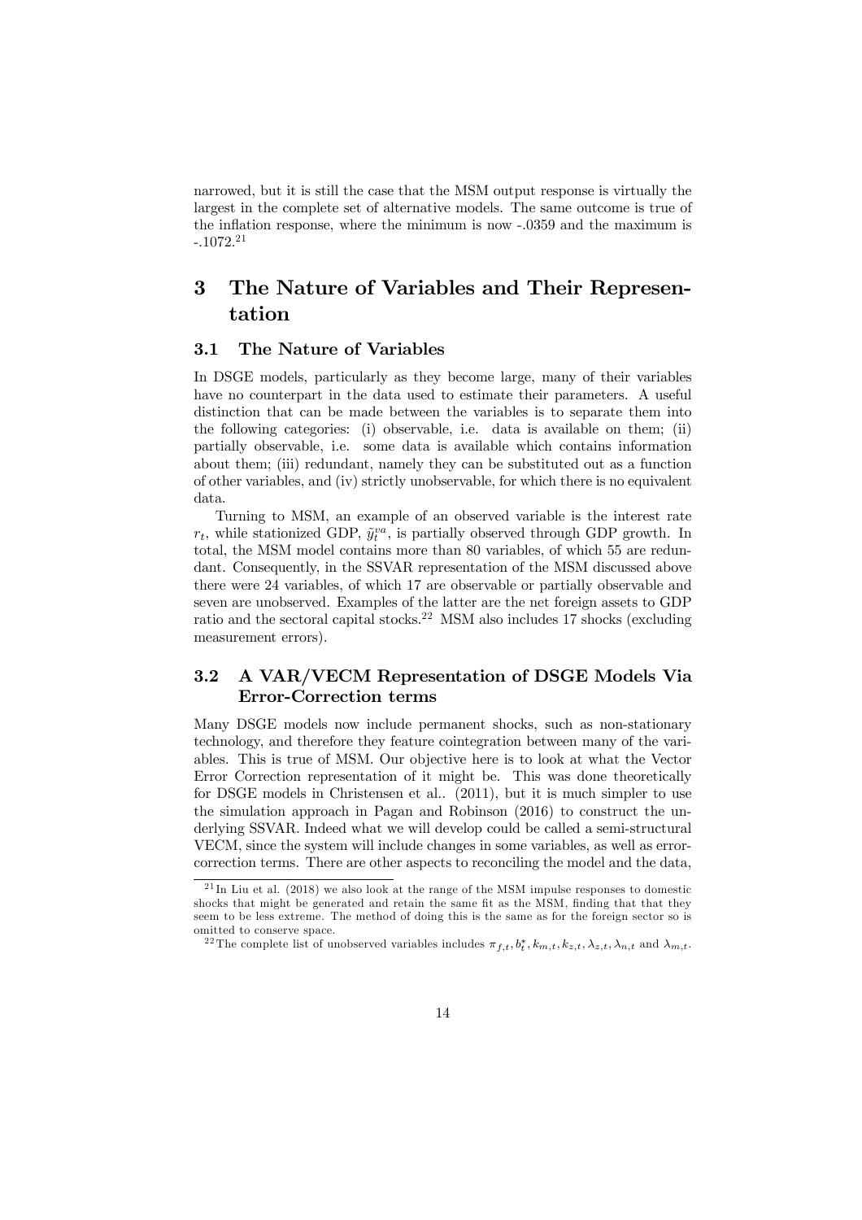narrowed, but it is still the case that the MSM output response is virtually the largest in the complete set of alternative models. The same outcome is true of the inflation response, where the minimum is now -.0359 and the maximum is -.1072.[21]

# 3 The Nature of Variables and Their Representation

## 3.1 The Nature of Variables

In DSGE models, particularly as they become large, many of their variables have no counterpart in the data used to estimate their parameters. A useful distinction that can be made between the variables is to separate them into the following categories: (i) observable, i.e. data is available on them; (ii) partially observable, i.e. some data is available which contains information about them; (iii) redundant, namely they can be substituted out as a function of other variables, and (iv) strictly unobservable, for which there is no equivalent data.

Turning to MSM, an example of an observed variable is the interest rate $r_t$, while stationized GDP, $\tilde{y}_t^{va}$, is partially observed through GDP growth. In total, the MSM model contains more than 80 variables, of which 55 are redundant. Consequently, in the SSVAR representation of the MSM discussed above there were 24 variables, of which 17 are observable or partially observable and seven are unobserved. Examples of the latter are the net foreign assets to GDP ratio and the sectoral capital stocks.[22] MSM also includes 17 shocks (excluding measurement errors).

## 3.2 A VAR/VECM Representation of DSGE Models Via Error-Correction terms

Many DSGE models now include permanent shocks, such as non-stationary technology, and therefore they feature cointegration between many of the variables. This is true of MSM. Our objective here is to look at what the Vector Error Correction representation of it might be. This was done theoretically for DSGE models in Christensen et al.. (2011), but it is much simpler to use the simulation approach in Pagan and Robinson (2016) to construct the underlying SSVAR. Indeed what we will develop could be called a semi-structural VECM, since the system will include changes in some variables, as well as error-correction terms. There are other aspects to reconciling the model and the data,

[21] In Liu et al. (2018) we also look at the range of the MSM impulse responses to domestic shocks that might be generated and retain the same fit as the MSM, finding that that they seem to be less extreme. The method of doing this is the same as for the foreign sector so is omitted to conserve space.

[22] The complete list of unobserved variables includes $\pi_{f,t}, b_t^*, k_{m,t}, k_{z,t}, \lambda_{z,t}, \lambda_{n,t}$ and $\lambda_{m,t}$.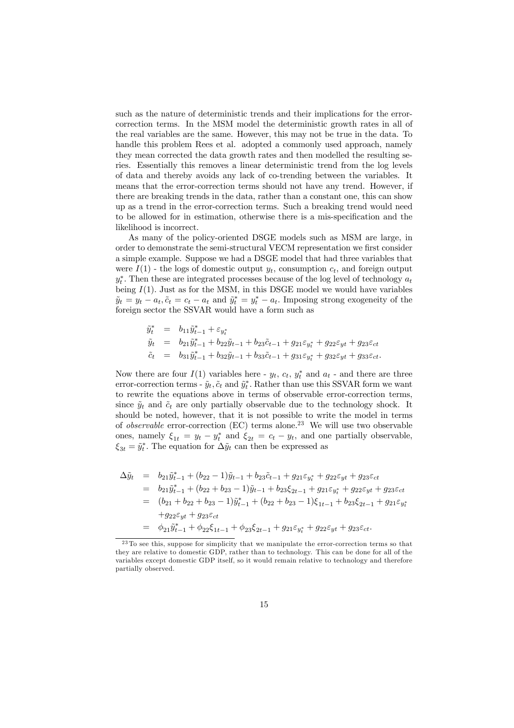such as the nature of deterministic trends and their implications for the error-correction terms. In the MSM model the deterministic growth rates in all of the real variables are the same. However, this may not be true in the data. To handle this problem Rees et al. adopted a commonly used approach, namely they mean corrected the data growth rates and then modelled the resulting series. Essentially this removes a linear deterministic trend from the log levels of data and thereby avoids any lack of co-trending between the variables. It means that the error-correction terms should not have any trend. However, if there are breaking trends in the data, rather than a constant one, this can show up as a trend in the error-correction terms. Such a breaking trend would need to be allowed for in estimation, otherwise there is a mis-specification and the likelihood is incorrect.

As many of the policy-oriented DSGE models such as MSM are large, in order to demonstrate the semi-structural VECM representation we first consider a simple example. Suppose we had a DSGE model that had three variables that were $I(1)$ - the logs of domestic output $y_t$, consumption $c_t$, and foreign output $y_t^*$. Then these are integrated processes because of the log level of technology $a_t$ being $I(1)$. Just as for the MSM, in this DSGE model we would have variables $\tilde{y}_t = y_t - a_t, \tilde{c}_t = c_t - a_t$ and $\tilde{y}_t^* = y_t^* - a_t$. Imposing strong exogeneity of the foreign sector the SSVAR would have a form such as

$$
\begin{aligned}
\tilde{y}_t^* &= b_{11}\tilde{y}_{t-1}^* + \varepsilon_{y_t^*} \\
\tilde{y}_t &= b_{21}\tilde{y}_{t-1}^* + b_{22}\tilde{y}_{t-1} + b_{23}\tilde{c}_{t-1} + g_{21}\varepsilon_{y_t^*} + g_{22}\varepsilon_{yt} + g_{23}\varepsilon_{ct} \\
\tilde{c}_t &= b_{31}\tilde{y}_{t-1}^* + b_{32}\tilde{y}_{t-1} + b_{33}\tilde{c}_{t-1} + g_{31}\varepsilon_{y_t^*} + g_{32}\varepsilon_{yt} + g_{33}\varepsilon_{ct}.
\end{aligned}
$$

Now there are four $I(1)$ variables here - $y_t$, $c_t$, $y_t^*$ and $a_t$ - and there are three error-correction terms - $\tilde{y}_t, \tilde{c}_t$ and $\tilde{y}_t^*$. Rather than use this SSVAR form we want to rewrite the equations above in terms of observable error-correction terms, since $\tilde{y}_t$ and $\tilde{c}_t$ are only partially observable due to the technology shock. It should be noted, however, that it is not possible to write the model in terms of *observable* error-correction (EC) terms alone.[23] We will use two observable ones, namely $\xi_{1t} = y_t - y_t^*$ and $\xi_{2t} = c_t - y_t$, and one partially observable, $\xi_{3t} = \tilde{y}_t^*$. The equation for $\Delta\tilde{y}_t$ can then be expressed as

$$
\begin{aligned}
\Delta\tilde{y}_t &= b_{21}\tilde{y}_{t-1}^* + (b_{22} - 1)\tilde{y}_{t-1} + b_{23}\tilde{c}_{t-1} + g_{21}\varepsilon_{y_t^*} + g_{22}\varepsilon_{yt} + g_{23}\varepsilon_{ct} \\
&= b_{21}\tilde{y}_{t-1}^* + (b_{22} + b_{23} - 1)\tilde{y}_{t-1} + b_{23}\xi_{2t-1} + g_{21}\varepsilon_{y_t^*} + g_{22}\varepsilon_{yt} + g_{23}\varepsilon_{ct} \\
&= (b_{21} + b_{22} + b_{23} - 1)\tilde{y}_{t-1}^* + (b_{22} + b_{23} - 1)\xi_{1t-1} + b_{23}\xi_{2t-1} + g_{21}\varepsilon_{y_t^*} \\
&\quad + g_{22}\varepsilon_{yt} + g_{23}\varepsilon_{ct} \\
&= \phi_{21}\tilde{y}_{t-1}^* + \phi_{22}\xi_{1t-1} + \phi_{23}\xi_{2t-1} + g_{21}\varepsilon_{y_t^*} + g_{22}\varepsilon_{yt} + g_{23}\varepsilon_{ct}.
\end{aligned}
$$

[23] To see this, suppose for simplicity that we manipulate the error-correction terms so that they are relative to domestic GDP, rather than to technology. This can be done for all of the variables except domestic GDP itself, so it would remain relative to technology and therefore partially observed.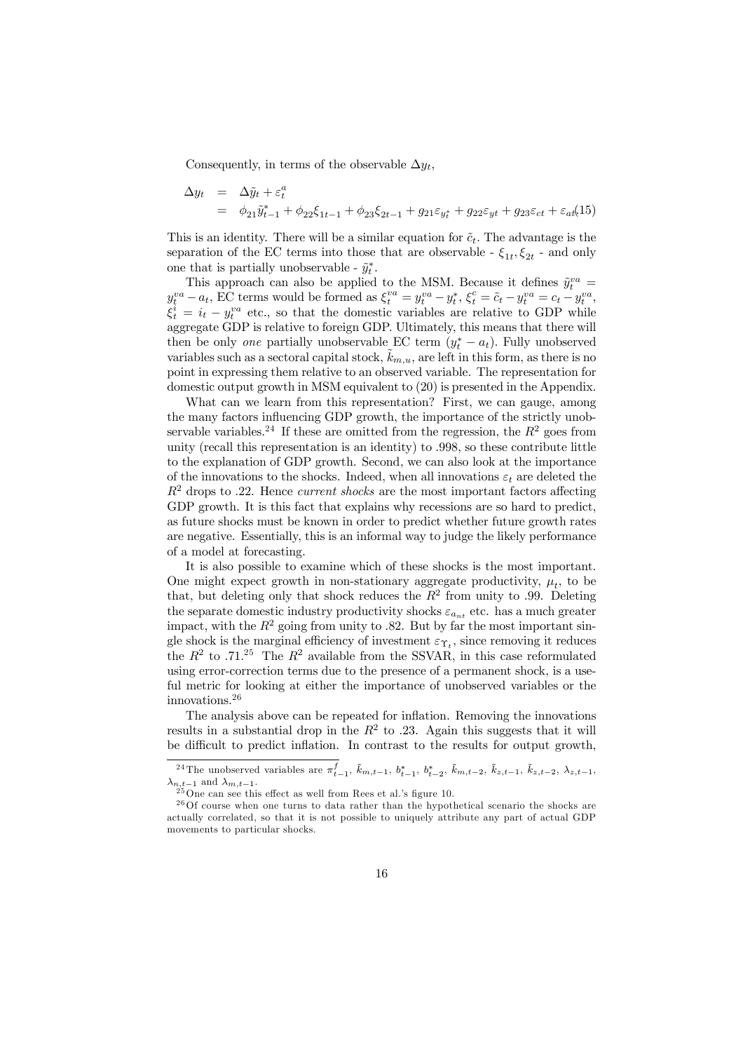Consequently, in terms of the observable $\Delta y_t$,

$$
\begin{aligned}
\Delta y_t &= \Delta \tilde{y}_t + \varepsilon_t^a \\
&= \phi_{21}\tilde{y}^*_{t-1} + \phi_{22}\xi_{1t-1} + \phi_{23}\xi_{2t-1} + g_{21}\varepsilon_{y_t^*} + g_{22}\varepsilon_{yt} + g_{23}\varepsilon_{ct} + \varepsilon_{at} \quad (15)
\end{aligned}
$$

This is an identity. There will be a similar equation for $\tilde{c}_t$. The advantage is the separation of the EC terms into those that are observable - $\xi_{1t}, \xi_{2t}$ - and only one that is partially unobservable - $\tilde{y}^*_t$.

This approach can also be applied to the MSM. Because it defines $\tilde{y}^{va}_t = y^{va}_t - a_t$, EC terms would be formed as $\xi^{va}_t = y^{va}_t - y^*_t$, $\xi^c_t = \tilde{c}_t - y^{va}_t = c_t - y^{va}_t$, $\xi^i_t = i_t - y^{va}_t$ etc., so that the domestic variables are relative to GDP while aggregate GDP is relative to foreign GDP. Ultimately, this means that there will then be only *one* partially unobservable EC term $(y^*_t - a_t)$. Fully unobserved variables such as a sectoral capital stock, $\tilde{k}_{m,u}$, are left in this form, as there is no point in expressing them relative to an observed variable. The representation for domestic output growth in MSM equivalent to (20) is presented in the Appendix.

What can we learn from this representation? First, we can gauge, among the many factors influencing GDP growth, the importance of the strictly unobservable variables.[24] If these are omitted from the regression, the $R^2$ goes from unity (recall this representation is an identity) to .998, so these contribute little to the explanation of GDP growth. Second, we can also look at the importance of the innovations to the shocks. Indeed, when all innovations $\varepsilon_t$ are deleted the $R^2$ drops to .22. Hence *current shocks* are the most important factors affecting GDP growth. It is this fact that explains why recessions are so hard to predict, as future shocks must be known in order to predict whether future growth rates are negative. Essentially, this is an informal way to judge the likely performance of a model at forecasting.

It is also possible to examine which of these shocks is the most important. One might expect growth in non-stationary aggregate productivity, $\mu_t$, to be that, but deleting only that shock reduces the $R^2$ from unity to .99. Deleting the separate domestic industry productivity shocks $\varepsilon_{a_{nt}}$ etc. has a much greater impact, with the $R^2$ going from unity to .82. But by far the most important single shock is the marginal efficiency of investment $\varepsilon_{\Upsilon_t}$, since removing it reduces the $R^2$ to .71.[25] The $R^2$ available from the SSVAR, in this case reformulated using error-correction terms due to the presence of a permanent shock, is a useful metric for looking at either the importance of unobserved variables or the innovations.[26]

The analysis above can be repeated for inflation. Removing the innovations results in a substantial drop in the $R^2$ to .23. Again this suggests that it will be difficult to predict inflation. In contrast to the results for output growth,

---

[24] The unobserved variables are $\pi^f_{t-1}$, $\tilde{k}_{m,t-1}$, $b^*_{t-1}$, $b^*_{t-2}$, $\tilde{k}_{m,t-2}$, $\tilde{k}_{z,t-1}$, $\tilde{k}_{z,t-2}$, $\lambda_{z,t-1}$, $\lambda_{n,t-1}$ and $\lambda_{m,t-1}$.

[25] One can see this effect as well from Rees et al.'s figure 10.

[26] Of course when one turns to data rather than the hypothetical scenario the shocks are actually correlated, so that it is not possible to uniquely attribute any part of actual GDP movements to particular shocks.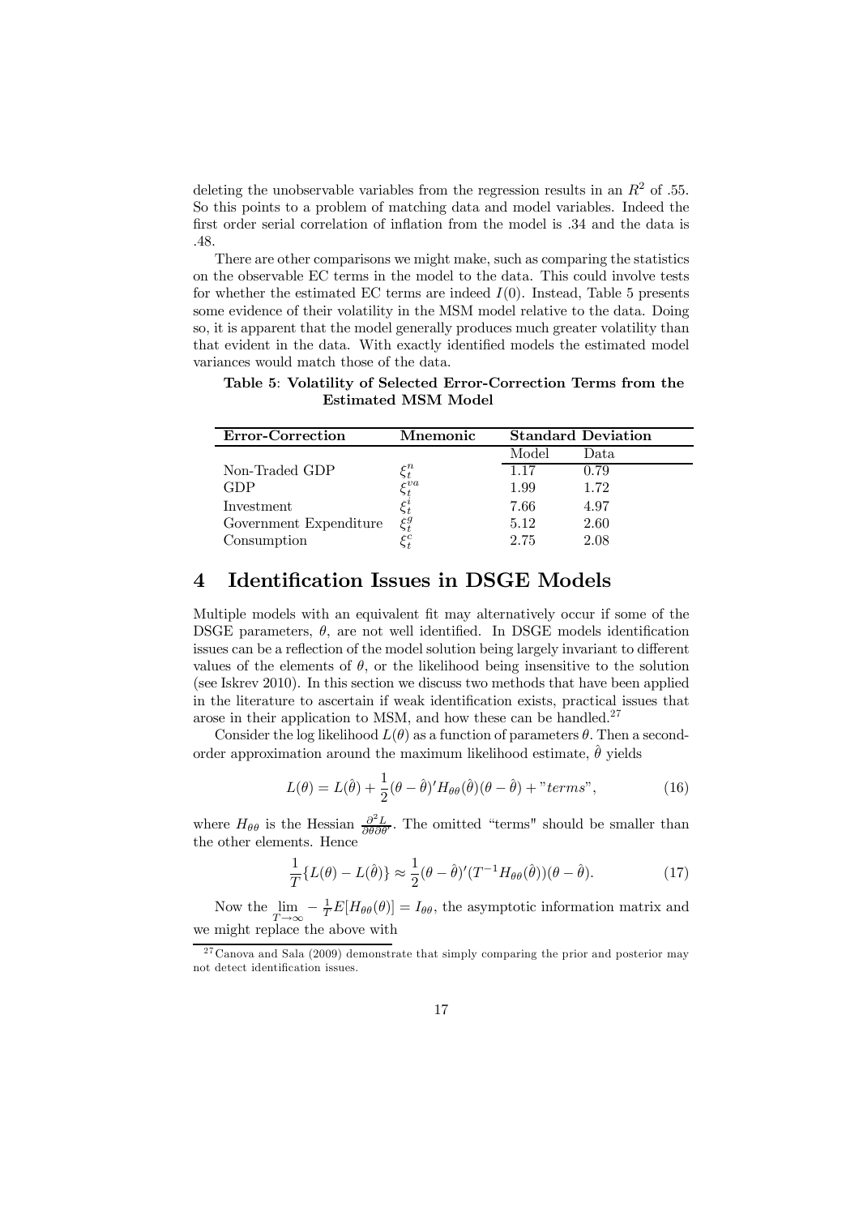deleting the unobservable variables from the regression results in an $R^2$ of .55. So this points to a problem of matching data and model variables. Indeed the first order serial correlation of inflation from the model is .34 and the data is .48.

There are other comparisons we might make, such as comparing the statistics on the observable EC terms in the model to the data. This could involve tests for whether the estimated EC terms are indeed $I(0)$. Instead, Table 5 presents some evidence of their volatility in the MSM model relative to the data. Doing so, it is apparent that the model generally produces much greater volatility than that evident in the data. With exactly identified models the estimated model variances would match those of the data.

**Table 5**: **Volatility of Selected Error-Correction Terms from the Estimated MSM Model**

| Error-Correction | Mnemonic | Standard Deviation | |
|---|---|---|---|
| | | Model | Data |
| Non-Traded GDP | $\xi_t^n$ | 1.17 | 0.79 |
| GDP | $\xi_t^{va}$ | 1.99 | 1.72 |
| Investment | $\xi_t^i$ | 7.66 | 4.97 |
| Government Expenditure | $\xi_t^g$ | 5.12 | 2.60 |
| Consumption | $\xi_t^c$ | 2.75 | 2.08 |

# 4 Identification Issues in DSGE Models

Multiple models with an equivalent fit may alternatively occur if some of the DSGE parameters, $\theta$, are not well identified. In DSGE models identification issues can be a reflection of the model solution being largely invariant to different values of the elements of $\theta$, or the likelihood being insensitive to the solution (see Iskrev 2010). In this section we discuss two methods that have been applied in the literature to ascertain if weak identification exists, practical issues that arose in their application to MSM, and how these can be handled.[27]

Consider the log likelihood $L(\theta)$ as a function of parameters $\theta$. Then a second-order approximation around the maximum likelihood estimate, $\hat{\theta}$ yields

$$L(\theta) = L(\hat{\theta}) + \frac{1}{2}(\theta - \hat{\theta})' H_{\theta\theta}(\hat{\theta})(\theta - \hat{\theta}) + \text{"}terms\text{"}, \tag{16}$$

where $H_{\theta\theta}$ is the Hessian $\frac{\partial^2 L}{\partial\theta\partial\theta'}$. The omitted "terms" should be smaller than the other elements. Hence

$$\frac{1}{T}\{L(\theta) - L(\hat{\theta})\} \approx \frac{1}{2}(\theta - \hat{\theta})'(T^{-1} H_{\theta\theta}(\hat{\theta}))(\theta - \hat{\theta}). \tag{17}$$

Now the $\lim_{T\to\infty} -\frac{1}{T}E[H_{\theta\theta}(\theta)] = I_{\theta\theta}$, the asymptotic information matrix and we might replace the above with

[27] Canova and Sala (2009) demonstrate that simply comparing the prior and posterior may not detect identification issues.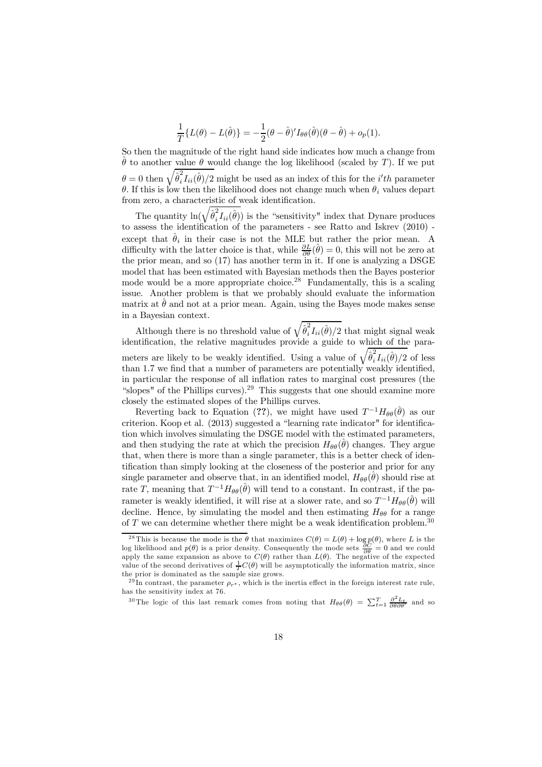$$\frac{1}{T}\{L(\theta) - L(\hat{\theta})\} = -\frac{1}{2}(\theta - \hat{\theta})' I_{\theta\theta}(\hat{\theta})(\theta - \hat{\theta}) + o_p(1).$$

So then the magnitude of the right hand side indicates how much a change from $\hat{\theta}$ to another value $\theta$ would change the log likelihood (scaled by $T$). If we put $\theta = 0$ then $\sqrt{\hat{\theta}_i^2 I_{ii}(\hat{\theta})/2}$ might be used as an index of this for the $i'th$ parameter $\theta$. If this is low then the likelihood does not change much when $\theta_i$ values depart from zero, a characteristic of weak identification.

The quantity $\ln(\sqrt{\hat{\theta}_i^2 I_{ii}(\hat{\theta})})$ is the "sensitivity" index that Dynare produces to assess the identification of the parameters - see Ratto and Iskrev (2010) - except that $\hat{\theta}_i$ in their case is not the MLE but rather the prior mean. A difficulty with the latter choice is that, while $\frac{\partial L}{\partial \theta}(\hat{\theta}) = 0$, this will not be zero at the prior mean, and so (17) has another term in it. If one is analyzing a DSGE model that has been estimated with Bayesian methods then the Bayes posterior mode would be a more appropriate choice.[28] Fundamentally, this is a scaling issue. Another problem is that we probably should evaluate the information matrix at $\hat{\theta}$ and not at a prior mean. Again, using the Bayes mode makes sense in a Bayesian context.

Although there is no threshold value of $\sqrt{\hat{\theta}_i^2 I_{ii}(\hat{\theta})/2}$ that might signal weak identification, the relative magnitudes provide a guide to which of the parameters are likely to be weakly identified. Using a value of $\sqrt{\hat{\theta}_i^2 I_{ii}(\hat{\theta})/2}$ of less than 1.7 we find that a number of parameters are potentially weakly identified, in particular the response of all inflation rates to marginal cost pressures (the "slopes" of the Phillips curves).[29] This suggests that one should examine more closely the estimated slopes of the Phillips curves.

Reverting back to Equation (**??**), we might have used $T^{-1}H_{\theta\theta}(\hat{\theta})$ as our criterion. Koop et al. (2013) suggested a "learning rate indicator" for identification which involves simulating the DSGE model with the estimated parameters, and then studying the rate at which the precision $H_{\theta\theta}(\hat{\theta})$ changes. They argue that, when there is more than a single parameter, this is a better check of identification than simply looking at the closeness of the posterior and prior for any single parameter and observe that, in an identified model, $H_{\theta\theta}(\hat{\theta})$ should rise at rate $T$, meaning that $T^{-1}H_{\theta\theta}(\hat{\theta})$ will tend to a constant. In contrast, if the parameter is weakly identified, it will rise at a slower rate, and so $T^{-1}H_{\theta\theta}(\hat{\theta})$ will decline. Hence, by simulating the model and then estimating $H_{\theta\theta}$ for a range of $T$ we can determine whether there might be a weak identification problem.[30]

---

[28] This is because the mode is the $\theta$ that maximizes $C(\theta) = L(\theta) + \log p(\theta)$, where $L$ is the log likelihood and $p(\theta)$ is a prior density. Consequently the mode sets $\frac{\partial C}{\partial \theta} = 0$ and we could apply the same expansion as above to $C(\theta)$ rather than $L(\theta)$. The negative of the expected value of the second derivatives of $\frac{1}{T}C(\theta)$ will be asymptotically the information matrix, since the prior is dominated as the sample size grows.

[29] In contrast, the parameter $\rho_{r^*}$, which is the inertia effect in the foreign interest rate rule, has the sensitivity index at 76.

[30] The logic of this last remark comes from noting that $H_{\theta\theta}(\theta) = \sum_{t=1}^{T} \frac{\partial^2 L_t}{\partial\theta\partial\theta'}$ and so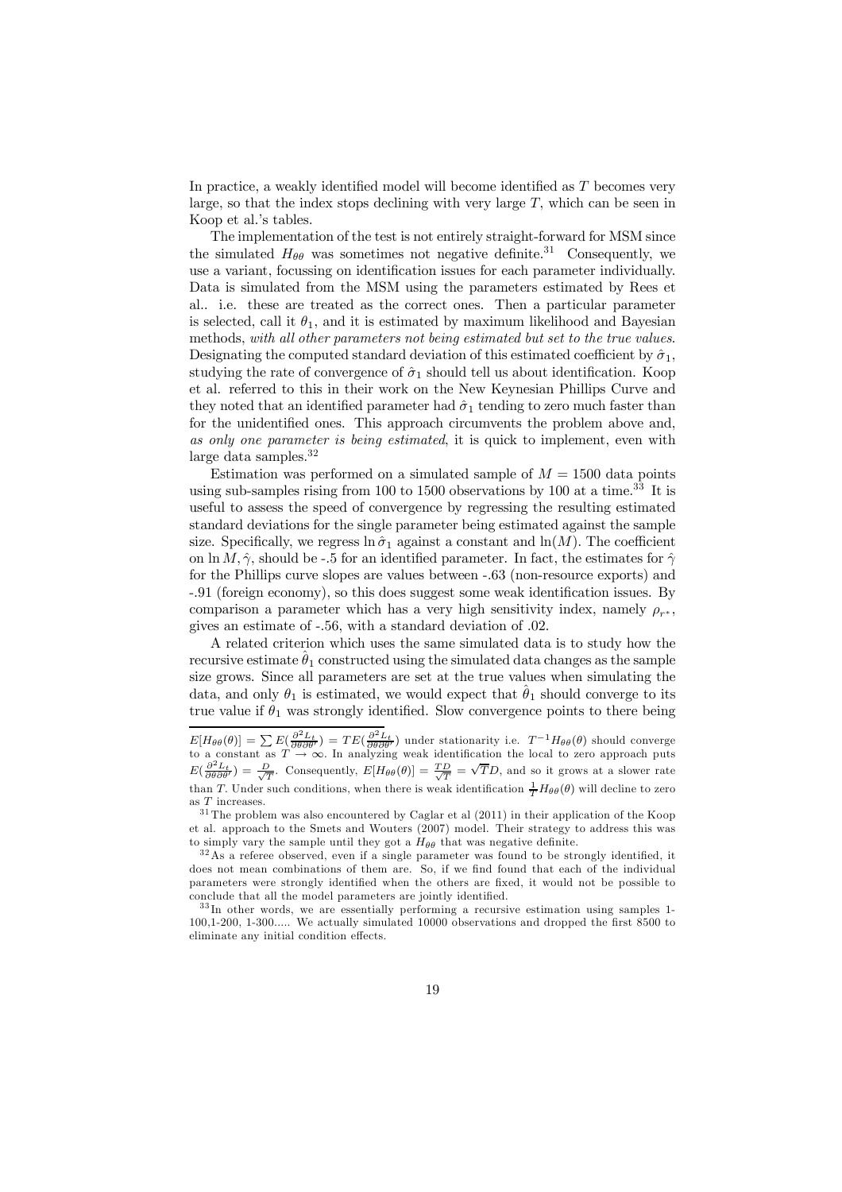In practice, a weakly identified model will become identified as $T$ becomes very large, so that the index stops declining with very large $T$, which can be seen in Koop et al.'s tables.

The implementation of the test is not entirely straight-forward for MSM since the simulated $H_{\theta\theta}$ was sometimes not negative definite.[31] Consequently, we use a variant, focussing on identification issues for each parameter individually. Data is simulated from the MSM using the parameters estimated by Rees et al.. i.e. these are treated as the correct ones. Then a particular parameter is selected, call it $\theta_1$, and it is estimated by maximum likelihood and Bayesian methods, *with all other parameters not being estimated but set to the true values*. Designating the computed standard deviation of this estimated coefficient by $\hat{\sigma}_1$, studying the rate of convergence of $\hat{\sigma}_1$ should tell us about identification. Koop et al. referred to this in their work on the New Keynesian Phillips Curve and they noted that an identified parameter had $\hat{\sigma}_1$ tending to zero much faster than for the unidentified ones. This approach circumvents the problem above and, *as only one parameter is being estimated*, it is quick to implement, even with large data samples.[32]

Estimation was performed on a simulated sample of $M = 1500$ data points using sub-samples rising from 100 to 1500 observations by 100 at a time.[33] It is useful to assess the speed of convergence by regressing the resulting estimated standard deviations for the single parameter being estimated against the sample size. Specifically, we regress $\ln \hat{\sigma}_1$ against a constant and $\ln(M)$. The coefficient on $\ln M, \hat{\gamma}$, should be -.5 for an identified parameter. In fact, the estimates for $\hat{\gamma}$ for the Phillips curve slopes are values between -.63 (non-resource exports) and -.91 (foreign economy), so this does suggest some weak identification issues. By comparison a parameter which has a very high sensitivity index, namely $\rho_{r^*}$, gives an estimate of -.56, with a standard deviation of .02.

A related criterion which uses the same simulated data is to study how the recursive estimate $\hat{\theta}_1$ constructed using the simulated data changes as the sample size grows. Since all parameters are set at the true values when simulating the data, and only $\theta_1$ is estimated, we would expect that $\hat{\theta}_1$ should converge to its true value if $\theta_1$ was strongly identified. Slow convergence points to there being

---

$E[H_{\theta\theta}(\theta)] = \sum E(\frac{\partial^2 L_t}{\partial\theta\partial\theta'}) = TE(\frac{\partial^2 L_t}{\partial\theta\partial\theta'})$ under stationarity i.e. $T^{-1}H_{\theta\theta}(\theta)$ should converge to a constant as $T \to \infty$. In analyzing weak identification the local to zero approach puts $E(\frac{\partial^2 L_t}{\partial\theta\partial\theta'}) = \frac{D}{\sqrt{T}}$. Consequently, $E[H_{\theta\theta}(\theta)] = \frac{TD}{\sqrt{T}} = \sqrt{T}D$, and so it grows at a slower rate than $T$. Under such conditions, when there is weak identification $\frac{1}{T}H_{\theta\theta}(\theta)$ will decline to zero as $T$ increases.

[31] The problem was also encountered by Caglar et al (2011) in their application of the Koop et al. approach to the Smets and Wouters (2007) model. Their strategy to address this was to simply vary the sample until they got a $H_{\theta\theta}$ that was negative definite.

[32] As a referee observed, even if a single parameter was found to be strongly identified, it does not mean combinations of them are. So, if we find found that each of the individual parameters were strongly identified when the others are fixed, it would not be possible to conclude that all the model parameters are jointly identified.

[33] In other words, we are essentially performing a recursive estimation using samples 1-100,1-200, 1-300..... We actually simulated 10000 observations and dropped the first 8500 to eliminate any initial condition effects.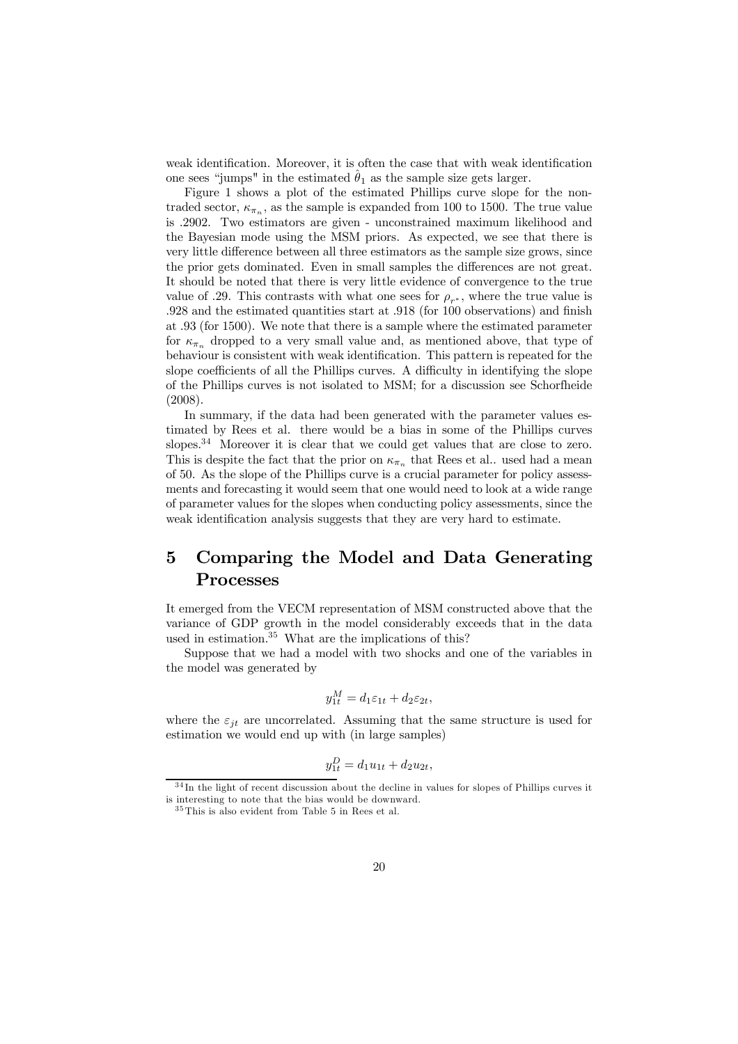weak identification. Moreover, it is often the case that with weak identification one sees "jumps" in the estimated $\hat{\theta}_1$ as the sample size gets larger.

Figure 1 shows a plot of the estimated Phillips curve slope for the non-traded sector, $\kappa_{\pi_n}$, as the sample is expanded from 100 to 1500. The true value is .2902. Two estimators are given - unconstrained maximum likelihood and the Bayesian mode using the MSM priors. As expected, we see that there is very little difference between all three estimators as the sample size grows, since the prior gets dominated. Even in small samples the differences are not great. It should be noted that there is very little evidence of convergence to the true value of .29. This contrasts with what one sees for $\rho_{r^*}$, where the true value is .928 and the estimated quantities start at .918 (for 100 observations) and finish at .93 (for 1500). We note that there is a sample where the estimated parameter for $\kappa_{\pi_n}$ dropped to a very small value and, as mentioned above, that type of behaviour is consistent with weak identification. This pattern is repeated for the slope coefficients of all the Phillips curves. A difficulty in identifying the slope of the Phillips curves is not isolated to MSM; for a discussion see Schorfheide (2008).

In summary, if the data had been generated with the parameter values estimated by Rees et al. there would be a bias in some of the Phillips curves slopes.[34] Moreover it is clear that we could get values that are close to zero. This is despite the fact that the prior on $\kappa_{\pi_n}$ that Rees et al.. used had a mean of 50. As the slope of the Phillips curve is a crucial parameter for policy assessments and forecasting it would seem that one would need to look at a wide range of parameter values for the slopes when conducting policy assessments, since the weak identification analysis suggests that they are very hard to estimate.

# 5 Comparing the Model and Data Generating Processes

It emerged from the VECM representation of MSM constructed above that the variance of GDP growth in the model considerably exceeds that in the data used in estimation.[35] What are the implications of this?

Suppose that we had a model with two shocks and one of the variables in the model was generated by

$$y_{1t}^M = d_1 \varepsilon_{1t} + d_2 \varepsilon_{2t},$$

where the $\varepsilon_{jt}$ are uncorrelated. Assuming that the same structure is used for estimation we would end up with (in large samples)

$$y_{1t}^D = d_1 u_{1t} + d_2 u_{2t},$$

[34] In the light of recent discussion about the decline in values for slopes of Phillips curves it is interesting to note that the bias would be downward.

[35] This is also evident from Table 5 in Rees et al.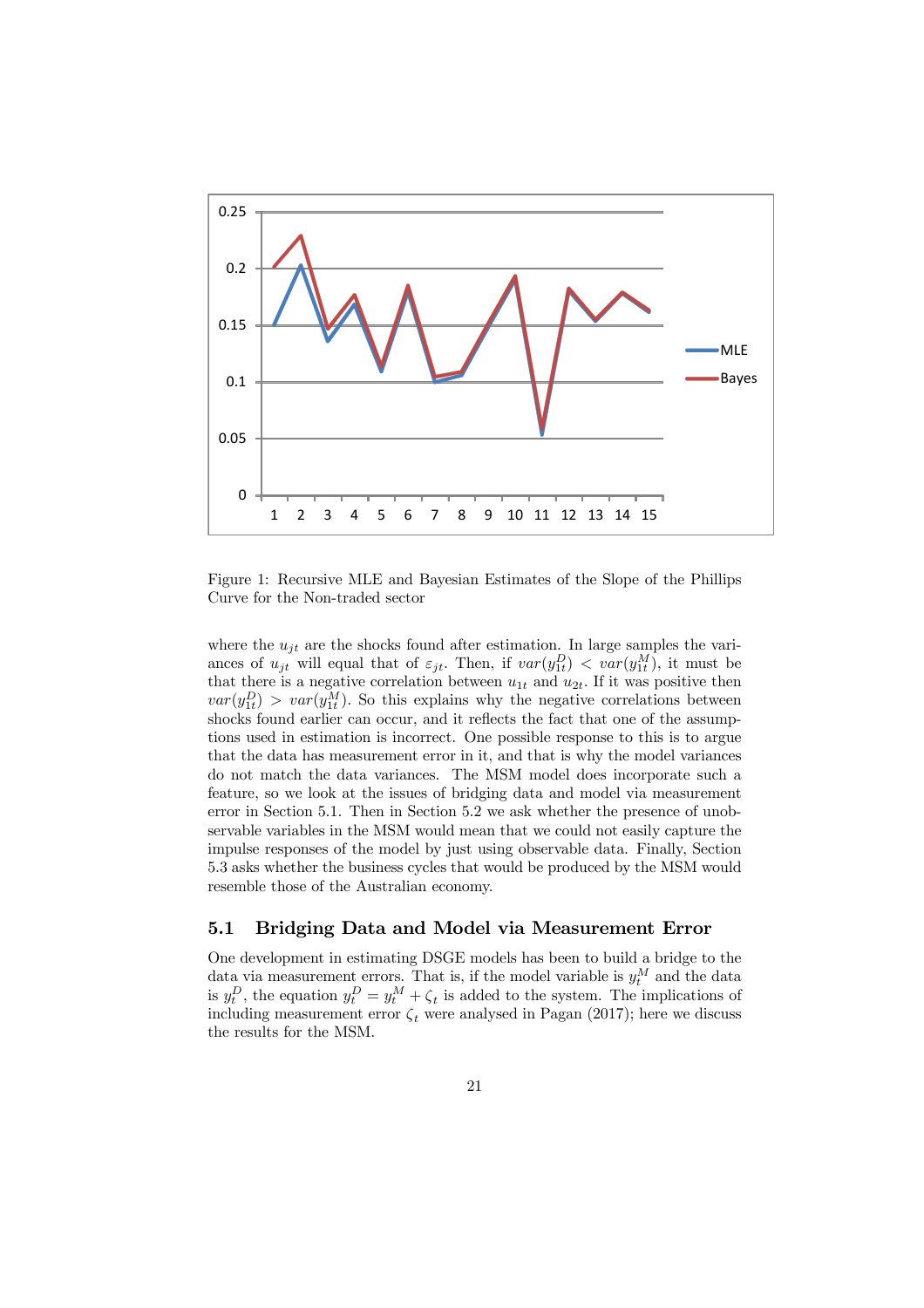Figure 1: Recursive MLE and Bayesian Estimates of the Slope of the Phillips Curve for the Non-traded sector

where the $u_{jt}$ are the shocks found after estimation. In large samples the variances of $u_{jt}$ will equal that of $\varepsilon_{jt}$. Then, if $var(y_{1t}^D) < var(y_{1t}^M)$, it must be that there is a negative correlation between $u_{1t}$ and $u_{2t}$. If it was positive then $var(y_{1t}^D) > var(y_{1t}^M)$. So this explains why the negative correlations between shocks found earlier can occur, and it reflects the fact that one of the assumptions used in estimation is incorrect. One possible response to this is to argue that the data has measurement error in it, and that is why the model variances do not match the data variances. The MSM model does incorporate such a feature, so we look at the issues of bridging data and model via measurement error in Section 5.1. Then in Section 5.2 we ask whether the presence of unobservable variables in the MSM would mean that we could not easily capture the impulse responses of the model by just using observable data. Finally, Section 5.3 asks whether the business cycles that would be produced by the MSM would resemble those of the Australian economy.

## 5.1 Bridging Data and Model via Measurement Error

One development in estimating DSGE models has been to build a bridge to the data via measurement errors. That is, if the model variable is $y_t^M$ and the data is $y_t^D$, the equation $y_t^D = y_t^M + \zeta_t$ is added to the system. The implications of including measurement error $\zeta_t$ were analysed in Pagan (2017); here we discuss the results for the MSM.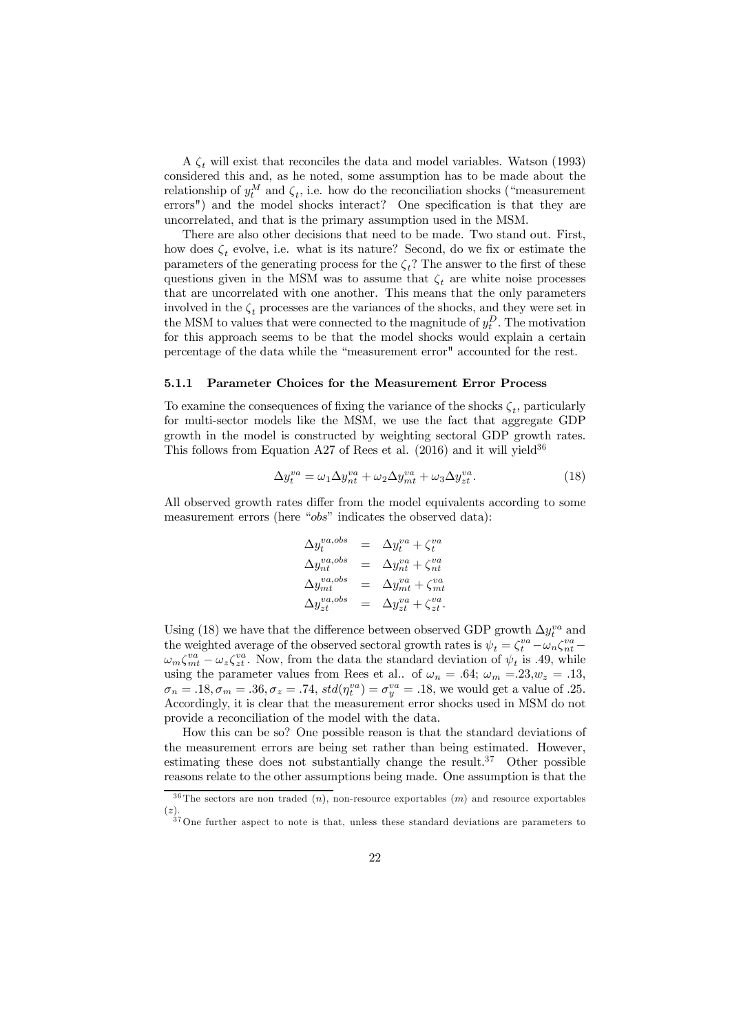A $\zeta_t$ will exist that reconciles the data and model variables. Watson (1993) considered this and, as he noted, some assumption has to be made about the relationship of $y_t^M$ and $\zeta_t$, i.e. how do the reconciliation shocks ("measurement errors") and the model shocks interact? One specification is that they are uncorrelated, and that is the primary assumption used in the MSM.

There are also other decisions that need to be made. Two stand out. First, how does $\zeta_t$ evolve, i.e. what is its nature? Second, do we fix or estimate the parameters of the generating process for the $\zeta_t$? The answer to the first of these questions given in the MSM was to assume that $\zeta_t$ are white noise processes that are uncorrelated with one another. This means that the only parameters involved in the $\zeta_t$ processes are the variances of the shocks, and they were set in the MSM to values that were connected to the magnitude of $y_t^D$. The motivation for this approach seems to be that the model shocks would explain a certain percentage of the data while the "measurement error" accounted for the rest.

### 5.1.1 Parameter Choices for the Measurement Error Process

To examine the consequences of fixing the variance of the shocks $\zeta_t$, particularly for multi-sector models like the MSM, we use the fact that aggregate GDP growth in the model is constructed by weighting sectoral GDP growth rates. This follows from Equation A27 of Rees et al. (2016) and it will yield[36]

$$\Delta y_t^{va} = \omega_1 \Delta y_{nt}^{va} + \omega_2 \Delta y_{mt}^{va} + \omega_3 \Delta y_{zt}^{va}. \tag{18}$$

All observed growth rates differ from the model equivalents according to some measurement errors (here "*obs*" indicates the observed data):

$$\begin{aligned}
\Delta y_t^{va,obs} &= \Delta y_t^{va} + \zeta_t^{va} \\
\Delta y_{nt}^{va,obs} &= \Delta y_{nt}^{va} + \zeta_{nt}^{va} \\
\Delta y_{mt}^{va,obs} &= \Delta y_{mt}^{va} + \zeta_{mt}^{va} \\
\Delta y_{zt}^{va,obs} &= \Delta y_{zt}^{va} + \zeta_{zt}^{va}.
\end{aligned}$$

Using (18) we have that the difference between observed GDP growth $\Delta y_t^{va}$ and the weighted average of the observed sectoral growth rates is $\psi_t = \zeta_t^{va} - \omega_n \zeta_{nt}^{va} - \omega_m \zeta_{mt}^{va} - \omega_z \zeta_{zt}^{va}$. Now, from the data the standard deviation of $\psi_t$ is .49, while using the parameter values from Rees et al.. of $\omega_n = .64$; $\omega_m = .23, w_z = .13$, $\sigma_n = .18, \sigma_m = .36, \sigma_z = .74$, $std(\eta_t^{va}) = \sigma_y^{va} = .18$, we would get a value of .25. Accordingly, it is clear that the measurement error shocks used in MSM do not provide a reconciliation of the model with the data.

How this can be so? One possible reason is that the standard deviations of the measurement errors are being set rather than being estimated. However, estimating these does not substantially change the result.[37] Other possible reasons relate to the other assumptions being made. One assumption is that the

[36] The sectors are non traded ($n$), non-resource exportables ($m$) and resource exportables ($z$).

[37] One further aspect to note is that, unless these standard deviations are parameters to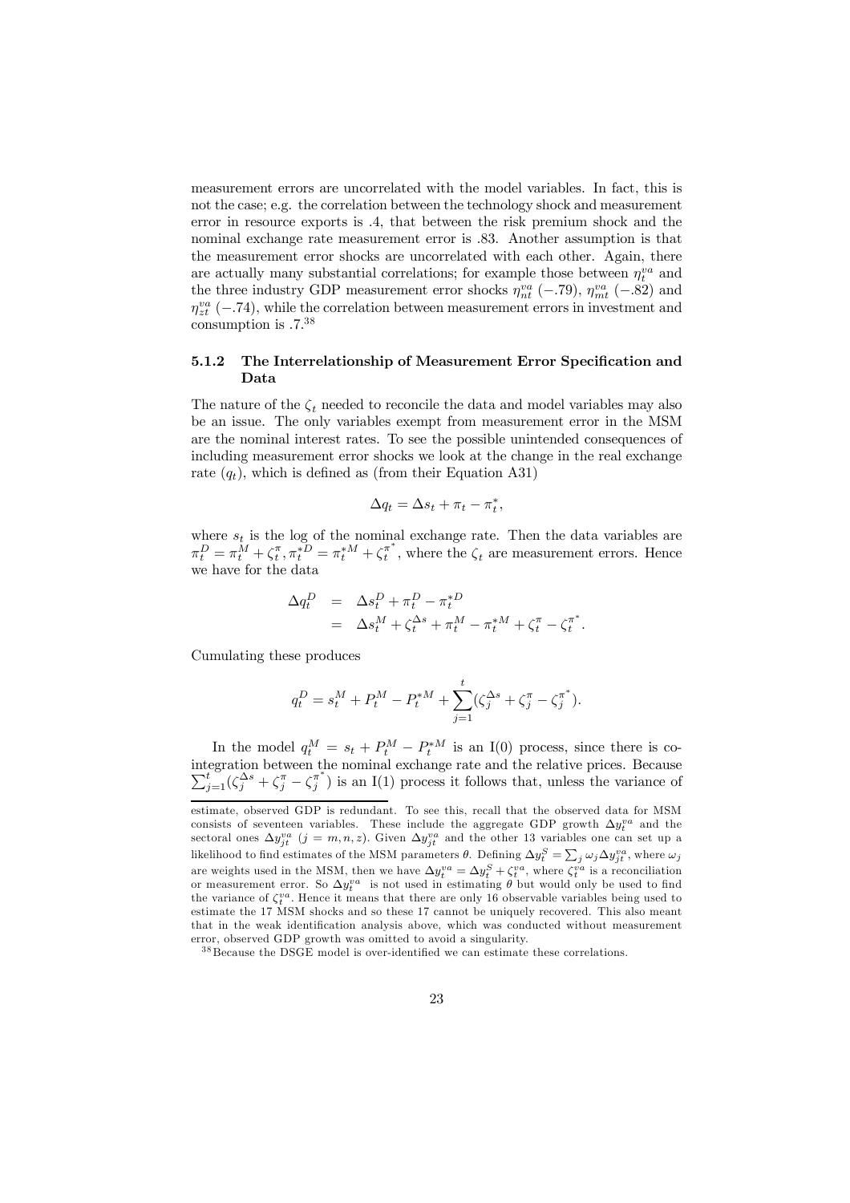measurement errors are uncorrelated with the model variables. In fact, this is not the case; e.g. the correlation between the technology shock and measurement error in resource exports is .4, that between the risk premium shock and the nominal exchange rate measurement error is .83. Another assumption is that the measurement error shocks are uncorrelated with each other. Again, there are actually many substantial correlations; for example those between $\eta_t^{va}$ and the three industry GDP measurement error shocks $\eta_{nt}^{va}$ (−.79), $\eta_{mt}^{va}$ (−.82) and $\eta_{zt}^{va}$ (−.74), while the correlation between measurement errors in investment and consumption is .7.[38]

### 5.1.2 The Interrelationship of Measurement Error Specification and Data

The nature of the $\zeta_t$ needed to reconcile the data and model variables may also be an issue. The only variables exempt from measurement error in the MSM are the nominal interest rates. To see the possible unintended consequences of including measurement error shocks we look at the change in the real exchange rate ($q_t$), which is defined as (from their Equation A31)

$$\Delta q_t = \Delta s_t + \pi_t - \pi_t^*,$$

where $s_t$ is the log of the nominal exchange rate. Then the data variables are $\pi_t^D = \pi_t^M + \zeta_t^{\pi}, \pi_t^{*D} = \pi_t^{*M} + \zeta_t^{\pi^*}$, where the $\zeta_t$ are measurement errors. Hence we have for the data

$$\begin{aligned} \Delta q_t^D &= \Delta s_t^D + \pi_t^D - \pi_t^{*D} \\ &= \Delta s_t^M + \zeta_t^{\Delta s} + \pi_t^M - \pi_t^{*M} + \zeta_t^{\pi} - \zeta_t^{\pi^*}. \end{aligned}$$

Cumulating these produces

$$q_t^D = s_t^M + P_t^M - P_t^{*M} + \sum_{j=1}^{t} (\zeta_j^{\Delta s} + \zeta_j^{\pi} - \zeta_j^{\pi^*}).$$

In the model $q_t^M = s_t + P_t^M - P_t^{*M}$ is an I(0) process, since there is co-integration between the nominal exchange rate and the relative prices. Because $\sum_{j=1}^{t} (\zeta_j^{\Delta s} + \zeta_j^{\pi} - \zeta_j^{\pi^*})$ is an I(1) process it follows that, unless the variance of

estimate, observed GDP is redundant. To see this, recall that the observed data for MSM consists of seventeen variables. These include the aggregate GDP growth $\Delta y_t^{va}$ and the sectoral ones $\Delta y_{jt}^{va}$ ($j = m, n, z$). Given $\Delta y_{jt}^{va}$ and the other 13 variables one can set up a likelihood to find estimates of the MSM parameters $\theta$. Defining $\Delta y_t^S = \sum_j \omega_j \Delta y_{jt}^{va}$, where $\omega_j$ are weights used in the MSM, then we have $\Delta y_t^{va} = \Delta y_t^S + \zeta_t^{va}$, where $\zeta_t^{va}$ is a reconciliation or measurement error. So $\Delta y_t^{va}$ is not used in estimating $\theta$ but would only be used to find the variance of $\zeta_t^{va}$. Hence it means that there are only 16 observable variables being used to estimate the 17 MSM shocks and so these 17 cannot be uniquely recovered. This also meant that in the weak identification analysis above, which was conducted without measurement error, observed GDP growth was omitted to avoid a singularity.

[38] Because the DSGE model is over-identified we can estimate these correlations.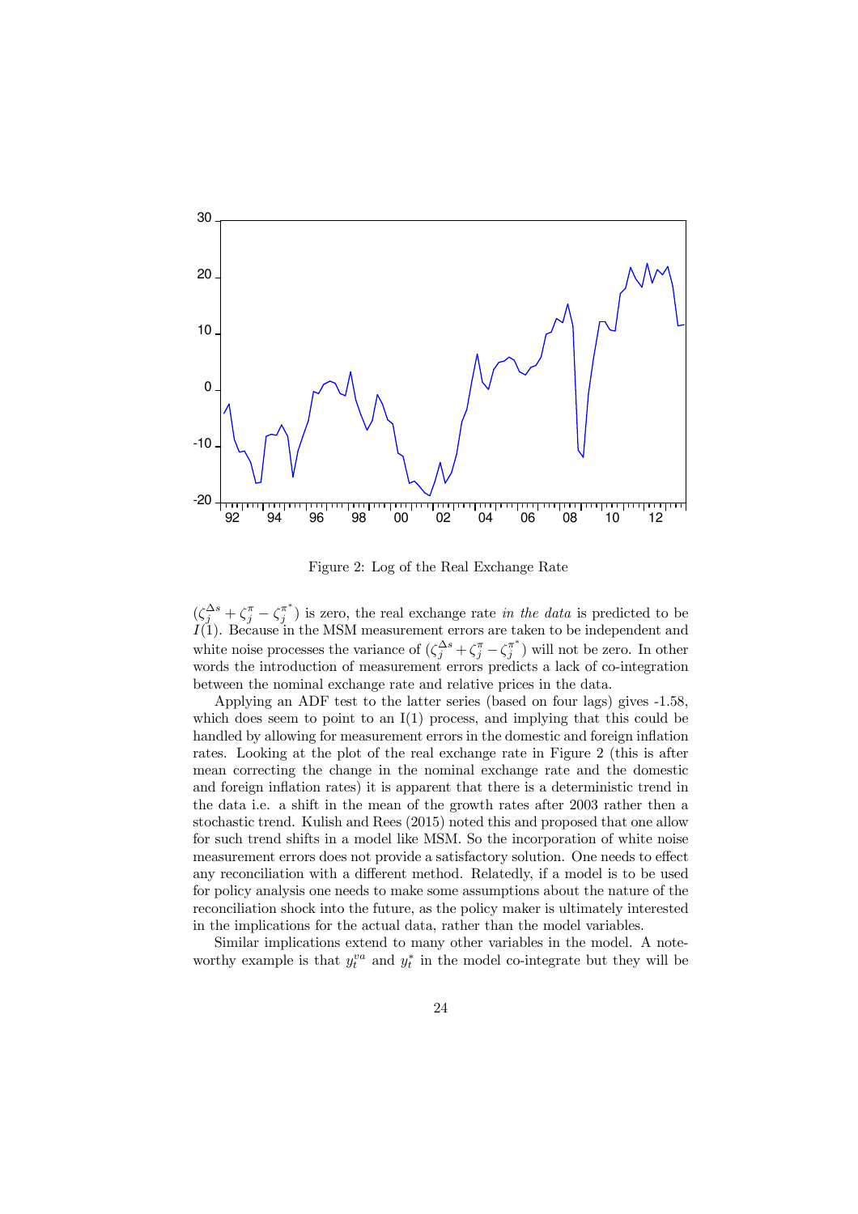Figure 2: Log of the Real Exchange Rate

$(\zeta_j^{\Delta s} + \zeta_j^{\pi} - \zeta_j^{\pi^*})$ is zero, the real exchange rate *in the data* is predicted to be $I(1)$. Because in the MSM measurement errors are taken to be independent and white noise processes the variance of $(\zeta_j^{\Delta s} + \zeta_j^{\pi} - \zeta_j^{\pi^*})$ will not be zero. In other words the introduction of measurement errors predicts a lack of co-integration between the nominal exchange rate and relative prices in the data.

Applying an ADF test to the latter series (based on four lags) gives -1.58, which does seem to point to an I(1) process, and implying that this could be handled by allowing for measurement errors in the domestic and foreign inflation rates. Looking at the plot of the real exchange rate in Figure 2 (this is after mean correcting the change in the nominal exchange rate and the domestic and foreign inflation rates) it is apparent that there is a deterministic trend in the data i.e. a shift in the mean of the growth rates after 2003 rather then a stochastic trend. Kulish and Rees (2015) noted this and proposed that one allow for such trend shifts in a model like MSM. So the incorporation of white noise measurement errors does not provide a satisfactory solution. One needs to effect any reconciliation with a different method. Relatedly, if a model is to be used for policy analysis one needs to make some assumptions about the nature of the reconciliation shock into the future, as the policy maker is ultimately interested in the implications for the actual data, rather than the model variables.

Similar implications extend to many other variables in the model. A noteworthy example is that $y_t^{va}$ and $y_t^*$ in the model co-integrate but they will be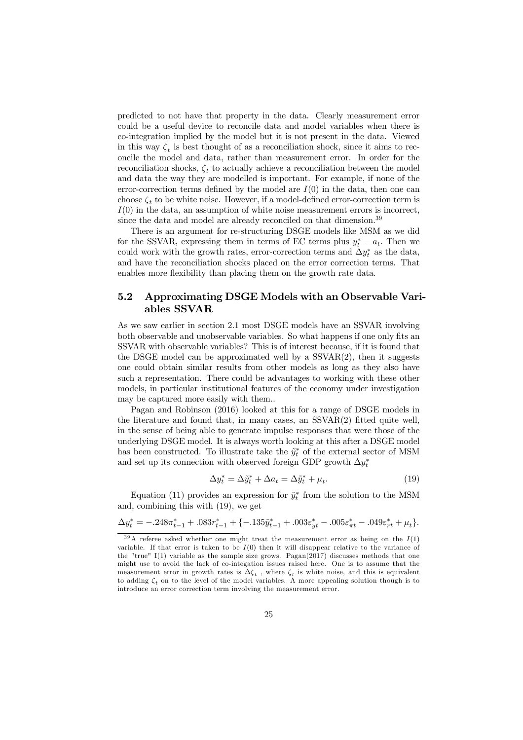predicted to not have that property in the data. Clearly measurement error could be a useful device to reconcile data and model variables when there is co-integration implied by the model but it is not present in the data. Viewed in this way $\zeta_t$ is best thought of as a reconciliation shock, since it aims to reconcile the model and data, rather than measurement error. In order for the reconciliation shocks, $\zeta_t$ to actually achieve a reconciliation between the model and data the way they are modelled is important. For example, if none of the error-correction terms defined by the model are $I(0)$ in the data, then one can choose $\zeta_t$ to be white noise. However, if a model-defined error-correction term is $I(0)$ in the data, an assumption of white noise measurement errors is incorrect, since the data and model are already reconciled on that dimension.[39]

There is an argument for re-structuring DSGE models like MSM as we did for the SSVAR, expressing them in terms of EC terms plus $y_t^* - a_t$. Then we could work with the growth rates, error-correction terms and $\Delta y_t^*$ as the data, and have the reconciliation shocks placed on the error correction terms. That enables more flexibility than placing them on the growth rate data.

## 5.2 Approximating DSGE Models with an Observable Variables SSVAR

As we saw earlier in section 2.1 most DSGE models have an SSVAR involving both observable and unobservable variables. So what happens if one only fits an SSVAR with observable variables? This is of interest because, if it is found that the DSGE model can be approximated well by a SSVAR(2), then it suggests one could obtain similar results from other models as long as they also have such a representation. There could be advantages to working with these other models, in particular institutional features of the economy under investigation may be captured more easily with them..

Pagan and Robinson (2016) looked at this for a range of DSGE models in the literature and found that, in many cases, an SSVAR(2) fitted quite well, in the sense of being able to generate impulse responses that were those of the underlying DSGE model. It is always worth looking at this after a DSGE model has been constructed. To illustrate take the $\tilde{y}_t^*$ of the external sector of MSM and set up its connection with observed foreign GDP growth $\Delta y_t^*$

$$\Delta y_t^* = \Delta \tilde{y}_t^* + \Delta a_t = \Delta \tilde{y}_t^* + \mu_t. \tag{19}$$

Equation (11) provides an expression for $\tilde{y}_t^*$ from the solution to the MSM and, combining this with (19), we get

$$\Delta y_t^* = -.248\pi_{t-1}^* + .083 r_{t-1}^* + \{-.135\tilde{y}_{t-1}^* + .003\varepsilon_{yt}^* - .005\varepsilon_{\pi t}^* - .049\varepsilon_{rt}^* + \mu_t\}.$$

[39] A referee asked whether one might treat the measurement error as being on the $I(1)$ variable. If that error is taken to be $I(0)$ then it will disappear relative to the variance of the "true" I(1) variable as the sample size grows. Pagan(2017) discusses methods that one might use to avoid the lack of co-integration issues raised here. One is to assume that the measurement error in growth rates is $\Delta\zeta_t$ , where $\zeta_t$ is white noise, and this is equivalent to adding $\zeta_t$ on to the level of the model variables. A more appealing solution though is to introduce an error correction term involving the measurement error.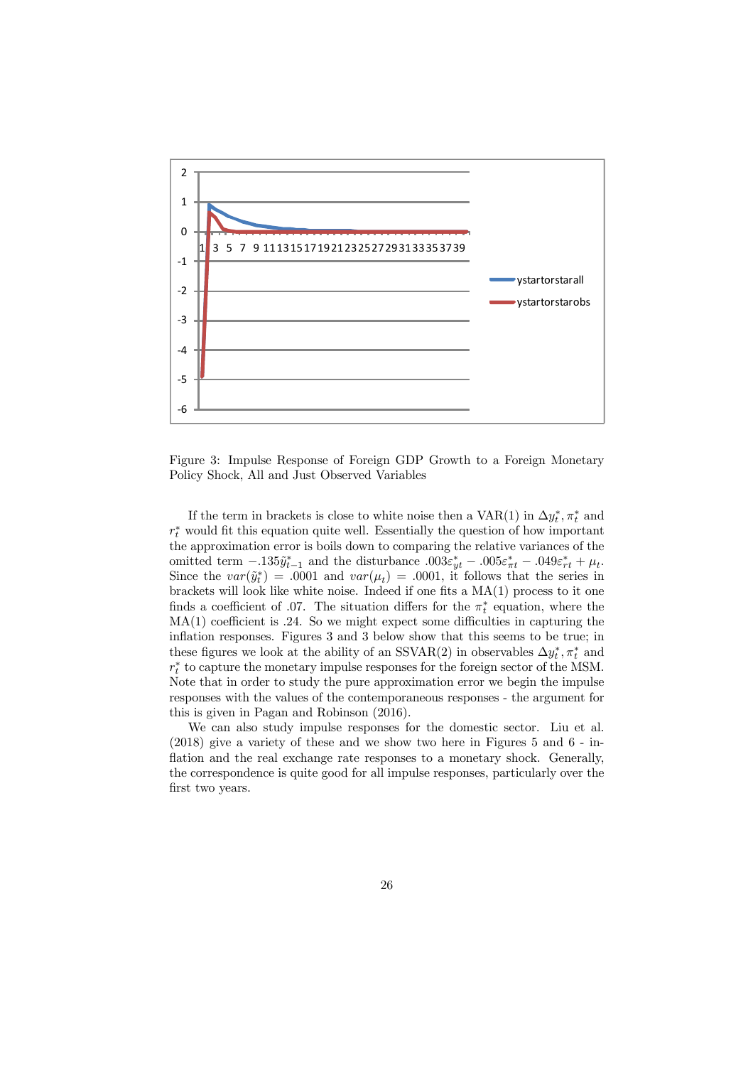Figure 3: Impulse Response of Foreign GDP Growth to a Foreign Monetary Policy Shock, All and Just Observed Variables

If the term in brackets is close to white noise then a VAR(1) in $\Delta y_t^*, \pi_t^*$ and $r_t^*$ would fit this equation quite well. Essentially the question of how important the approximation error is boils down to comparing the relative variances of the omitted term $-.135\tilde{y}_{t-1}^*$ and the disturbance $.003\varepsilon_{yt}^* - .005\varepsilon_{\pi t}^* - .049\varepsilon_{rt}^* + \mu_t$. Since the $var(\tilde{y}_t^*) = .0001$ and $var(\mu_t) = .0001$, it follows that the series in brackets will look like white noise. Indeed if one fits a MA(1) process to it one finds a coefficient of .07. The situation differs for the $\pi_t^*$ equation, where the MA(1) coefficient is .24. So we might expect some difficulties in capturing the inflation responses. Figures 3 and 3 below show that this seems to be true; in these figures we look at the ability of an SSVAR(2) in observables $\Delta y_t^*, \pi_t^*$ and $r_t^*$ to capture the monetary impulse responses for the foreign sector of the MSM. Note that in order to study the pure approximation error we begin the impulse responses with the values of the contemporaneous responses - the argument for this is given in Pagan and Robinson (2016).

We can also study impulse responses for the domestic sector. Liu et al. (2018) give a variety of these and we show two here in Figures 5 and 6 - inflation and the real exchange rate responses to a monetary shock. Generally, the correspondence is quite good for all impulse responses, particularly over the first two years.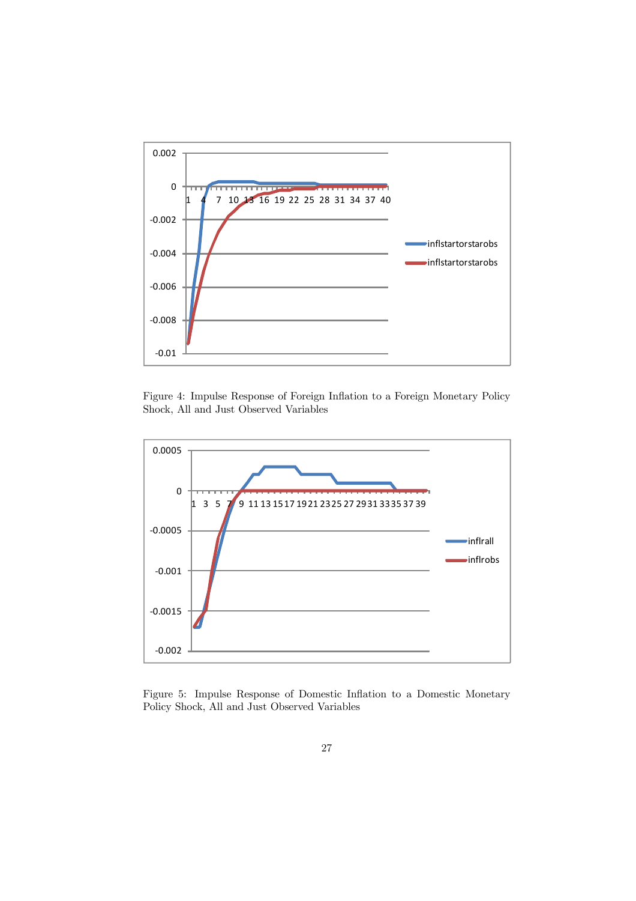Figure 4: Impulse Response of Foreign Inflation to a Foreign Monetary Policy Shock, All and Just Observed Variables

Figure 5: Impulse Response of Domestic Inflation to a Domestic Monetary Policy Shock, All and Just Observed Variables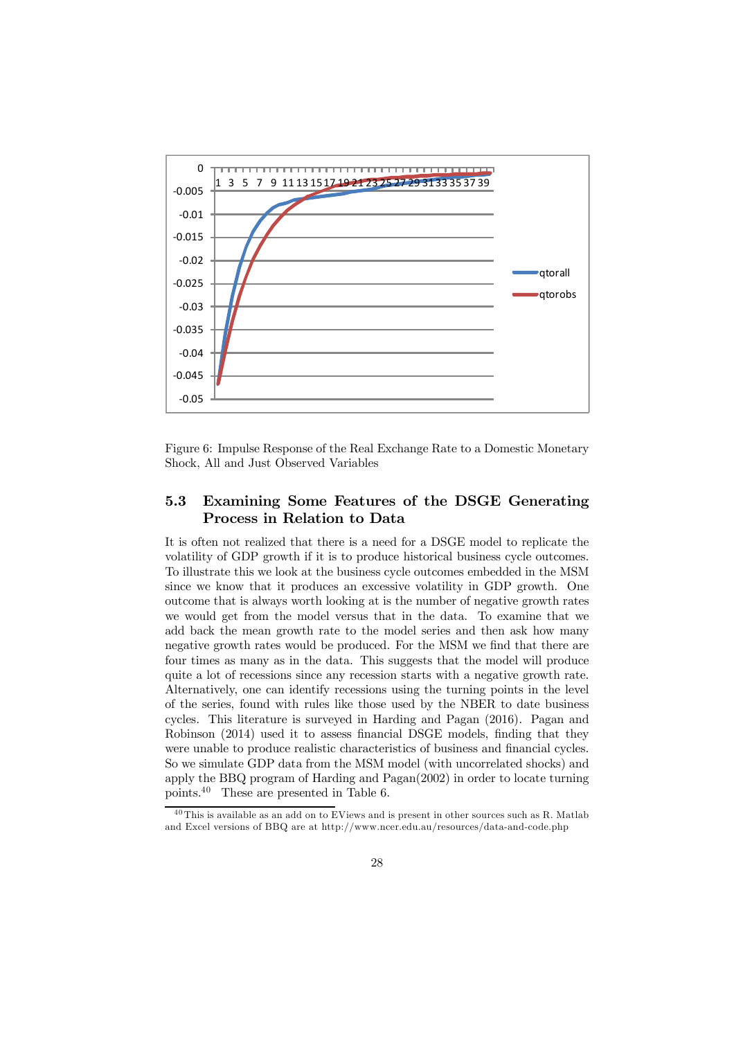Figure 6: Impulse Response of the Real Exchange Rate to a Domestic Monetary Shock, All and Just Observed Variables

### 5.3 Examining Some Features of the DSGE Generating Process in Relation to Data

It is often not realized that there is a need for a DSGE model to replicate the volatility of GDP growth if it is to produce historical business cycle outcomes. To illustrate this we look at the business cycle outcomes embedded in the MSM since we know that it produces an excessive volatility in GDP growth. One outcome that is always worth looking at is the number of negative growth rates we would get from the model versus that in the data. To examine that we add back the mean growth rate to the model series and then ask how many negative growth rates would be produced. For the MSM we find that there are four times as many as in the data. This suggests that the model will produce quite a lot of recessions since any recession starts with a negative growth rate. Alternatively, one can identify recessions using the turning points in the level of the series, found with rules like those used by the NBER to date business cycles. This literature is surveyed in Harding and Pagan (2016). Pagan and Robinson (2014) used it to assess financial DSGE models, finding that they were unable to produce realistic characteristics of business and financial cycles. So we simulate GDP data from the MSM model (with uncorrelated shocks) and apply the BBQ program of Harding and Pagan(2002) in order to locate turning points.[40] These are presented in Table 6.

[40] This is available as an add on to EViews and is present in other sources such as R. Matlab and Excel versions of BBQ are at http://www.ncer.edu.au/resources/data-and-code.php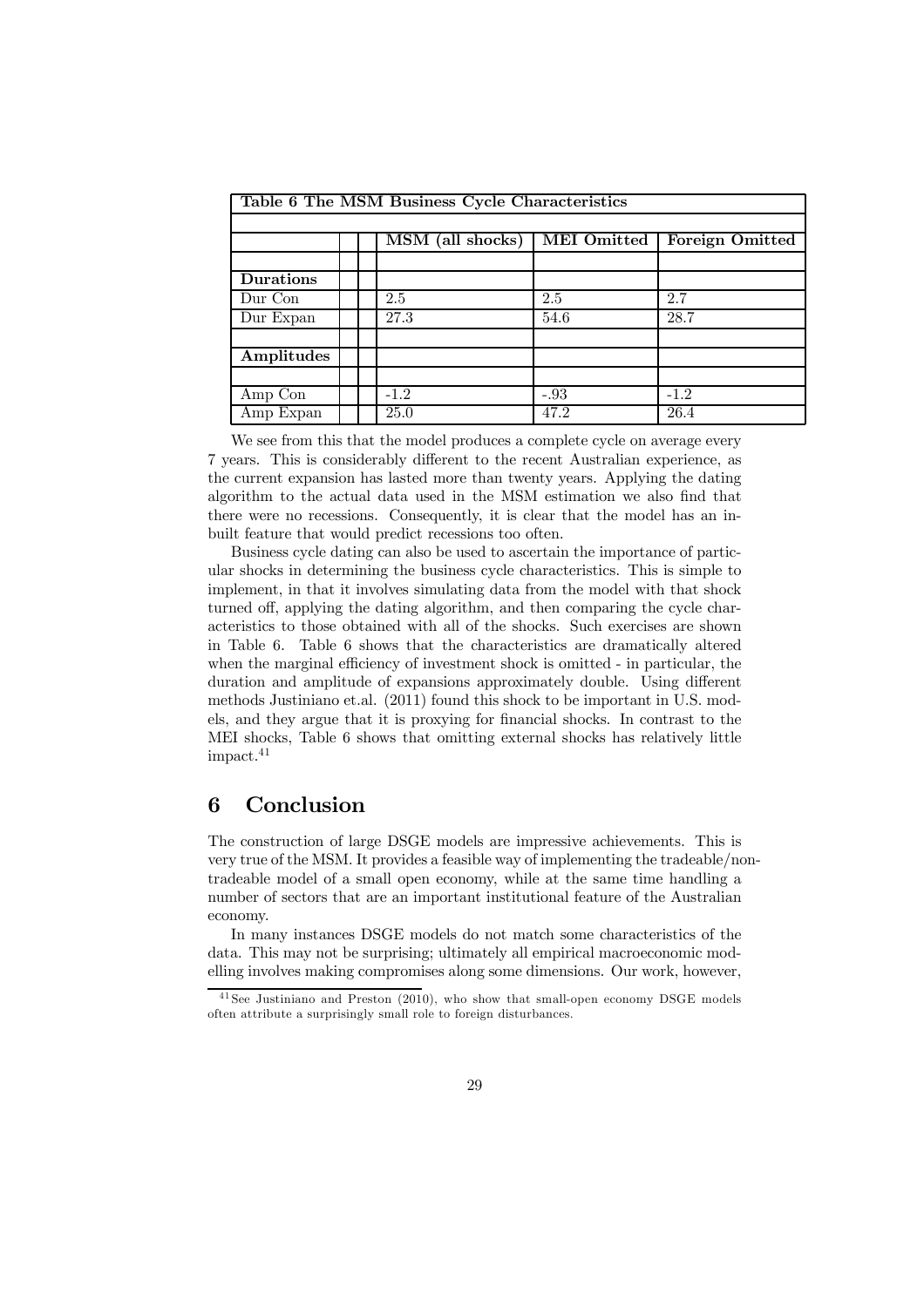| Table 6 The MSM Business Cycle Characteristics | | | |
|---|---|---|---|
| | MSM (all shocks) | MEI Omitted | Foreign Omitted |
| **Durations** | | | |
| Dur Con | 2.5 | 2.5 | 2.7 |
| Dur Expan | 27.3 | 54.6 | 28.7 |
| **Amplitudes** | | | |
| Amp Con | -1.2 | -.93 | -1.2 |
| Amp Expan | 25.0 | 47.2 | 26.4 |

We see from this that the model produces a complete cycle on average every 7 years. This is considerably different to the recent Australian experience, as the current expansion has lasted more than twenty years. Applying the dating algorithm to the actual data used in the MSM estimation we also find that there were no recessions. Consequently, it is clear that the model has an in-built feature that would predict recessions too often.

Business cycle dating can also be used to ascertain the importance of particular shocks in determining the business cycle characteristics. This is simple to implement, in that it involves simulating data from the model with that shock turned off, applying the dating algorithm, and then comparing the cycle characteristics to those obtained with all of the shocks. Such exercises are shown in Table 6. Table 6 shows that the characteristics are dramatically altered when the marginal efficiency of investment shock is omitted - in particular, the duration and amplitude of expansions approximately double. Using different methods Justiniano et.al. (2011) found this shock to be important in U.S. models, and they argue that it is proxying for financial shocks. In contrast to the MEI shocks, Table 6 shows that omitting external shocks has relatively little impact.[41]

# 6 Conclusion

The construction of large DSGE models are impressive achievements. This is very true of the MSM. It provides a feasible way of implementing the tradeable/non-tradeable model of a small open economy, while at the same time handling a number of sectors that are an important institutional feature of the Australian economy.

In many instances DSGE models do not match some characteristics of the data. This may not be surprising; ultimately all empirical macroeconomic modelling involves making compromises along some dimensions. Our work, however,

[41] See Justiniano and Preston (2010), who show that small-open economy DSGE models often attribute a surprisingly small role to foreign disturbances.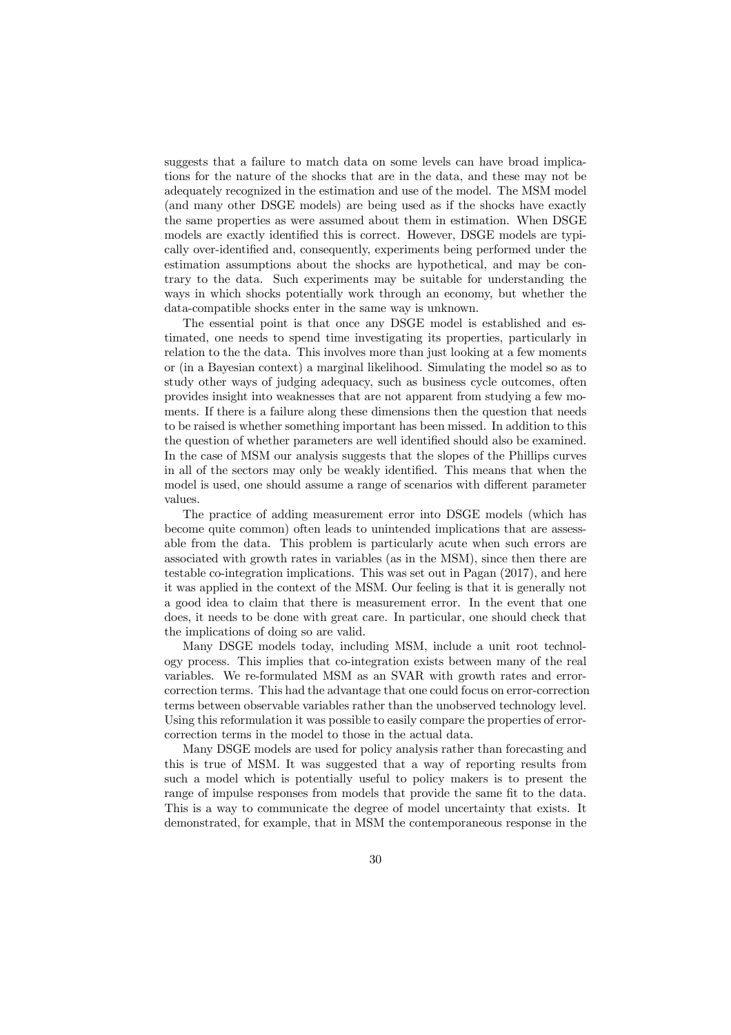suggests that a failure to match data on some levels can have broad implications for the nature of the shocks that are in the data, and these may not be adequately recognized in the estimation and use of the model. The MSM model (and many other DSGE models) are being used as if the shocks have exactly the same properties as were assumed about them in estimation. When DSGE models are exactly identified this is correct. However, DSGE models are typically over-identified and, consequently, experiments being performed under the estimation assumptions about the shocks are hypothetical, and may be contrary to the data. Such experiments may be suitable for understanding the ways in which shocks potentially work through an economy, but whether the data-compatible shocks enter in the same way is unknown.

The essential point is that once any DSGE model is established and estimated, one needs to spend time investigating its properties, particularly in relation to the the data. This involves more than just looking at a few moments or (in a Bayesian context) a marginal likelihood. Simulating the model so as to study other ways of judging adequacy, such as business cycle outcomes, often provides insight into weaknesses that are not apparent from studying a few moments. If there is a failure along these dimensions then the question that needs to be raised is whether something important has been missed. In addition to this the question of whether parameters are well identified should also be examined. In the case of MSM our analysis suggests that the slopes of the Phillips curves in all of the sectors may only be weakly identified. This means that when the model is used, one should assume a range of scenarios with different parameter values.

The practice of adding measurement error into DSGE models (which has become quite common) often leads to unintended implications that are assessable from the data. This problem is particularly acute when such errors are associated with growth rates in variables (as in the MSM), since then there are testable co-integration implications. This was set out in Pagan (2017), and here it was applied in the context of the MSM. Our feeling is that it is generally not a good idea to claim that there is measurement error. In the event that one does, it needs to be done with great care. In particular, one should check that the implications of doing so are valid.

Many DSGE models today, including MSM, include a unit root technology process. This implies that co-integration exists between many of the real variables. We re-formulated MSM as an SVAR with growth rates and error-correction terms. This had the advantage that one could focus on error-correction terms between observable variables rather than the unobserved technology level. Using this reformulation it was possible to easily compare the properties of error-correction terms in the model to those in the actual data.

Many DSGE models are used for policy analysis rather than forecasting and this is true of MSM. It was suggested that a way of reporting results from such a model which is potentially useful to policy makers is to present the range of impulse responses from models that provide the same fit to the data. This is a way to communicate the degree of model uncertainty that exists. It demonstrated, for example, that in MSM the contemporaneous response in the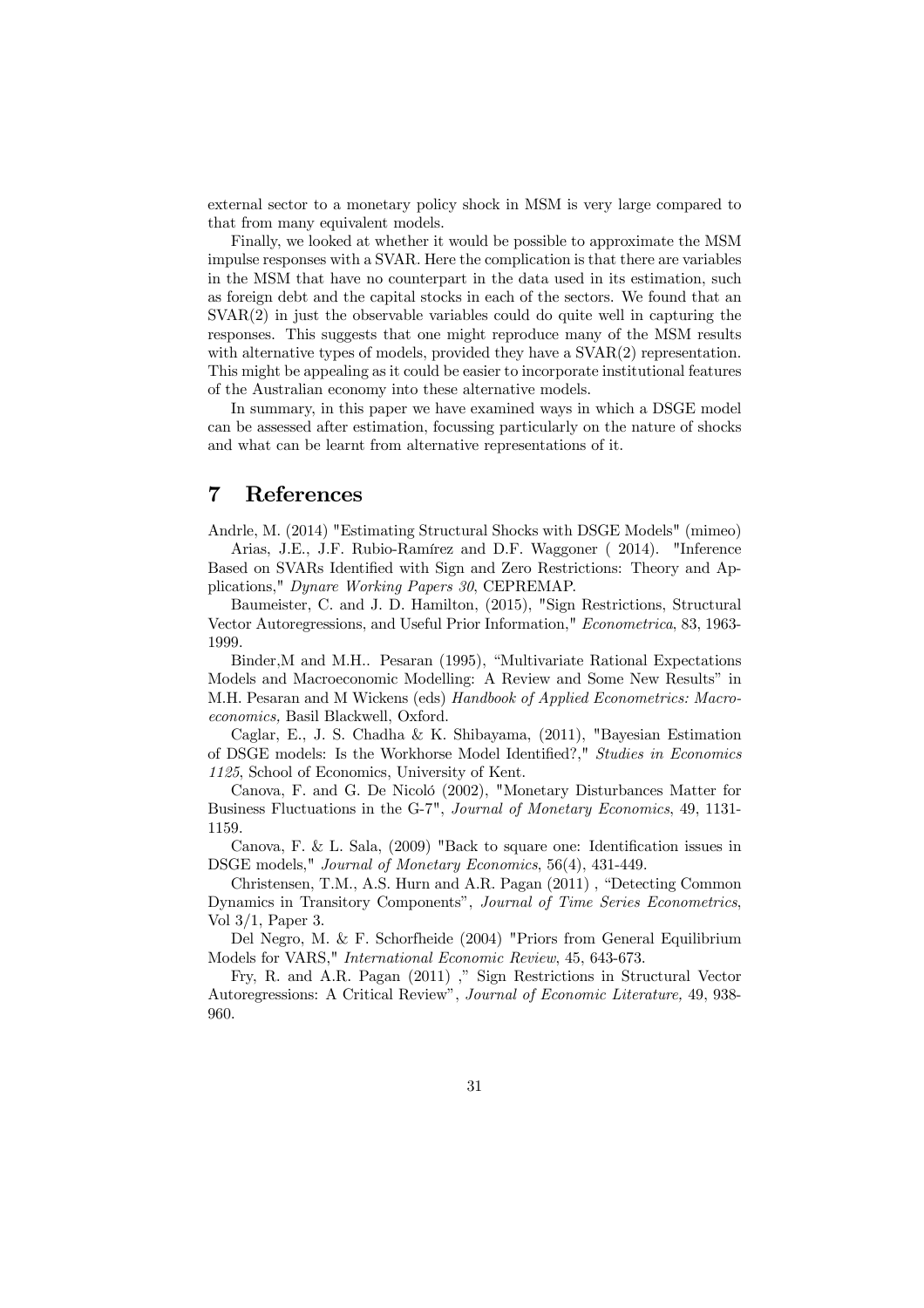external sector to a monetary policy shock in MSM is very large compared to that from many equivalent models.

Finally, we looked at whether it would be possible to approximate the MSM impulse responses with a SVAR. Here the complication is that there are variables in the MSM that have no counterpart in the data used in its estimation, such as foreign debt and the capital stocks in each of the sectors. We found that an SVAR(2) in just the observable variables could do quite well in capturing the responses. This suggests that one might reproduce many of the MSM results with alternative types of models, provided they have a SVAR(2) representation. This might be appealing as it could be easier to incorporate institutional features of the Australian economy into these alternative models.

In summary, in this paper we have examined ways in which a DSGE model can be assessed after estimation, focussing particularly on the nature of shocks and what can be learnt from alternative representations of it.

# 7 References

Andrle, M. (2014) "Estimating Structural Shocks with DSGE Models" (mimeo)

Arias, J.E., J.F. Rubio-Ramírez and D.F. Waggoner ( 2014). "Inference Based on SVARs Identified with Sign and Zero Restrictions: Theory and Applications," *Dynare Working Papers 30*, CEPREMAP.

Baumeister, C. and J. D. Hamilton, (2015), "Sign Restrictions, Structural Vector Autoregressions, and Useful Prior Information," *Econometrica*, 83, 1963-1999.

Binder,M and M.H.. Pesaran (1995), "Multivariate Rational Expectations Models and Macroeconomic Modelling: A Review and Some New Results" in M.H. Pesaran and M Wickens (eds) *Handbook of Applied Econometrics: Macroeconomics,* Basil Blackwell, Oxford.

Caglar, E., J. S. Chadha & K. Shibayama, (2011), "Bayesian Estimation of DSGE models: Is the Workhorse Model Identified?," *Studies in Economics 1125*, School of Economics, University of Kent.

Canova, F. and G. De Nicoló (2002), "Monetary Disturbances Matter for Business Fluctuations in the G-7", *Journal of Monetary Economics*, 49, 1131-1159.

Canova, F. & L. Sala, (2009) "Back to square one: Identification issues in DSGE models," *Journal of Monetary Economics*, 56(4), 431-449.

Christensen, T.M., A.S. Hurn and A.R. Pagan (2011) , "Detecting Common Dynamics in Transitory Components", *Journal of Time Series Econometrics*, Vol 3/1, Paper 3.

Del Negro, M. & F. Schorfheide (2004) "Priors from General Equilibrium Models for VARS," *International Economic Review*, 45, 643-673.

Fry, R. and A.R. Pagan (2011) ," Sign Restrictions in Structural Vector Autoregressions: A Critical Review", *Journal of Economic Literature,* 49, 938-960.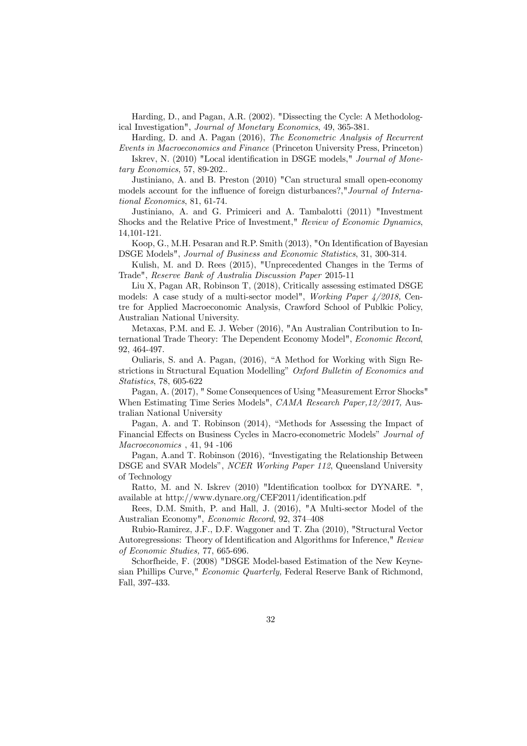Harding, D., and Pagan, A.R. (2002). "Dissecting the Cycle: A Methodological Investigation", *Journal of Monetary Economics*, 49, 365-381.

Harding, D. and A. Pagan (2016), *The Econometric Analysis of Recurrent Events in Macroeconomics and Finance* (Princeton University Press, Princeton)

Iskrev, N. (2010) "Local identification in DSGE models," *Journal of Monetary Economics*, 57, 89-202..

Justiniano, A. and B. Preston (2010) "Can structural small open-economy models account for the influence of foreign disturbances?,"*Journal of International Economics*, 81, 61-74.

Justiniano, A. and G. Primiceri and A. Tambalotti (2011) "Investment Shocks and the Relative Price of Investment," *Review of Economic Dynamics*, 14,101-121.

Koop, G., M.H. Pesaran and R.P. Smith (2013), "On Identification of Bayesian DSGE Models", *Journal of Business and Economic Statistics*, 31, 300-314.

Kulish, M. and D. Rees (2015), "Unprecedented Changes in the Terms of Trade", *Reserve Bank of Australia Discussion Paper* 2015-11

Liu X, Pagan AR, Robinson T, (2018), Critically assessing estimated DSGE models: A case study of a multi-sector model", *Working Paper 4/2018*, Centre for Applied Macroeconomic Analysis, Crawford School of Publkic Policy, Australian National University.

Metaxas, P.M. and E. J. Weber (2016), "An Australian Contribution to International Trade Theory: The Dependent Economy Model", *Economic Record*, 92, 464-497.

Ouliaris, S. and A. Pagan, (2016), "A Method for Working with Sign Restrictions in Structural Equation Modelling" *Oxford Bulletin of Economics and Statistics*, 78, 605-622

Pagan, A. (2017), " Some Consequences of Using "Measurement Error Shocks" When Estimating Time Series Models", *CAMA Research Paper,12/2017,* Australian National University

Pagan, A. and T. Robinson (2014), "Methods for Assessing the Impact of Financial Effects on Business Cycles in Macro-econometric Models" *Journal of Macroeconomics* , 41, 94 -106

Pagan, A.and T. Robinson (2016), "Investigating the Relationship Between DSGE and SVAR Models", *NCER Working Paper 112*, Queensland University of Technology

Ratto, M. and N. Iskrev (2010) "Identification toolbox for DYNARE. ", available at http://www.dynare.org/CEF2011/identification.pdf

Rees, D.M. Smith, P. and Hall, J. (2016), "A Multi-sector Model of the Australian Economy", *Economic Record*, 92, 374–408

Rubio-Ramirez, J.F., D.F. Waggoner and T. Zha (2010), "Structural Vector Autoregressions: Theory of Identification and Algorithms for Inference," *Review of Economic Studies,* 77, 665-696.

Schorfheide, F. (2008) "DSGE Model-based Estimation of the New Keynesian Phillips Curve," *Economic Quarterly,* Federal Reserve Bank of Richmond, Fall, 397-433.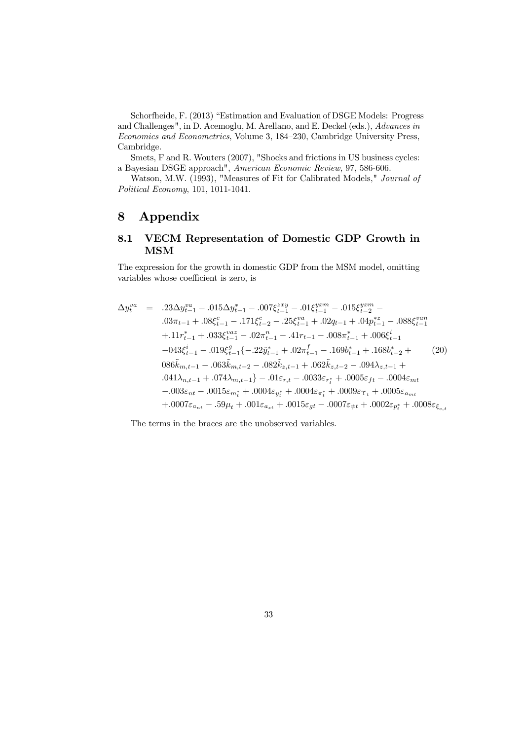Schorfheide, F. (2013) "Estimation and Evaluation of DSGE Models: Progress and Challenges", in D. Acemoglu, M. Arellano, and E. Deckel (eds.), *Advances in Economics and Econometrics*, Volume 3, 184–230, Cambridge University Press, Cambridge.

Smets, F and R. Wouters (2007), "Shocks and frictions in US business cycles: a Bayesian DSGE approach", *American Economic Review*, 97, 586-606.

Watson, M.W. (1993), "Measures of Fit for Calibrated Models," *Journal of Political Economy*, 101, 1011-1041.

# 8 Appendix

## 8.1 VECM Representation of Domestic GDP Growth in MSM

The expression for the growth in domestic GDP from the MSM model, omitting variables whose coefficient is zero, is

$$
\begin{aligned}
\Delta y_t^{va} \quad = \quad & .23\Delta y_{t-1}^{va} - .015\Delta y_{t-1}^{*} - .007\xi_{t-1}^{zxy} - .01\xi_{t-1}^{yxm} - .015\xi_{t-2}^{yxm} - \\
& .03\pi_{t-1} + .08\xi_{t-1}^{c} - .171\xi_{t-2}^{c} - .25\xi_{t-1}^{va} + .02q_{t-1} + .04p_{t-1}^{*z} - .088\xi_{t-1}^{van} \\
& + .11r_{t-1}^{*} + .033\xi_{t-1}^{vaz} - .02\pi_{t-1}^{n} - .41r_{t-1} - .008\pi_{t-1}^{*} + .006\xi_{t-1}^{i} \\
& -043\xi_{t-1}^{i} - .019\xi_{t-1}^{g}\{-.22\tilde{y}_{t-1}^{*} + .02\pi_{t-1}^{f} - .169b_{t-1}^{*} + .168b_{t-2}^{*} + \\
& 086\tilde{k}_{m,t-1} - .063\tilde{k}_{m,t-2} - .082\tilde{k}_{z,t-1} + .062\tilde{k}_{z,t-2} - .094\lambda_{z,t-1} + \\
& .041\lambda_{n,t-1} + .074\lambda_{m,t-1}\} - .01\varepsilon_{r,t} - .0033\varepsilon_{r_t^*} + .0005\varepsilon_{ft} - .0004\varepsilon_{mt} \\
& - .003\varepsilon_{nt} - .0015\varepsilon_{m_t^*} + .0004\varepsilon_{y_t^*} + .0004\varepsilon_{\pi_t^*} + .0009\varepsilon_{\Upsilon_t} + .0005\varepsilon_{a_{mt}} \\
& + .0007\varepsilon_{a_{nt}} - .59\mu_t + .001\varepsilon_{a_{zt}} + .0015\varepsilon_{gt} - .0007\varepsilon_{\psi t} + .0002\varepsilon_{p_t^*} + .0008\varepsilon_{\xi_{c,t}}
\end{aligned} \tag{20}
$$

The terms in the braces are the unobserved variables.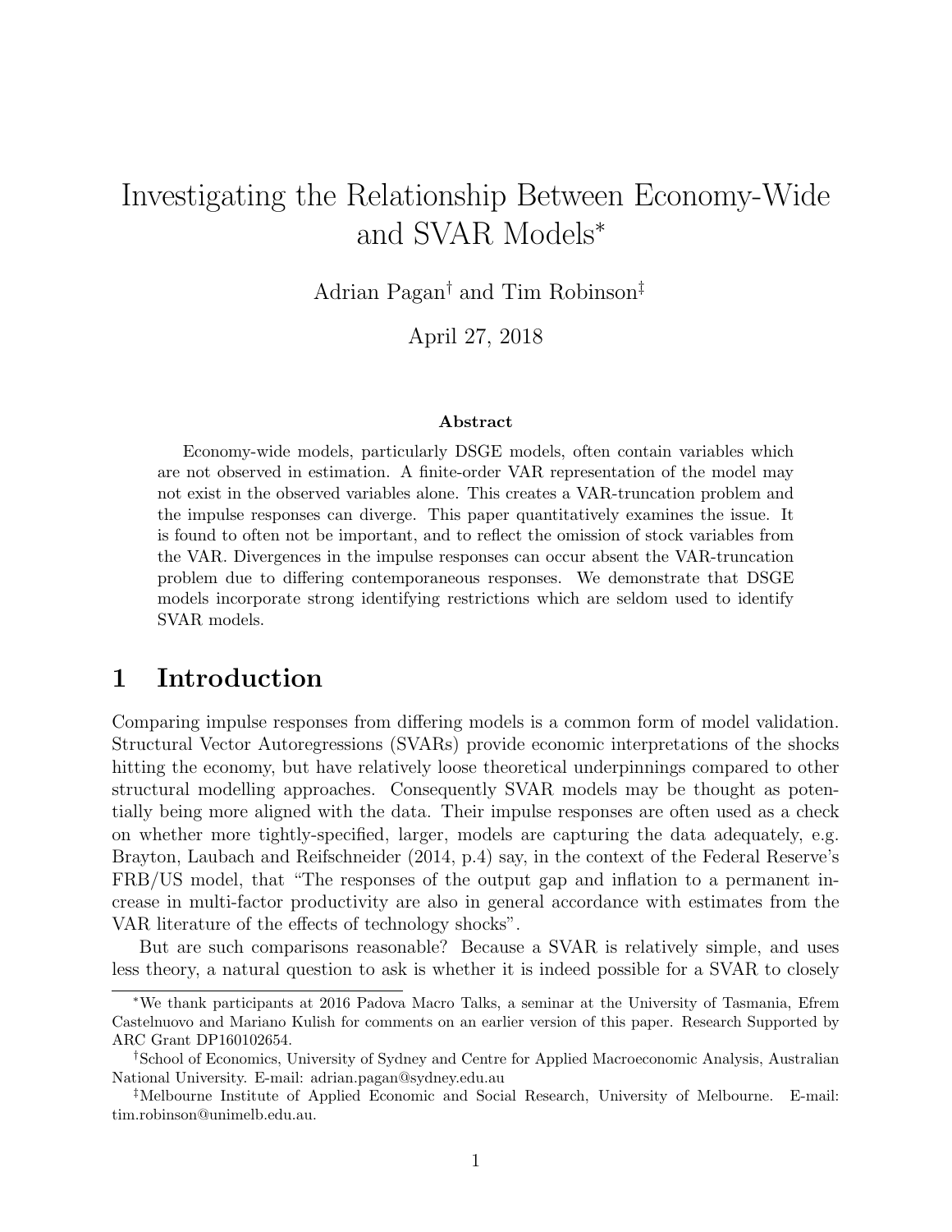# Investigating the Relationship Between Economy-Wide and SVAR Models*

Adrian Pagan† and Tim Robinson‡

April 27, 2018

### Abstract

Economy-wide models, particularly DSGE models, often contain variables which are not observed in estimation. A finite-order VAR representation of the model may not exist in the observed variables alone. This creates a VAR-truncation problem and the impulse responses can diverge. This paper quantitatively examines the issue. It is found to often not be important, and to reflect the omission of stock variables from the VAR. Divergences in the impulse responses can occur absent the VAR-truncation problem due to differing contemporaneous responses. We demonstrate that DSGE models incorporate strong identifying restrictions which are seldom used to identify SVAR models.

## 1 Introduction

Comparing impulse responses from differing models is a common form of model validation. Structural Vector Autoregressions (SVARs) provide economic interpretations of the shocks hitting the economy, but have relatively loose theoretical underpinnings compared to other structural modelling approaches. Consequently SVAR models may be thought as potentially being more aligned with the data. Their impulse responses are often used as a check on whether more tightly-specified, larger, models are capturing the data adequately, e.g. Brayton, Laubach and Reifschneider (2014, p.4) say, in the context of the Federal Reserve's FRB/US model, that "The responses of the output gap and inflation to a permanent increase in multi-factor productivity are also in general accordance with estimates from the VAR literature of the effects of technology shocks".

But are such comparisons reasonable? Because a SVAR is relatively simple, and uses less theory, a natural question to ask is whether it is indeed possible for a SVAR to closely

---

*We thank participants at 2016 Padova Macro Talks, a seminar at the University of Tasmania, Efrem Castelnuovo and Mariano Kulish for comments on an earlier version of this paper. Research Supported by ARC Grant DP160102654.

†School of Economics, University of Sydney and Centre for Applied Macroeconomic Analysis, Australian National University. E-mail: adrian.pagan@sydney.edu.au

‡Melbourne Institute of Applied Economic and Social Research, University of Melbourne. E-mail: tim.robinson@unimelb.edu.au.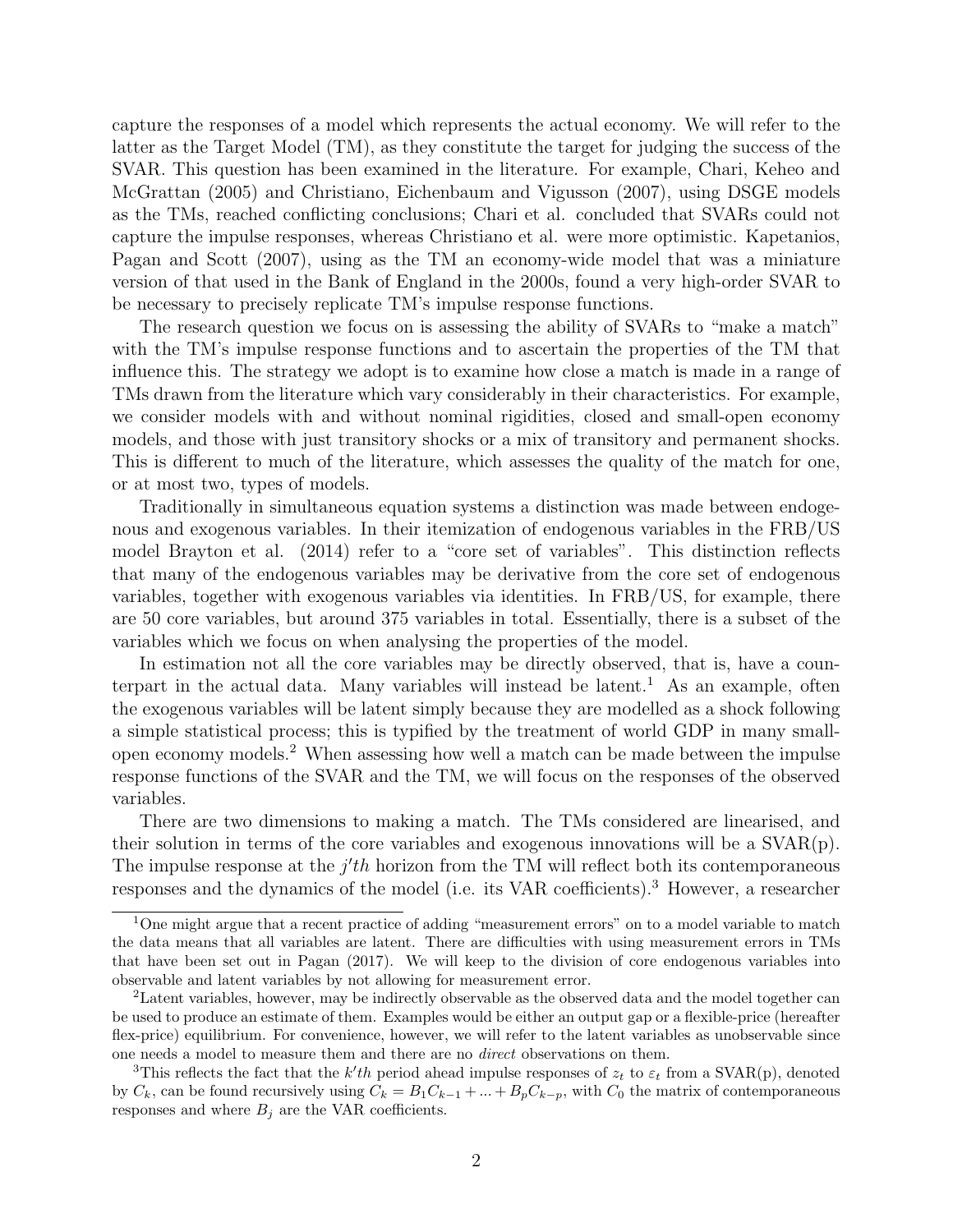capture the responses of a model which represents the actual economy. We will refer to the latter as the Target Model (TM), as they constitute the target for judging the success of the SVAR. This question has been examined in the literature. For example, Chari, Keheo and McGrattan (2005) and Christiano, Eichenbaum and Vigusson (2007), using DSGE models as the TMs, reached conflicting conclusions; Chari et al. concluded that SVARs could not capture the impulse responses, whereas Christiano et al. were more optimistic. Kapetanios, Pagan and Scott (2007), using as the TM an economy-wide model that was a miniature version of that used in the Bank of England in the 2000s, found a very high-order SVAR to be necessary to precisely replicate TM's impulse response functions.

The research question we focus on is assessing the ability of SVARs to "make a match" with the TM's impulse response functions and to ascertain the properties of the TM that influence this. The strategy we adopt is to examine how close a match is made in a range of TMs drawn from the literature which vary considerably in their characteristics. For example, we consider models with and without nominal rigidities, closed and small-open economy models, and those with just transitory shocks or a mix of transitory and permanent shocks. This is different to much of the literature, which assesses the quality of the match for one, or at most two, types of models.

Traditionally in simultaneous equation systems a distinction was made between endogenous and exogenous variables. In their itemization of endogenous variables in the FRB/US model Brayton et al. (2014) refer to a "core set of variables". This distinction reflects that many of the endogenous variables may be derivative from the core set of endogenous variables, together with exogenous variables via identities. In FRB/US, for example, there are 50 core variables, but around 375 variables in total. Essentially, there is a subset of the variables which we focus on when analysing the properties of the model.

In estimation not all the core variables may be directly observed, that is, have a counterpart in the actual data. Many variables will instead be latent.[1] As an example, often the exogenous variables will be latent simply because they are modelled as a shock following a simple statistical process; this is typified by the treatment of world GDP in many small-open economy models.[2] When assessing how well a match can be made between the impulse response functions of the SVAR and the TM, we will focus on the responses of the observed variables.

There are two dimensions to making a match. The TMs considered are linearised, and their solution in terms of the core variables and exogenous innovations will be a SVAR(p). The impulse response at the $j'th$ horizon from the TM will reflect both its contemporaneous responses and the dynamics of the model (i.e. its VAR coefficients).[3] However, a researcher

[1] One might argue that a recent practice of adding "measurement errors" on to a model variable to match the data means that all variables are latent. There are difficulties with using measurement errors in TMs that have been set out in Pagan (2017). We will keep to the division of core endogenous variables into observable and latent variables by not allowing for measurement error.

[2] Latent variables, however, may be indirectly observable as the observed data and the model together can be used to produce an estimate of them. Examples would be either an output gap or a flexible-price (hereafter flex-price) equilibrium. For convenience, however, we will refer to the latent variables as unobservable since one needs a model to measure them and there are no *direct* observations on them.

[3] This reflects the fact that the $k'th$ period ahead impulse responses of $z_t$ to $\varepsilon_t$ from a SVAR(p), denoted by $C_k$, can be found recursively using $C_k = B_1 C_{k-1} + ... + B_p C_{k-p}$, with $C_0$ the matrix of contemporaneous responses and where $B_j$ are the VAR coefficients.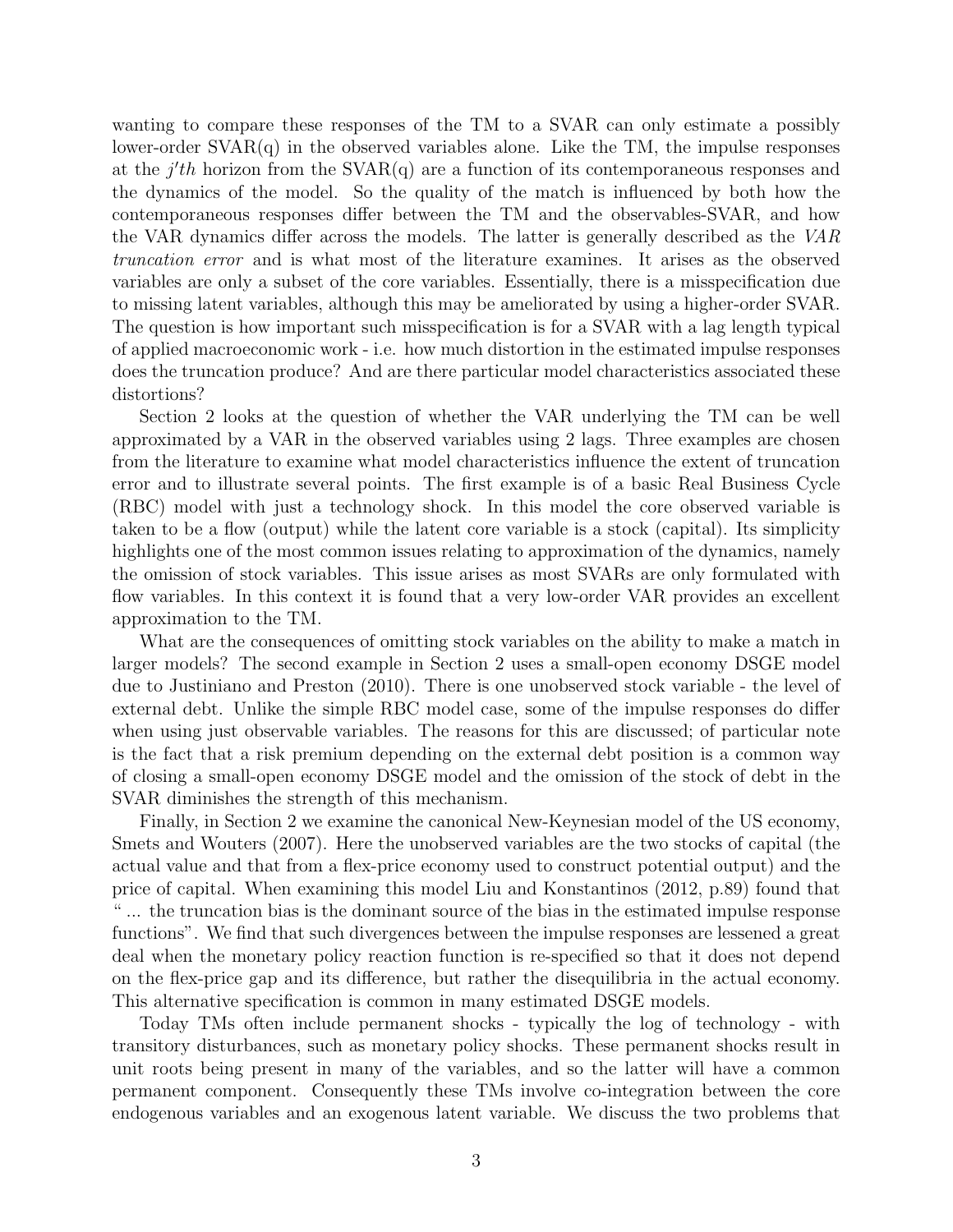wanting to compare these responses of the TM to a SVAR can only estimate a possibly lower-order SVAR(q) in the observed variables alone. Like the TM, the impulse responses at the $j'th$ horizon from the SVAR(q) are a function of its contemporaneous responses and the dynamics of the model. So the quality of the match is influenced by both how the contemporaneous responses differ between the TM and the observables-SVAR, and how the VAR dynamics differ across the models. The latter is generally described as the *VAR truncation error* and is what most of the literature examines. It arises as the observed variables are only a subset of the core variables. Essentially, there is a misspecification due to missing latent variables, although this may be ameliorated by using a higher-order SVAR. The question is how important such misspecification is for a SVAR with a lag length typical of applied macroeconomic work - i.e. how much distortion in the estimated impulse responses does the truncation produce? And are there particular model characteristics associated these distortions?

Section 2 looks at the question of whether the VAR underlying the TM can be well approximated by a VAR in the observed variables using 2 lags. Three examples are chosen from the literature to examine what model characteristics influence the extent of truncation error and to illustrate several points. The first example is of a basic Real Business Cycle (RBC) model with just a technology shock. In this model the core observed variable is taken to be a flow (output) while the latent core variable is a stock (capital). Its simplicity highlights one of the most common issues relating to approximation of the dynamics, namely the omission of stock variables. This issue arises as most SVARs are only formulated with flow variables. In this context it is found that a very low-order VAR provides an excellent approximation to the TM.

What are the consequences of omitting stock variables on the ability to make a match in larger models? The second example in Section 2 uses a small-open economy DSGE model due to Justiniano and Preston (2010). There is one unobserved stock variable - the level of external debt. Unlike the simple RBC model case, some of the impulse responses do differ when using just observable variables. The reasons for this are discussed; of particular note is the fact that a risk premium depending on the external debt position is a common way of closing a small-open economy DSGE model and the omission of the stock of debt in the SVAR diminishes the strength of this mechanism.

Finally, in Section 2 we examine the canonical New-Keynesian model of the US economy, Smets and Wouters (2007). Here the unobserved variables are the two stocks of capital (the actual value and that from a flex-price economy used to construct potential output) and the price of capital. When examining this model Liu and Konstantinos (2012, p.89) found that " ... the truncation bias is the dominant source of the bias in the estimated impulse response functions". We find that such divergences between the impulse responses are lessened a great deal when the monetary policy reaction function is re-specified so that it does not depend on the flex-price gap and its difference, but rather the disequilibria in the actual economy. This alternative specification is common in many estimated DSGE models.

Today TMs often include permanent shocks - typically the log of technology - with transitory disturbances, such as monetary policy shocks. These permanent shocks result in unit roots being present in many of the variables, and so the latter will have a common permanent component. Consequently these TMs involve co-integration between the core endogenous variables and an exogenous latent variable. We discuss the two problems that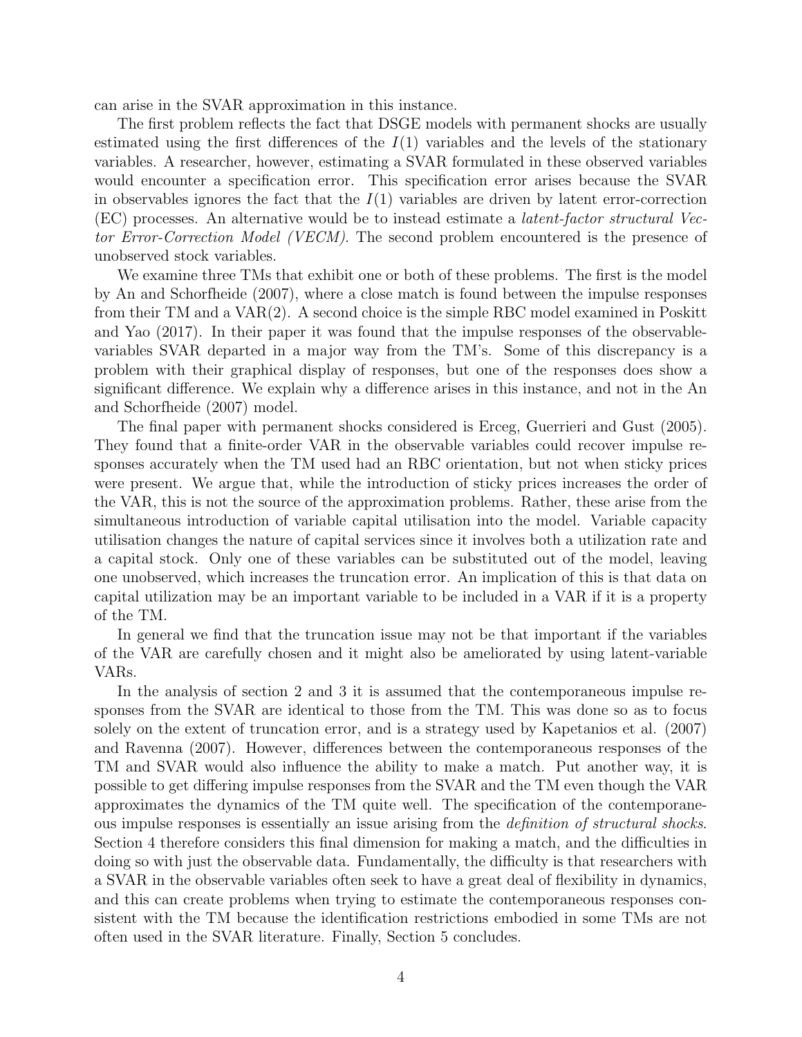can arise in the SVAR approximation in this instance.

The first problem reflects the fact that DSGE models with permanent shocks are usually estimated using the first differences of the $I(1)$ variables and the levels of the stationary variables. A researcher, however, estimating a SVAR formulated in these observed variables would encounter a specification error. This specification error arises because the SVAR in observables ignores the fact that the $I(1)$ variables are driven by latent error-correction (EC) processes. An alternative would be to instead estimate a *latent-factor structural Vector Error-Correction Model (VECM).* The second problem encountered is the presence of unobserved stock variables.

We examine three TMs that exhibit one or both of these problems. The first is the model by An and Schorfheide (2007), where a close match is found between the impulse responses from their TM and a VAR(2). A second choice is the simple RBC model examined in Poskitt and Yao (2017). In their paper it was found that the impulse responses of the observable-variables SVAR departed in a major way from the TM's. Some of this discrepancy is a problem with their graphical display of responses, but one of the responses does show a significant difference. We explain why a difference arises in this instance, and not in the An and Schorfheide (2007) model.

The final paper with permanent shocks considered is Erceg, Guerrieri and Gust (2005). They found that a finite-order VAR in the observable variables could recover impulse responses accurately when the TM used had an RBC orientation, but not when sticky prices were present. We argue that, while the introduction of sticky prices increases the order of the VAR, this is not the source of the approximation problems. Rather, these arise from the simultaneous introduction of variable capital utilisation into the model. Variable capacity utilisation changes the nature of capital services since it involves both a utilization rate and a capital stock. Only one of these variables can be substituted out of the model, leaving one unobserved, which increases the truncation error. An implication of this is that data on capital utilization may be an important variable to be included in a VAR if it is a property of the TM.

In general we find that the truncation issue may not be that important if the variables of the VAR are carefully chosen and it might also be ameliorated by using latent-variable VARs.

In the analysis of section 2 and 3 it is assumed that the contemporaneous impulse responses from the SVAR are identical to those from the TM. This was done so as to focus solely on the extent of truncation error, and is a strategy used by Kapetanios et al. (2007) and Ravenna (2007). However, differences between the contemporaneous responses of the TM and SVAR would also influence the ability to make a match. Put another way, it is possible to get differing impulse responses from the SVAR and the TM even though the VAR approximates the dynamics of the TM quite well. The specification of the contemporaneous impulse responses is essentially an issue arising from the *definition of structural shocks*. Section 4 therefore considers this final dimension for making a match, and the difficulties in doing so with just the observable data. Fundamentally, the difficulty is that researchers with a SVAR in the observable variables often seek to have a great deal of flexibility in dynamics, and this can create problems when trying to estimate the contemporaneous responses consistent with the TM because the identification restrictions embodied in some TMs are not often used in the SVAR literature. Finally, Section 5 concludes.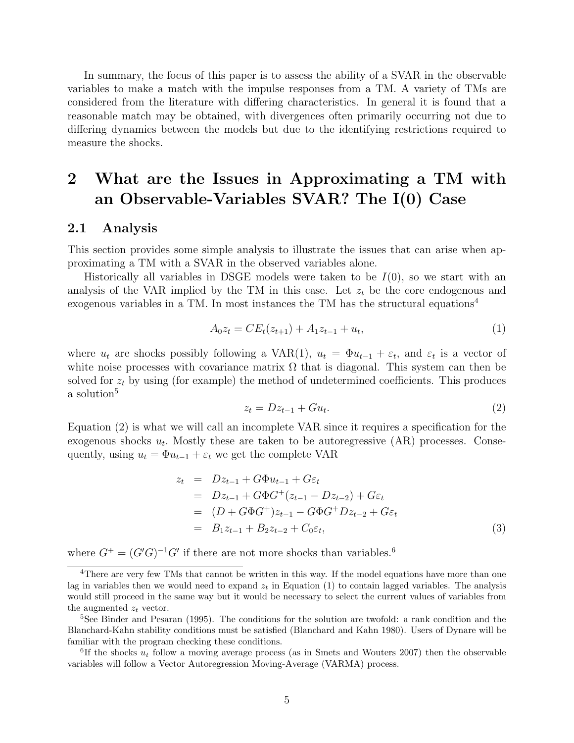In summary, the focus of this paper is to assess the ability of a SVAR in the observable variables to make a match with the impulse responses from a TM. A variety of TMs are considered from the literature with differing characteristics. In general it is found that a reasonable match may be obtained, with divergences often primarily occurring not due to differing dynamics between the models but due to the identifying restrictions required to measure the shocks.

# 2 What are the Issues in Approximating a TM with an Observable-Variables SVAR? The I(0) Case

## 2.1 Analysis

This section provides some simple analysis to illustrate the issues that can arise when approximating a TM with a SVAR in the observed variables alone.

Historically all variables in DSGE models were taken to be $I(0)$, so we start with an analysis of the VAR implied by the TM in this case. Let $z_t$ be the core endogenous and exogenous variables in a TM. In most instances the TM has the structural equations[4]

$$A_0 z_t = C E_t(z_{t+1}) + A_1 z_{t-1} + u_t, \tag{1}$$

where $u_t$ are shocks possibly following a VAR(1), $u_t = \Phi u_{t-1} + \varepsilon_t$, and $\varepsilon_t$ is a vector of white noise processes with covariance matrix $\Omega$ that is diagonal. This system can then be solved for $z_t$ by using (for example) the method of undetermined coefficients. This produces a solution[5]

$$z_t = D z_{t-1} + G u_t. \tag{2}$$

Equation (2) is what we will call an incomplete VAR since it requires a specification for the exogenous shocks $u_t$. Mostly these are taken to be autoregressive (AR) processes. Consequently, using $u_t = \Phi u_{t-1} + \varepsilon_t$ we get the complete VAR

$$\begin{aligned}
z_t &= D z_{t-1} + G\Phi u_{t-1} + G\varepsilon_t \\
&= D z_{t-1} + G\Phi G^{+}(z_{t-1} - D z_{t-2}) + G\varepsilon_t \\
&= (D + G\Phi G^{+}) z_{t-1} - G\Phi G^{+} D z_{t-2} + G\varepsilon_t \\
&= B_1 z_{t-1} + B_2 z_{t-2} + C_0 \varepsilon_t,
\end{aligned} \tag{3}$$

where $G^{+} = (G'G)^{-1}G'$ if there are not more shocks than variables.[6]

[4] There are very few TMs that cannot be written in this way. If the model equations have more than one lag in variables then we would need to expand $z_t$ in Equation (1) to contain lagged variables. The analysis would still proceed in the same way but it would be necessary to select the current values of variables from the augmented $z_t$ vector.

[5] See Binder and Pesaran (1995). The conditions for the solution are twofold: a rank condition and the Blanchard-Kahn stability conditions must be satisfied (Blanchard and Kahn 1980). Users of Dynare will be familiar with the program checking these conditions.

[6] If the shocks $u_t$ follow a moving average process (as in Smets and Wouters 2007) then the observable variables will follow a Vector Autoregression Moving-Average (VARMA) process.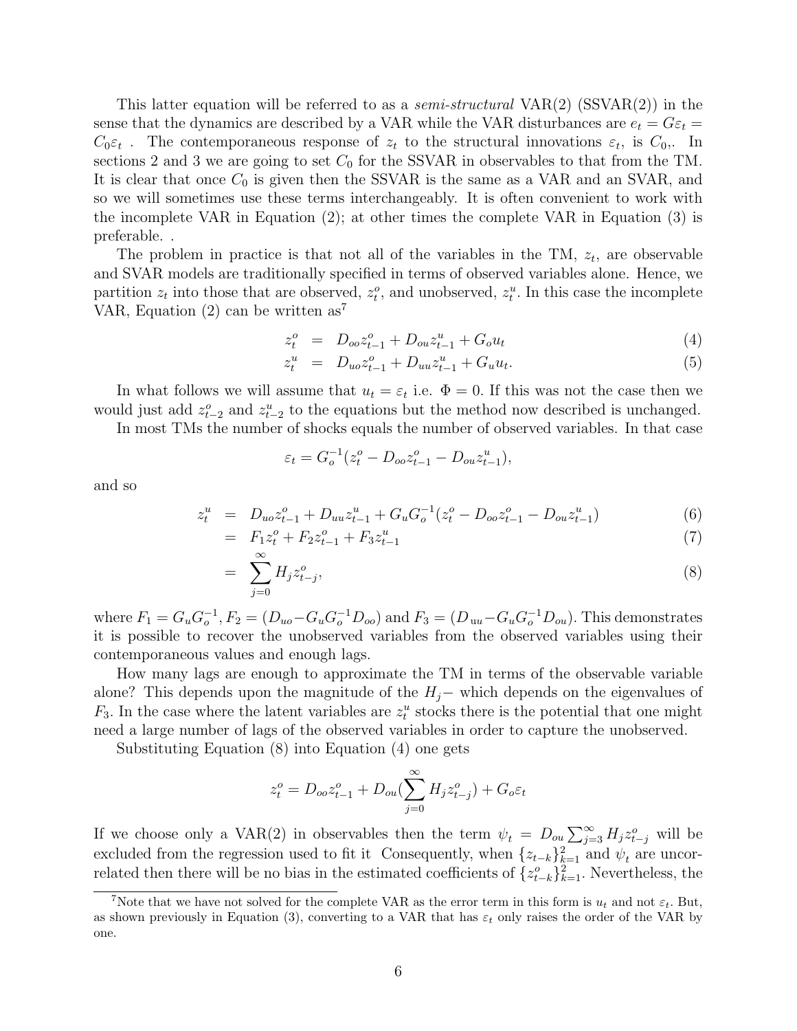This latter equation will be referred to as a *semi-structural* VAR(2) (SSVAR(2)) in the sense that the dynamics are described by a VAR while the VAR disturbances are $e_t = G\varepsilon_t = C_0\varepsilon_t$ . The contemporaneous response of $z_t$ to the structural innovations $\varepsilon_t$, is $C_0$,. In sections 2 and 3 we are going to set $C_0$ for the SSVAR in observables to that from the TM. It is clear that once $C_0$ is given then the SSVAR is the same as a VAR and an SVAR, and so we will sometimes use these terms interchangeably. It is often convenient to work with the incomplete VAR in Equation (2); at other times the complete VAR in Equation (3) is preferable. .

The problem in practice is that not all of the variables in the TM, $z_t$, are observable and SVAR models are traditionally specified in terms of observed variables alone. Hence, we partition $z_t$ into those that are observed, $z_t^o$, and unobserved, $z_t^u$. In this case the incomplete VAR, Equation (2) can be written as[7]

$$
\begin{aligned}
z_t^o &= D_{oo}z_{t-1}^o + D_{ou}z_{t-1}^u + G_o u_t && (4)\\
z_t^u &= D_{uo}z_{t-1}^o + D_{uu}z_{t-1}^u + G_u u_t. && (5)
\end{aligned}
$$

In what follows we will assume that $u_t = \varepsilon_t$ i.e. $\Phi = 0$. If this was not the case then we would just add $z_{t-2}^o$ and $z_{t-2}^u$ to the equations but the method now described is unchanged.

In most TMs the number of shocks equals the number of observed variables. In that case

$$
\varepsilon_t = G_o^{-1}(z_t^o - D_{oo}z_{t-1}^o - D_{ou}z_{t-1}^u),
$$

and so

$$
\begin{aligned}
z_t^u &= D_{uo}z_{t-1}^o + D_{uu}z_{t-1}^u + G_u G_o^{-1}(z_t^o - D_{oo}z_{t-1}^o - D_{ou}z_{t-1}^u) && (6)\\
&= F_1 z_t^o + F_2 z_{t-1}^o + F_3 z_{t-1}^u && (7)\\
&= \sum_{j=0}^{\infty} H_j z_{t-j}^o, && (8)
\end{aligned}
$$

where $F_1 = G_u G_o^{-1}, F_2 = (D_{uo} - G_u G_o^{-1} D_{oo})$ and $F_3 = (D_{uu} - G_u G_o^{-1} D_{ou})$. This demonstrates it is possible to recover the unobserved variables from the observed variables using their contemporaneous values and enough lags.

How many lags are enough to approximate the TM in terms of the observable variable alone? This depends upon the magnitude of the $H_j-$ which depends on the eigenvalues of $F_3$. In the case where the latent variables are $z_t^u$ stocks there is the potential that one might need a large number of lags of the observed variables in order to capture the unobserved.

Substituting Equation (8) into Equation (4) one gets

$$
z_t^o = D_{oo}z_{t-1}^o + D_{ou}(\sum_{j=0}^{\infty} H_j z_{t-j}^o) + G_o\varepsilon_t
$$

If we choose only a VAR(2) in observables then the term $\psi_t = D_{ou}\sum_{j=3}^{\infty} H_j z_{t-j}^o$ will be excluded from the regression used to fit it Consequently, when $\{z_{t-k}\}_{k=1}^2$ and $\psi_t$ are uncorrelated then there will be no bias in the estimated coefficients of $\{z_{t-k}^o\}_{k=1}^2$. Nevertheless, the

[7] Note that we have not solved for the complete VAR as the error term in this form is $u_t$ and not $\varepsilon_t$. But, as shown previously in Equation (3), converting to a VAR that has $\varepsilon_t$ only raises the order of the VAR by one.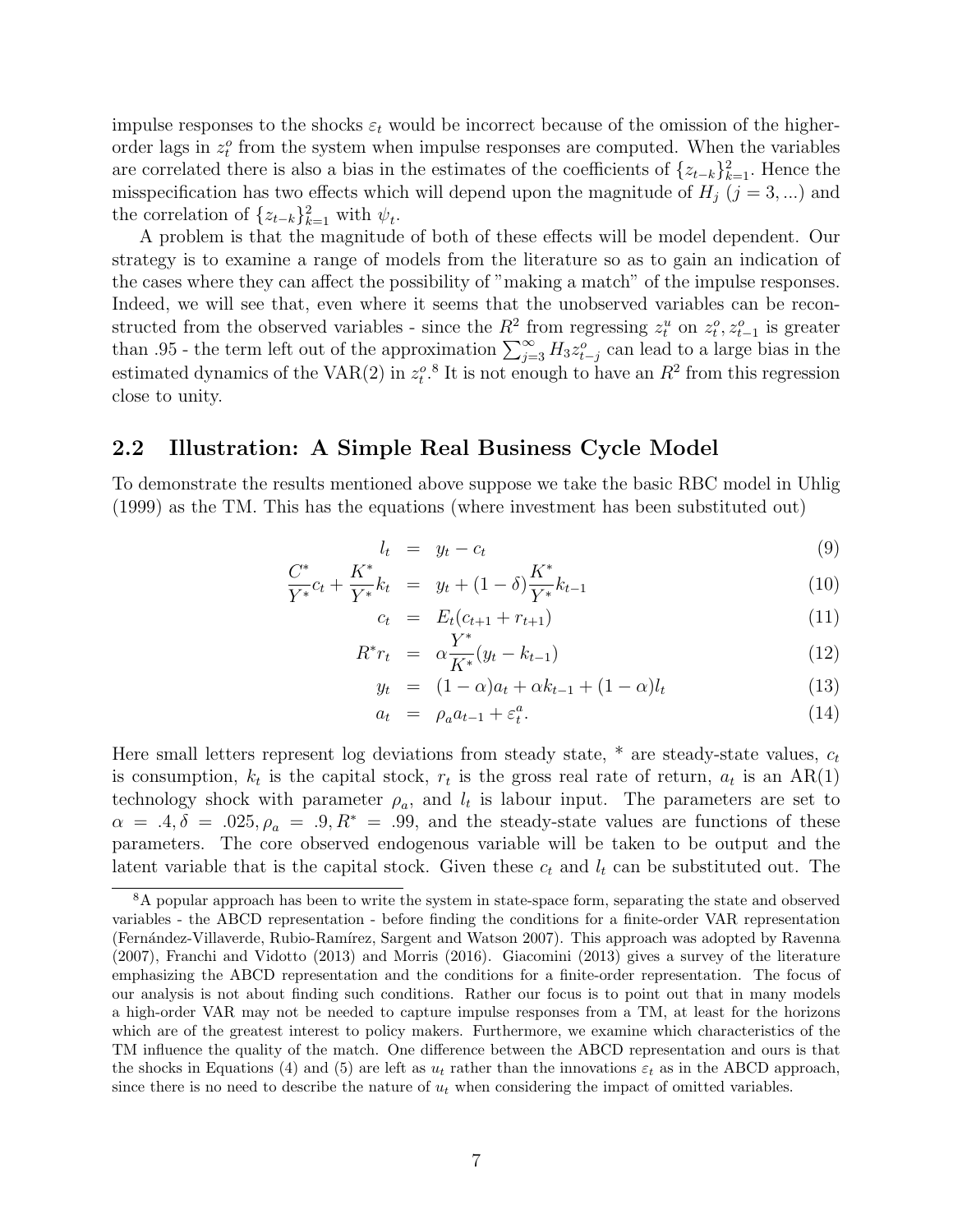impulse responses to the shocks $\varepsilon_t$ would be incorrect because of the omission of the higher-order lags in $z_t^o$ from the system when impulse responses are computed. When the variables are correlated there is also a bias in the estimates of the coefficients of $\{z_{t-k}\}_{k=1}^2$. Hence the misspecification has two effects which will depend upon the magnitude of $H_j$ ($j = 3, ...$) and the correlation of $\{z_{t-k}\}_{k=1}^2$ with $\psi_t$.

A problem is that the magnitude of both of these effects will be model dependent. Our strategy is to examine a range of models from the literature so as to gain an indication of the cases where they can affect the possibility of "making a match" of the impulse responses. Indeed, we will see that, even where it seems that the unobserved variables can be reconstructed from the observed variables - since the $R^2$ from regressing $z_t^u$ on $z_t^o, z_{t-1}^o$ is greater than .95 - the term left out of the approximation $\sum_{j=3}^{\infty} H_3 z_{t-j}^o$ can lead to a large bias in the estimated dynamics of the VAR(2) in $z_t^o$.[8] It is not enough to have an $R^2$ from this regression close to unity.

## 2.2 Illustration: A Simple Real Business Cycle Model

To demonstrate the results mentioned above suppose we take the basic RBC model in Uhlig (1999) as the TM. This has the equations (where investment has been substituted out)

$$l_t = y_t - c_t \tag{9}$$

$$\frac{C^*}{Y^*}c_t + \frac{K^*}{Y^*}k_t = y_t + (1-\delta)\frac{K^*}{Y^*}k_{t-1} \tag{10}$$

$$c_t = E_t(c_{t+1} + r_{t+1}) \tag{11}$$

$$R^* r_t = \alpha \frac{Y^*}{K^*}(y_t - k_{t-1}) \tag{12}$$

$$y_t = (1-\alpha)a_t + \alpha k_{t-1} + (1-\alpha)l_t \tag{13}$$

$$a_t = \rho_a a_{t-1} + \varepsilon_t^a. \tag{14}$$

Here small letters represent log deviations from steady state, * are steady-state values, $c_t$ is consumption, $k_t$ is the capital stock, $r_t$ is the gross real rate of return, $a_t$ is an AR(1) technology shock with parameter $\rho_a$, and $l_t$ is labour input. The parameters are set to $\alpha = .4, \delta = .025, \rho_a = .9, R^* = .99$, and the steady-state values are functions of these parameters. The core observed endogenous variable will be taken to be output and the latent variable that is the capital stock. Given these $c_t$ and $l_t$ can be substituted out. The

[8] A popular approach has been to write the system in state-space form, separating the state and observed variables - the ABCD representation - before finding the conditions for a finite-order VAR representation (Fernández-Villaverde, Rubio-Ramírez, Sargent and Watson 2007). This approach was adopted by Ravenna (2007), Franchi and Vidotto (2013) and Morris (2016). Giacomini (2013) gives a survey of the literature emphasizing the ABCD representation and the conditions for a finite-order representation. The focus of our analysis is not about finding such conditions. Rather our focus is to point out that in many models a high-order VAR may not be needed to capture impulse responses from a TM, at least for the horizons which are of the greatest interest to policy makers. Furthermore, we examine which characteristics of the TM influence the quality of the match. One difference between the ABCD representation and ours is that the shocks in Equations (4) and (5) are left as $u_t$ rather than the innovations $\varepsilon_t$ as in the ABCD approach, since there is no need to describe the nature of $u_t$ when considering the impact of omitted variables.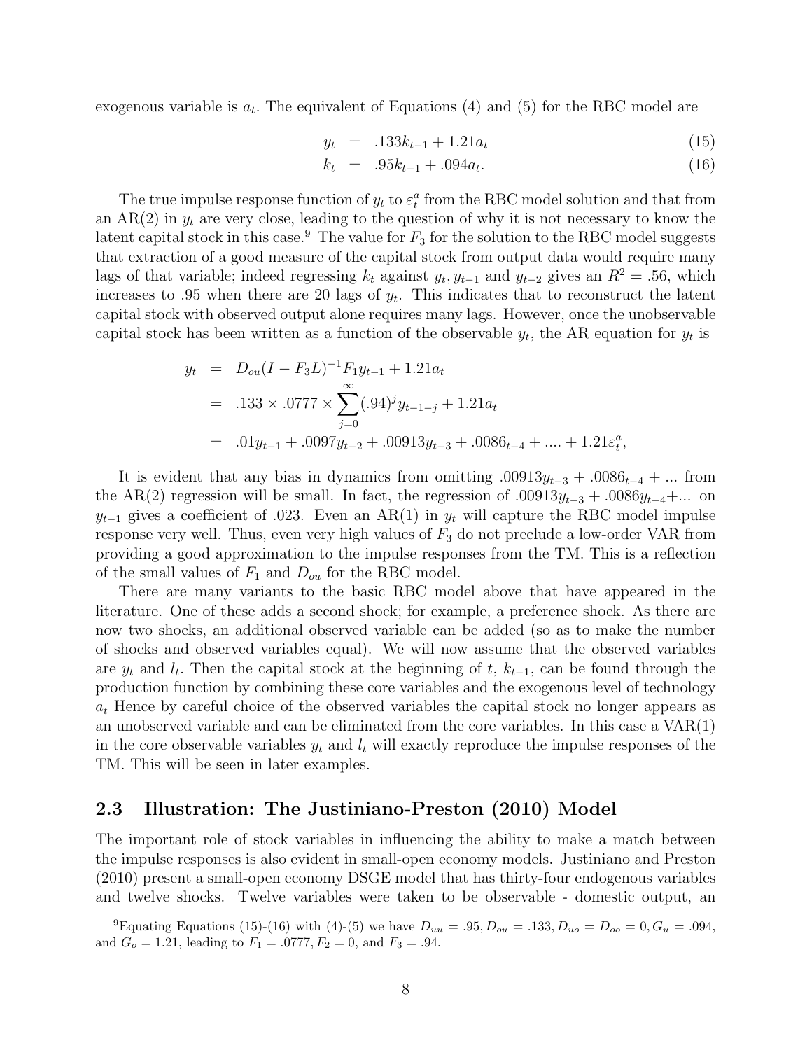exogenous variable is $a_t$. The equivalent of Equations (4) and (5) for the RBC model are

$$
\begin{aligned}
y_t &= .133k_{t-1} + 1.21a_t \quad (15)\\
k_t &= .95k_{t-1} + .094a_t. \quad (16)
\end{aligned}
$$

The true impulse response function of $y_t$ to $\varepsilon_t^a$ from the RBC model solution and that from an AR(2) in $y_t$ are very close, leading to the question of why it is not necessary to know the latent capital stock in this case.[9] The value for $F_3$ for the solution to the RBC model suggests that extraction of a good measure of the capital stock from output data would require many lags of that variable; indeed regressing $k_t$ against $y_t, y_{t-1}$ and $y_{t-2}$ gives an $R^2 = .56$, which increases to .95 when there are 20 lags of $y_t$. This indicates that to reconstruct the latent capital stock with observed output alone requires many lags. However, once the unobservable capital stock has been written as a function of the observable $y_t$, the AR equation for $y_t$ is

$$
\begin{aligned}
y_t &= D_{ou}(I - F_3 L)^{-1} F_1 y_{t-1} + 1.21a_t \\
&= .133 \times .0777 \times \sum_{j=0}^{\infty} (.94)^j y_{t-1-j} + 1.21a_t \\
&= .01y_{t-1} + .0097y_{t-2} + .00913y_{t-3} + .0086_{t-4} + .... + 1.21\varepsilon_t^a,
\end{aligned}
$$

It is evident that any bias in dynamics from omitting $.00913y_{t-3} + .0086_{t-4} + ...$ from the AR(2) regression will be small. In fact, the regression of $.00913y_{t-3} + .0086y_{t-4} + ...$ on $y_{t-1}$ gives a coefficient of .023. Even an AR(1) in $y_t$ will capture the RBC model impulse response very well. Thus, even very high values of $F_3$ do not preclude a low-order VAR from providing a good approximation to the impulse responses from the TM. This is a reflection of the small values of $F_1$ and $D_{ou}$ for the RBC model.

There are many variants to the basic RBC model above that have appeared in the literature. One of these adds a second shock; for example, a preference shock. As there are now two shocks, an additional observed variable can be added (so as to make the number of shocks and observed variables equal). We will now assume that the observed variables are $y_t$ and $l_t$. Then the capital stock at the beginning of $t$, $k_{t-1}$, can be found through the production function by combining these core variables and the exogenous level of technology $a_t$ Hence by careful choice of the observed variables the capital stock no longer appears as an unobserved variable and can be eliminated from the core variables. In this case a VAR(1) in the core observable variables $y_t$ and $l_t$ will exactly reproduce the impulse responses of the TM. This will be seen in later examples.

## 2.3 Illustration: The Justiniano-Preston (2010) Model

The important role of stock variables in influencing the ability to make a match between the impulse responses is also evident in small-open economy models. Justiniano and Preston (2010) present a small-open economy DSGE model that has thirty-four endogenous variables and twelve shocks. Twelve variables were taken to be observable - domestic output, an

[9] Equating Equations (15)-(16) with (4)-(5) we have $D_{uu} = .95, D_{ou} = .133, D_{uo} = D_{oo} = 0, G_u = .094$, and $G_o = 1.21$, leading to $F_1 = .0777, F_2 = 0$, and $F_3 = .94$.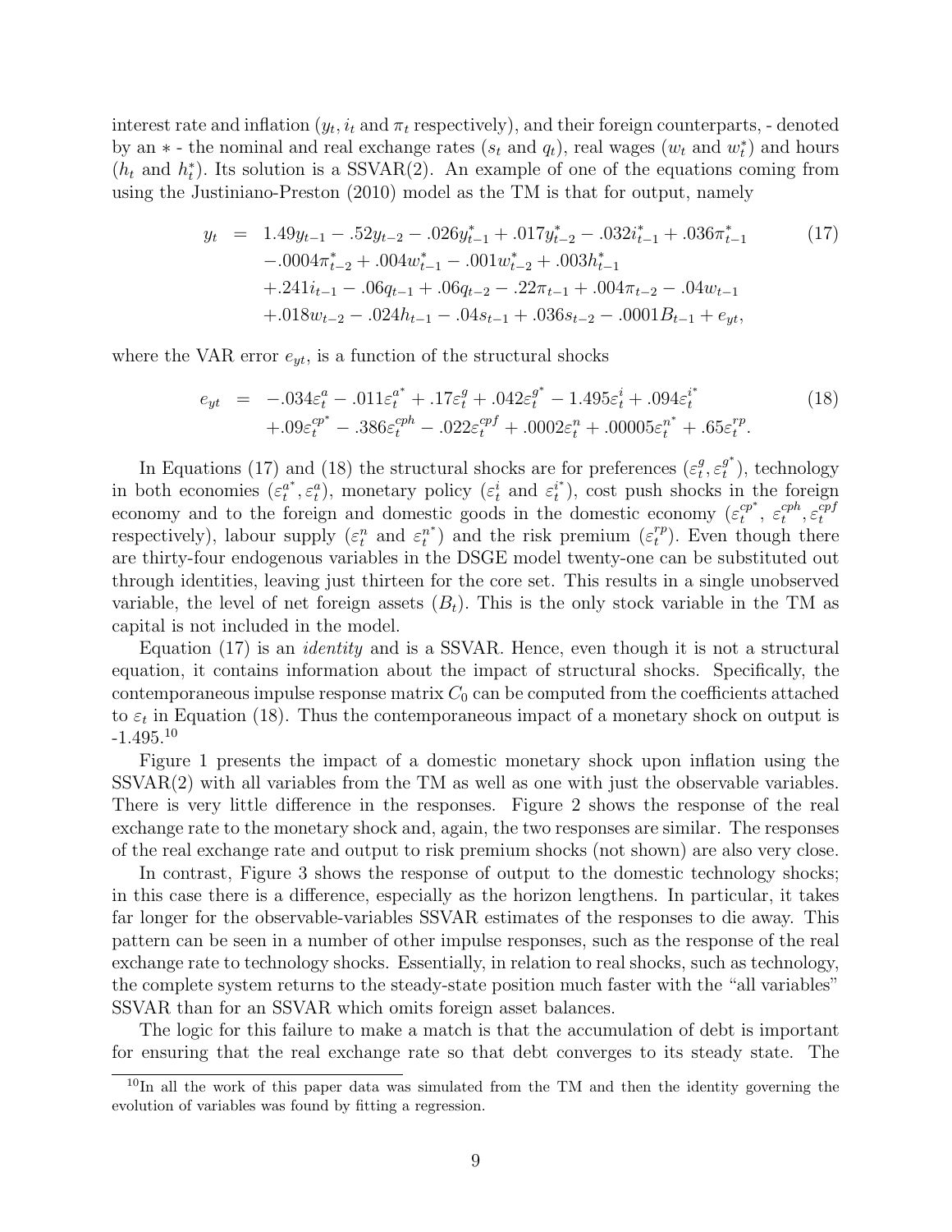interest rate and inflation ($y_t$, $i_t$ and $\pi_t$ respectively), and their foreign counterparts, - denoted by an $*$ - the nominal and real exchange rates ($s_t$ and $q_t$), real wages ($w_t$ and $w_t^*$) and hours ($h_t$ and $h_t^*$). Its solution is a SSVAR(2). An example of one of the equations coming from using the Justiniano-Preston (2010) model as the TM is that for output, namely

$$
\begin{aligned}
y_t \;=\;& 1.49y_{t-1} - .52y_{t-2} - .026y^*_{t-1} + .017y^*_{t-2} - .032i^*_{t-1} + .036\pi^*_{t-1} \\
& - .0004\pi^*_{t-2} + .004w^*_{t-1} - .001w^*_{t-2} + .003h^*_{t-1} \\
& + .241i_{t-1} - .06q_{t-1} + .06q_{t-2} - .22\pi_{t-1} + .004\pi_{t-2} - .04w_{t-1} \\
& + .018w_{t-2} - .024h_{t-1} - .04s_{t-1} + .036s_{t-2} - .0001B_{t-1} + e_{yt},
\end{aligned} \tag{17}
$$

where the VAR error $e_{yt}$, is a function of the structural shocks

$$
\begin{aligned}
e_{yt} \;=\;& -.034\varepsilon^a_t - .011\varepsilon^{a^*}_t + .17\varepsilon^g_t + .042\varepsilon^{g^*}_t - 1.495\varepsilon^i_t + .094\varepsilon^{i^*}_t \\
& + .09\varepsilon^{cp^*}_t - .386\varepsilon^{cph}_t - .022\varepsilon^{cpf}_t + .0002\varepsilon^n_t + .00005\varepsilon^{n^*}_t + .65\varepsilon^{rp}_t.
\end{aligned} \tag{18}
$$

In Equations (17) and (18) the structural shocks are for preferences ($\varepsilon^g_t, \varepsilon^{g^*}_t$), technology in both economies ($\varepsilon^{a^*}_t, \varepsilon^a_t$), monetary policy ($\varepsilon^i_t$ and $\varepsilon^{i^*}_t$), cost push shocks in the foreign economy and to the foreign and domestic goods in the domestic economy ($\varepsilon^{cp^*}_t$, $\varepsilon^{cph}_t, \varepsilon^{cpf}_t$ respectively), labour supply ($\varepsilon^n_t$ and $\varepsilon^{n^*}_t$) and the risk premium ($\varepsilon^{rp}_t$). Even though there are thirty-four endogenous variables in the DSGE model twenty-one can be substituted out through identities, leaving just thirteen for the core set. This results in a single unobserved variable, the level of net foreign assets ($B_t$). This is the only stock variable in the TM as capital is not included in the model.

Equation (17) is an *identity* and is a SSVAR. Hence, even though it is not a structural equation, it contains information about the impact of structural shocks. Specifically, the contemporaneous impulse response matrix $C_0$ can be computed from the coefficients attached to $\varepsilon_t$ in Equation (18). Thus the contemporaneous impact of a monetary shock on output is -1.495.[10]

Figure 1 presents the impact of a domestic monetary shock upon inflation using the SSVAR(2) with all variables from the TM as well as one with just the observable variables. There is very little difference in the responses. Figure 2 shows the response of the real exchange rate to the monetary shock and, again, the two responses are similar. The responses of the real exchange rate and output to risk premium shocks (not shown) are also very close.

In contrast, Figure 3 shows the response of output to the domestic technology shocks; in this case there is a difference, especially as the horizon lengthens. In particular, it takes far longer for the observable-variables SSVAR estimates of the responses to die away. This pattern can be seen in a number of other impulse responses, such as the response of the real exchange rate to technology shocks. Essentially, in relation to real shocks, such as technology, the complete system returns to the steady-state position much faster with the "all variables" SSVAR than for an SSVAR which omits foreign asset balances.

The logic for this failure to make a match is that the accumulation of debt is important for ensuring that the real exchange rate so that debt converges to its steady state. The

[10] In all the work of this paper data was simulated from the TM and then the identity governing the evolution of variables was found by fitting a regression.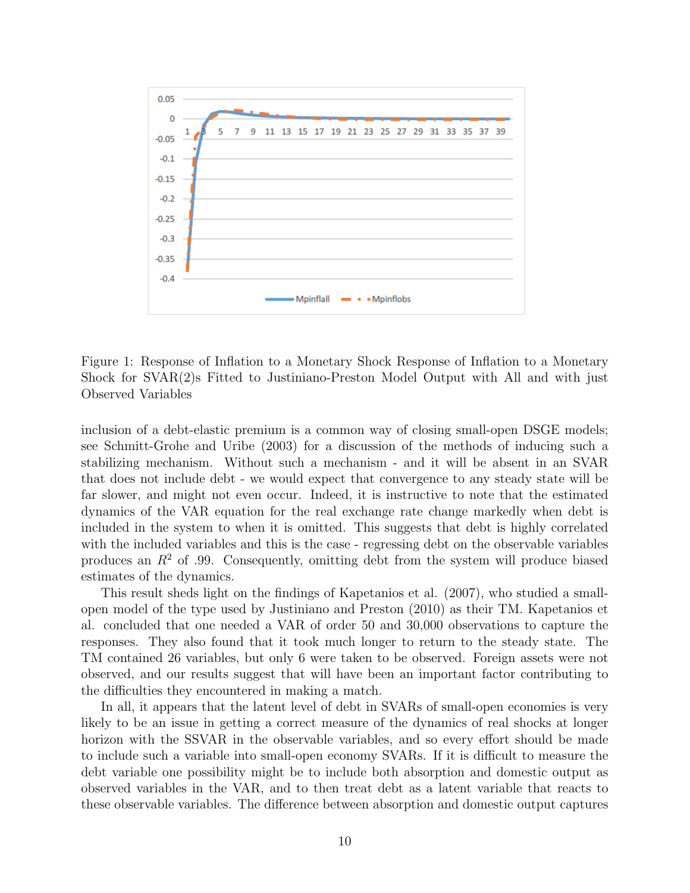Figure 1: Response of Inflation to a Monetary Shock Response of Inflation to a Monetary Shock for SVAR(2)s Fitted to Justiniano-Preston Model Output with All and with just Observed Variables

inclusion of a debt-elastic premium is a common way of closing small-open DSGE models; see Schmitt-Grohe and Uribe (2003) for a discussion of the methods of inducing such a stabilizing mechanism. Without such a mechanism - and it will be absent in an SVAR that does not include debt - we would expect that convergence to any steady state will be far slower, and might not even occur. Indeed, it is instructive to note that the estimated dynamics of the VAR equation for the real exchange rate change markedly when debt is included in the system to when it is omitted. This suggests that debt is highly correlated with the included variables and this is the case - regressing debt on the observable variables produces an $R^2$ of .99. Consequently, omitting debt from the system will produce biased estimates of the dynamics.

This result sheds light on the findings of Kapetanios et al. (2007), who studied a small-open model of the type used by Justiniano and Preston (2010) as their TM. Kapetanios et al. concluded that one needed a VAR of order 50 and 30,000 observations to capture the responses. They also found that it took much longer to return to the steady state. The TM contained 26 variables, but only 6 were taken to be observed. Foreign assets were not observed, and our results suggest that will have been an important factor contributing to the difficulties they encountered in making a match.

In all, it appears that the latent level of debt in SVARs of small-open economies is very likely to be an issue in getting a correct measure of the dynamics of real shocks at longer horizon with the SSVAR in the observable variables, and so every effort should be made to include such a variable into small-open economy SVARs. If it is difficult to measure the debt variable one possibility might be to include both absorption and domestic output as observed variables in the VAR, and to then treat debt as a latent variable that reacts to these observable variables. The difference between absorption and domestic output captures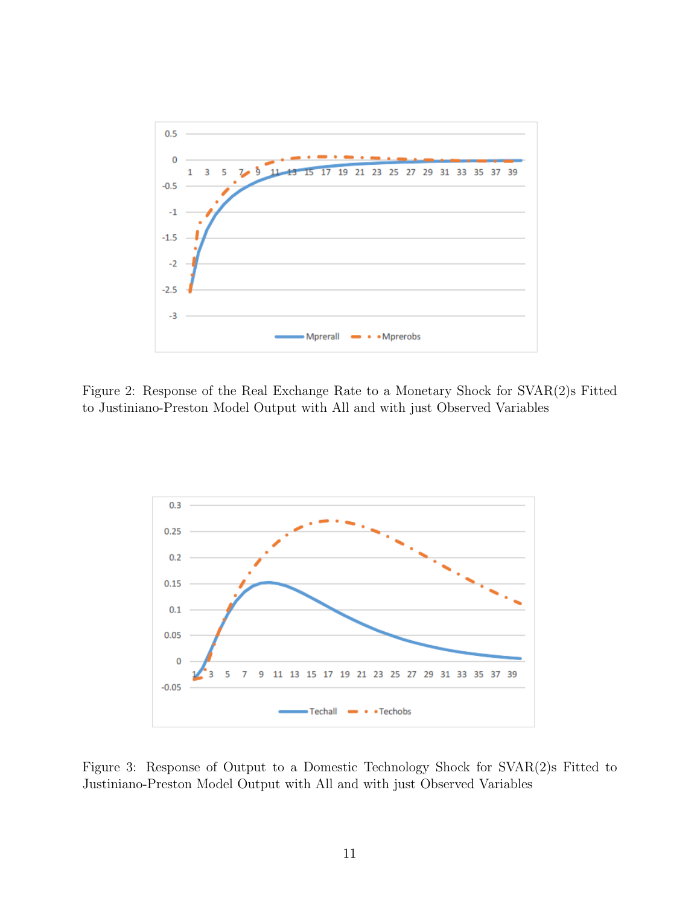Figure 2: Response of the Real Exchange Rate to a Monetary Shock for SVAR(2)s Fitted to Justiniano-Preston Model Output with All and with just Observed Variables

Figure 3: Response of Output to a Domestic Technology Shock for SVAR(2)s Fitted to Justiniano-Preston Model Output with All and with just Observed Variables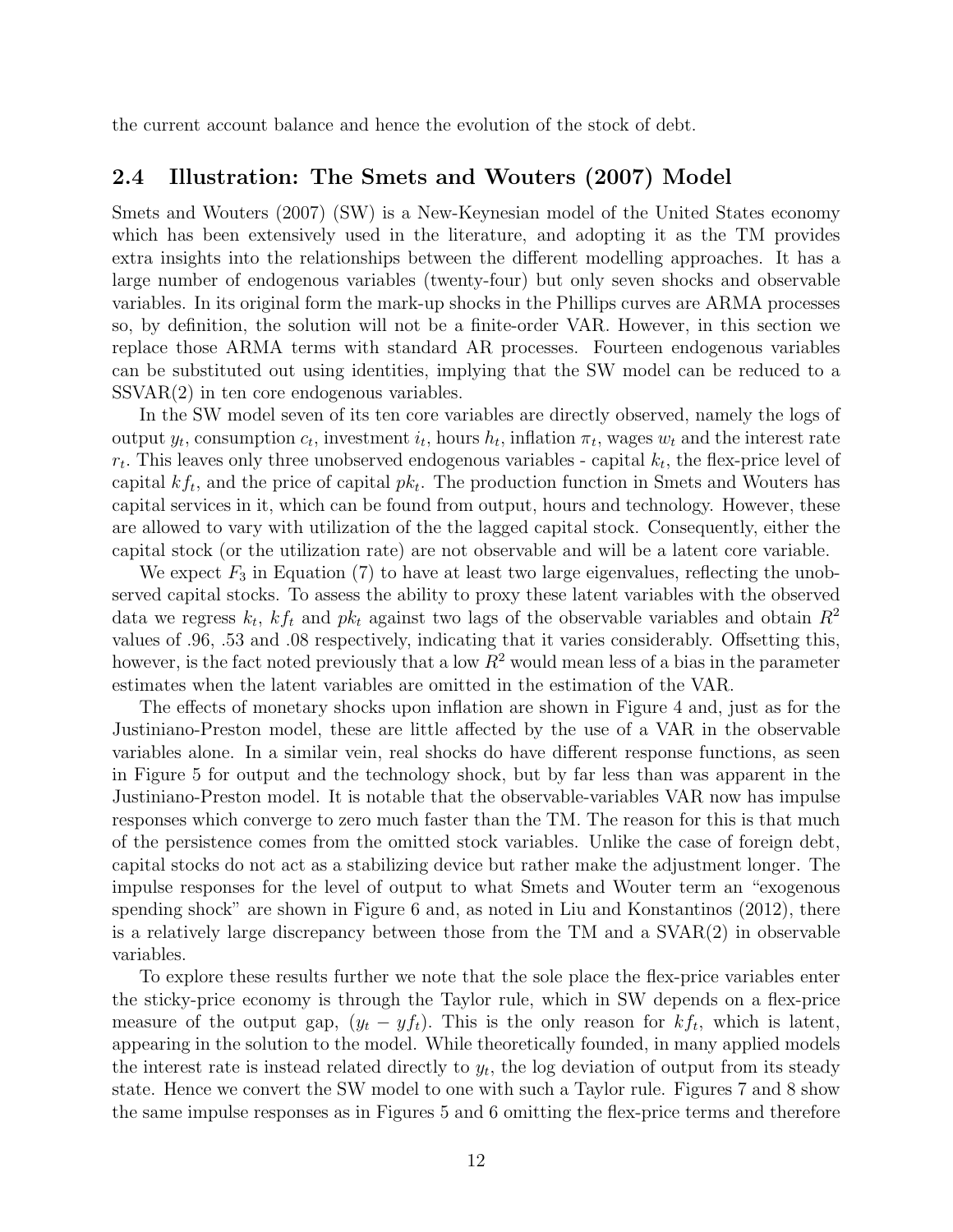the current account balance and hence the evolution of the stock of debt.

## 2.4 Illustration: The Smets and Wouters (2007) Model

Smets and Wouters (2007) (SW) is a New-Keynesian model of the United States economy which has been extensively used in the literature, and adopting it as the TM provides extra insights into the relationships between the different modelling approaches. It has a large number of endogenous variables (twenty-four) but only seven shocks and observable variables. In its original form the mark-up shocks in the Phillips curves are ARMA processes so, by definition, the solution will not be a finite-order VAR. However, in this section we replace those ARMA terms with standard AR processes. Fourteen endogenous variables can be substituted out using identities, implying that the SW model can be reduced to a SSVAR(2) in ten core endogenous variables.

In the SW model seven of its ten core variables are directly observed, namely the logs of output $y_t$, consumption $c_t$, investment $i_t$, hours $h_t$, inflation $\pi_t$, wages $w_t$ and the interest rate $r_t$. This leaves only three unobserved endogenous variables - capital $k_t$, the flex-price level of capital $kf_t$, and the price of capital $pk_t$. The production function in Smets and Wouters has capital services in it, which can be found from output, hours and technology. However, these are allowed to vary with utilization of the the lagged capital stock. Consequently, either the capital stock (or the utilization rate) are not observable and will be a latent core variable.

We expect $F_3$ in Equation (7) to have at least two large eigenvalues, reflecting the unobserved capital stocks. To assess the ability to proxy these latent variables with the observed data we regress $k_t$, $kf_t$ and $pk_t$ against two lags of the observable variables and obtain $R^2$ values of .96, .53 and .08 respectively, indicating that it varies considerably. Offsetting this, however, is the fact noted previously that a low $R^2$ would mean less of a bias in the parameter estimates when the latent variables are omitted in the estimation of the VAR.

The effects of monetary shocks upon inflation are shown in Figure 4 and, just as for the Justiniano-Preston model, these are little affected by the use of a VAR in the observable variables alone. In a similar vein, real shocks do have different response functions, as seen in Figure 5 for output and the technology shock, but by far less than was apparent in the Justiniano-Preston model. It is notable that the observable-variables VAR now has impulse responses which converge to zero much faster than the TM. The reason for this is that much of the persistence comes from the omitted stock variables. Unlike the case of foreign debt, capital stocks do not act as a stabilizing device but rather make the adjustment longer. The impulse responses for the level of output to what Smets and Wouter term an "exogenous spending shock" are shown in Figure 6 and, as noted in Liu and Konstantinos (2012), there is a relatively large discrepancy between those from the TM and a SVAR(2) in observable variables.

To explore these results further we note that the sole place the flex-price variables enter the sticky-price economy is through the Taylor rule, which in SW depends on a flex-price measure of the output gap, $(y_t - yf_t)$. This is the only reason for $kf_t$, which is latent, appearing in the solution to the model. While theoretically founded, in many applied models the interest rate is instead related directly to $y_t$, the log deviation of output from its steady state. Hence we convert the SW model to one with such a Taylor rule. Figures 7 and 8 show the same impulse responses as in Figures 5 and 6 omitting the flex-price terms and therefore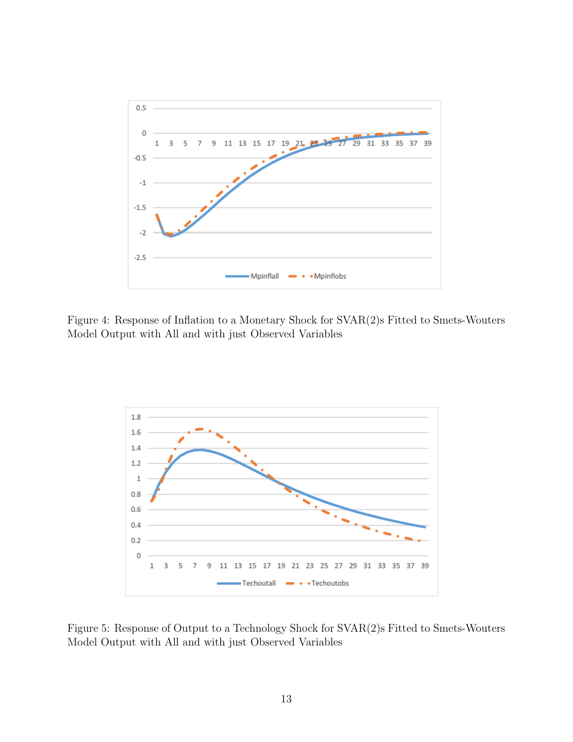Figure 4: Response of Inflation to a Monetary Shock for SVAR(2)s Fitted to Smets-Wouters Model Output with All and with just Observed Variables

Figure 5: Response of Output to a Technology Shock for SVAR(2)s Fitted to Smets-Wouters Model Output with All and with just Observed Variables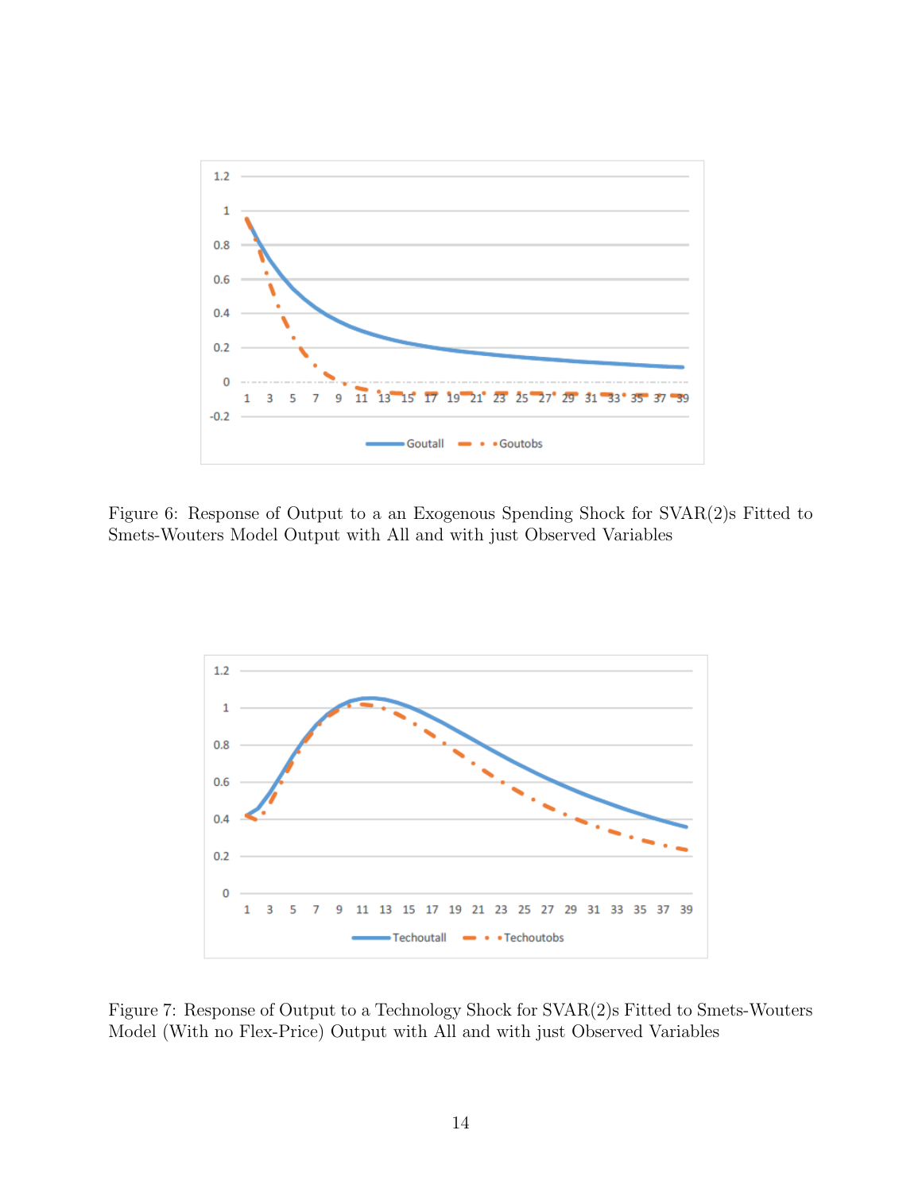Figure 6: Response of Output to a an Exogenous Spending Shock for SVAR(2)s Fitted to Smets-Wouters Model Output with All and with just Observed Variables

Figure 7: Response of Output to a Technology Shock for SVAR(2)s Fitted to Smets-Wouters Model (With no Flex-Price) Output with All and with just Observed Variables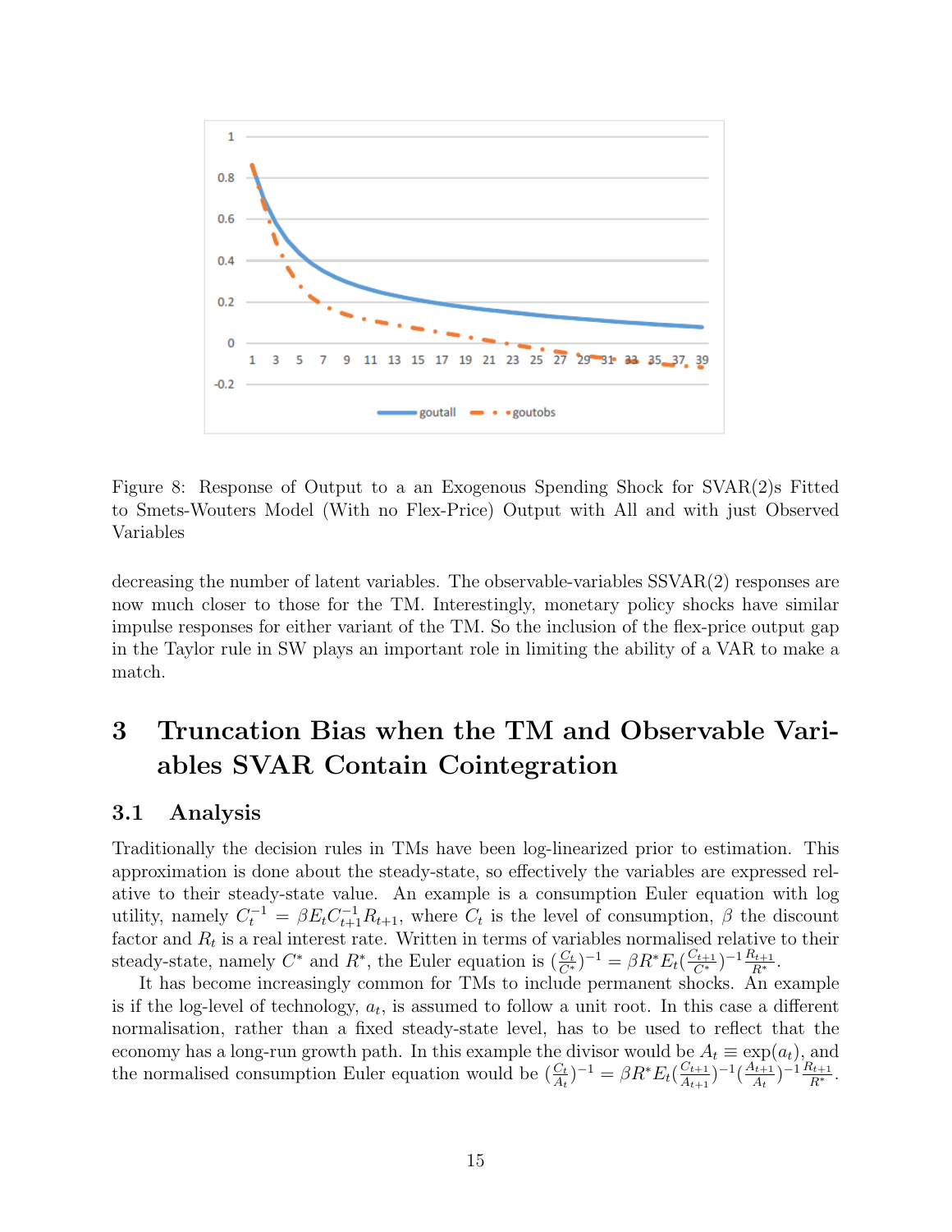Figure 8: Response of Output to a an Exogenous Spending Shock for SVAR(2)s Fitted to Smets-Wouters Model (With no Flex-Price) Output with All and with just Observed Variables

decreasing the number of latent variables. The observable-variables SSVAR(2) responses are now much closer to those for the TM. Interestingly, monetary policy shocks have similar impulse responses for either variant of the TM. So the inclusion of the flex-price output gap in the Taylor rule in SW plays an important role in limiting the ability of a VAR to make a match.

# 3 Truncation Bias when the TM and Observable Variables SVAR Contain Cointegration

## 3.1 Analysis

Traditionally the decision rules in TMs have been log-linearized prior to estimation. This approximation is done about the steady-state, so effectively the variables are expressed relative to their steady-state value. An example is a consumption Euler equation with log utility, namely $C_t^{-1} = \beta E_t C_{t+1}^{-1} R_{t+1}$, where $C_t$ is the level of consumption, $\beta$ the discount factor and $R_t$ is a real interest rate. Written in terms of variables normalised relative to their steady-state, namely $C^*$ and $R^*$, the Euler equation is $(\frac{C_t}{C^*})^{-1} = \beta R^* E_t (\frac{C_{t+1}}{C^*})^{-1} \frac{R_{t+1}}{R^*}$.

It has become increasingly common for TMs to include permanent shocks. An example is if the log-level of technology, $a_t$, is assumed to follow a unit root. In this case a different normalisation, rather than a fixed steady-state level, has to be used to reflect that the economy has a long-run growth path. In this example the divisor would be $A_t \equiv \exp(a_t)$, and the normalised consumption Euler equation would be $(\frac{C_t}{A_t})^{-1} = \beta R^* E_t (\frac{C_{t+1}}{A_{t+1}})^{-1} (\frac{A_{t+1}}{A_t})^{-1} \frac{R_{t+1}}{R^*}$.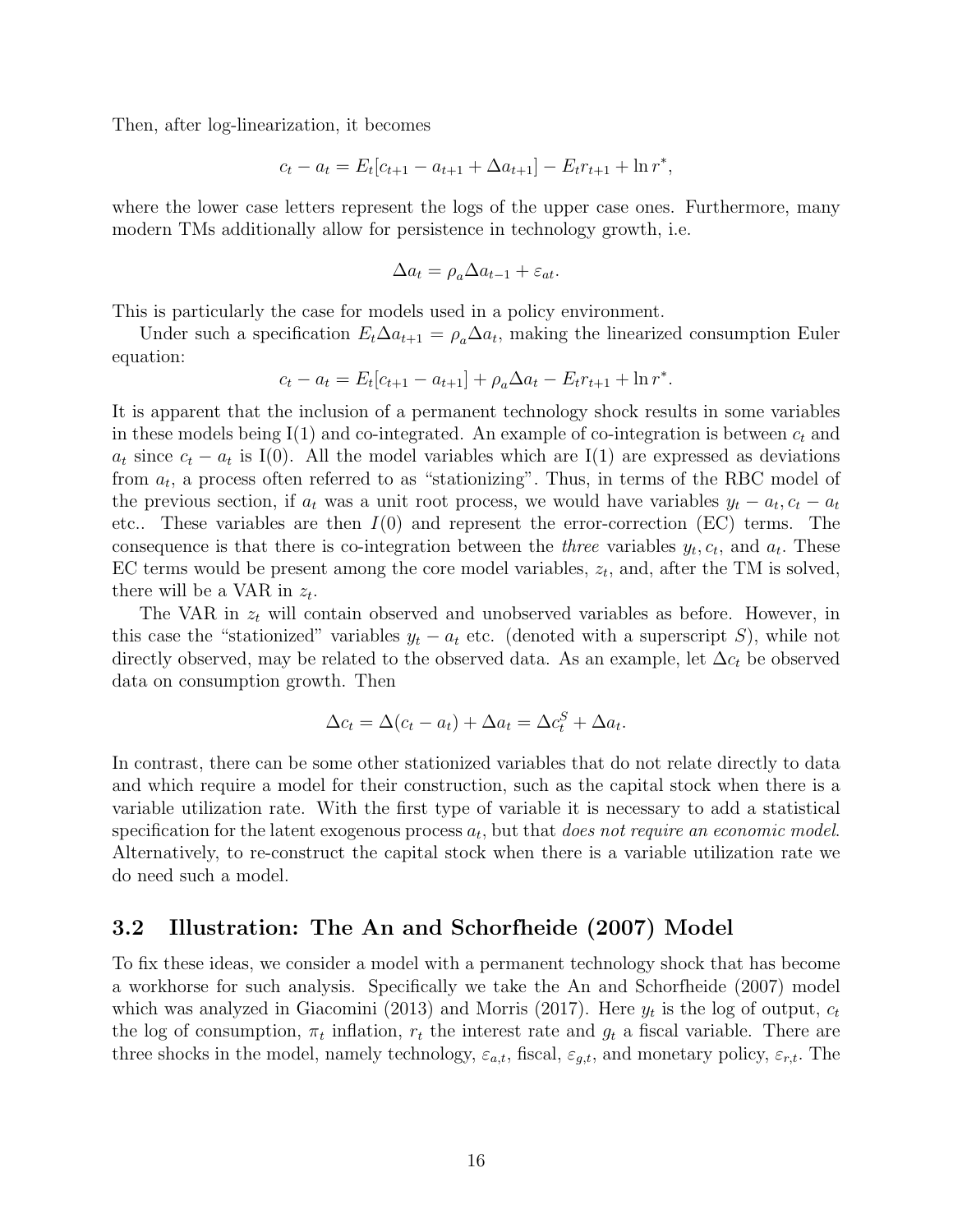Then, after log-linearization, it becomes

$$c_t - a_t = E_t[c_{t+1} - a_{t+1} + \Delta a_{t+1}] - E_t r_{t+1} + \ln r^*,$$

where the lower case letters represent the logs of the upper case ones. Furthermore, many modern TMs additionally allow for persistence in technology growth, i.e.

$$\Delta a_t = \rho_a \Delta a_{t-1} + \varepsilon_{at}.$$

This is particularly the case for models used in a policy environment.

Under such a specification $E_t \Delta a_{t+1} = \rho_a \Delta a_t$, making the linearized consumption Euler equation:

$$c_t - a_t = E_t[c_{t+1} - a_{t+1}] + \rho_a \Delta a_t - E_t r_{t+1} + \ln r^*.$$

It is apparent that the inclusion of a permanent technology shock results in some variables in these models being I(1) and co-integrated. An example of co-integration is between $c_t$ and $a_t$ since $c_t - a_t$ is I(0). All the model variables which are I(1) are expressed as deviations from $a_t$, a process often referred to as "stationizing". Thus, in terms of the RBC model of the previous section, if $a_t$ was a unit root process, we would have variables $y_t - a_t, c_t - a_t$ etc.. These variables are then $I(0)$ and represent the error-correction (EC) terms. The consequence is that there is co-integration between the *three* variables $y_t, c_t$, and $a_t$. These EC terms would be present among the core model variables, $z_t$, and, after the TM is solved, there will be a VAR in $z_t$.

The VAR in $z_t$ will contain observed and unobserved variables as before. However, in this case the "stationized" variables $y_t - a_t$ etc. (denoted with a superscript $S$), while not directly observed, may be related to the observed data. As an example, let $\Delta c_t$ be observed data on consumption growth. Then

$$\Delta c_t = \Delta(c_t - a_t) + \Delta a_t = \Delta c_t^S + \Delta a_t.$$

In contrast, there can be some other stationized variables that do not relate directly to data and which require a model for their construction, such as the capital stock when there is a variable utilization rate. With the first type of variable it is necessary to add a statistical specification for the latent exogenous process $a_t$, but that *does not require an economic model*. Alternatively, to re-construct the capital stock when there is a variable utilization rate we do need such a model.

### 3.2 Illustration: The An and Schorfheide (2007) Model

To fix these ideas, we consider a model with a permanent technology shock that has become a workhorse for such analysis. Specifically we take the An and Schorfheide (2007) model which was analyzed in Giacomini (2013) and Morris (2017). Here $y_t$ is the log of output, $c_t$ the log of consumption, $\pi_t$ inflation, $r_t$ the interest rate and $g_t$ a fiscal variable. There are three shocks in the model, namely technology, $\varepsilon_{a,t}$, fiscal, $\varepsilon_{g,t}$, and monetary policy, $\varepsilon_{r,t}$. The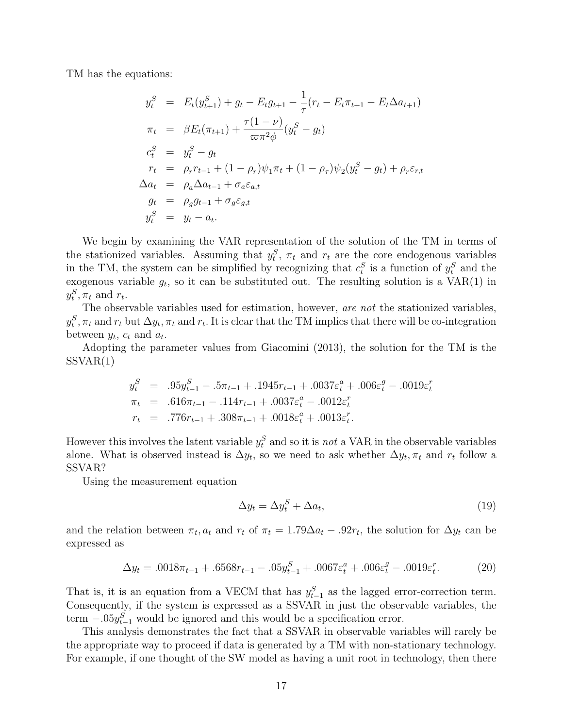TM has the equations:

$$
\begin{aligned}
y_t^S &= E_t(y_{t+1}^S) + g_t - E_t g_{t+1} - \frac{1}{\tau}(r_t - E_t\pi_{t+1} - E_t\Delta a_{t+1}) \\
\pi_t &= \beta E_t(\pi_{t+1}) + \frac{\tau(1-\nu)}{\varpi\pi^2\phi}(y_t^S - g_t) \\
c_t^S &= y_t^S - g_t \\
r_t &= \rho_r r_{t-1} + (1-\rho_r)\psi_1\pi_t + (1-\rho_\tau)\psi_2(y_t^S - g_t) + \rho_r\varepsilon_{r,t} \\
\Delta a_t &= \rho_a \Delta a_{t-1} + \sigma_a \varepsilon_{a,t} \\
g_t &= \rho_g g_{t-1} + \sigma_g \varepsilon_{g,t} \\
y_t^S &= y_t - a_t.
\end{aligned}
$$

We begin by examining the VAR representation of the solution of the TM in terms of the stationized variables. Assuming that $y_t^S$, $\pi_t$ and $r_t$ are the core endogenous variables in the TM, the system can be simplified by recognizing that $c_t^S$ is a function of $y_t^S$ and the exogenous variable $g_t$, so it can be substituted out. The resulting solution is a VAR(1) in $y_t^S, \pi_t$ and $r_t$.

The observable variables used for estimation, however, *are not* the stationized variables, $y_t^S, \pi_t$ and $r_t$ but $\Delta y_t, \pi_t$ and $r_t$. It is clear that the TM implies that there will be co-integration between $y_t$, $c_t$ and $a_t$.

Adopting the parameter values from Giacomini (2013), the solution for the TM is the SSVAR(1)

$$
\begin{aligned}
y_t^S &= .95y_{t-1}^S - .5\pi_{t-1} + .1945r_{t-1} + .0037\varepsilon_t^a + .006\varepsilon_t^g - .0019\varepsilon_t^r \\
\pi_t &= .616\pi_{t-1} - .114r_{t-1} + .0037\varepsilon_t^a - .0012\varepsilon_t^r \\
r_t &= .776r_{t-1} + .308\pi_{t-1} + .0018\varepsilon_t^a + .0013\varepsilon_t^r.
\end{aligned}
$$

However this involves the latent variable $y_t^S$ and so it is *not* a VAR in the observable variables alone. What is observed instead is $\Delta y_t$, so we need to ask whether $\Delta y_t, \pi_t$ and $r_t$ follow a SSVAR?

Using the measurement equation

$$\Delta y_t = \Delta y_t^S + \Delta a_t, \tag{19}$$

and the relation between $\pi_t, a_t$ and $r_t$ of $\pi_t = 1.79\Delta a_t - .92r_t$, the solution for $\Delta y_t$ can be expressed as

$$\Delta y_t = .0018\pi_{t-1} + .6568r_{t-1} - .05y_{t-1}^S + .0067\varepsilon_t^a + .006\varepsilon_t^g - .0019\varepsilon_t^r. \tag{20}$$

That is, it is an equation from a VECM that has $y_{t-1}^S$ as the lagged error-correction term. Consequently, if the system is expressed as a SSVAR in just the observable variables, the term $-.05y_{t-1}^S$ would be ignored and this would be a specification error.

This analysis demonstrates the fact that a SSVAR in observable variables will rarely be the appropriate way to proceed if data is generated by a TM with non-stationary technology. For example, if one thought of the SW model as having a unit root in technology, then there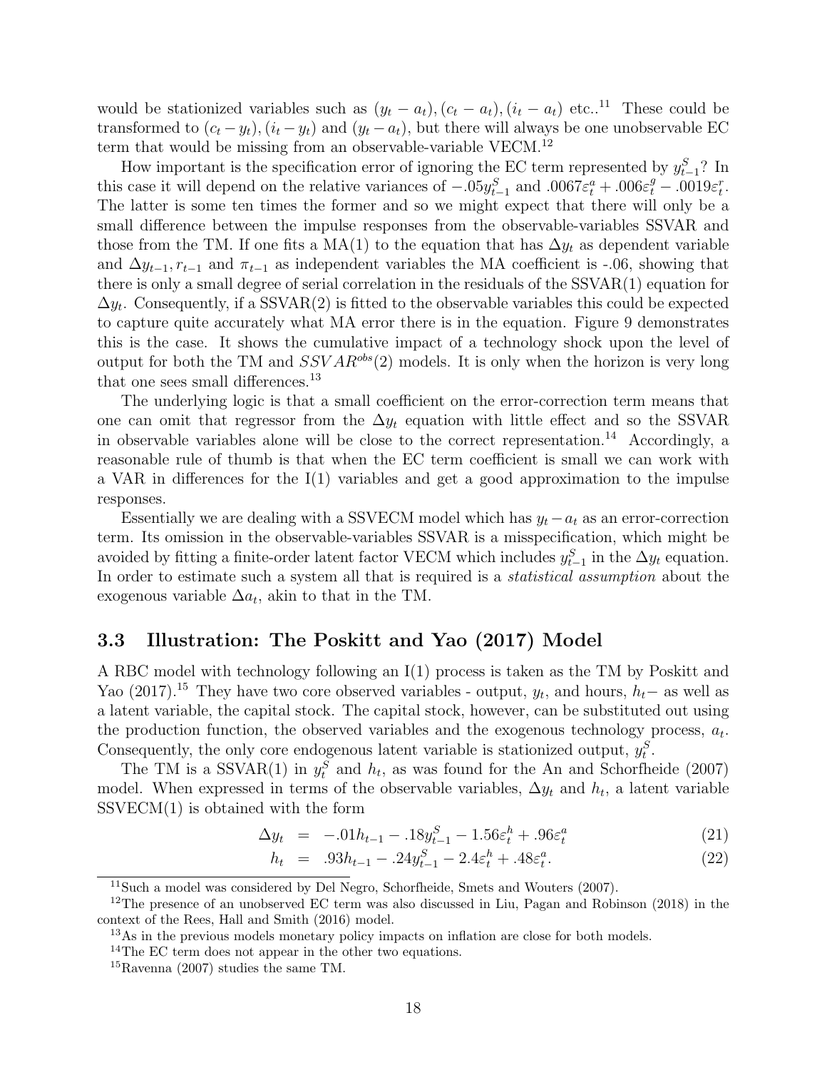would be stationized variables such as $(y_t - a_t), (c_t - a_t), (i_t - a_t)$ etc..[11] These could be transformed to $(c_t - y_t), (i_t - y_t)$ and $(y_t - a_t)$, but there will always be one unobservable EC term that would be missing from an observable-variable VECM.[12]

How important is the specification error of ignoring the EC term represented by $y^S_{t-1}$? In this case it will depend on the relative variances of $-.05y^S_{t-1}$ and $.0067\varepsilon^a_t + .006\varepsilon^g_t - .0019\varepsilon^r_t$. The latter is some ten times the former and so we might expect that there will only be a small difference between the impulse responses from the observable-variables SSVAR and those from the TM. If one fits a MA(1) to the equation that has $\Delta y_t$ as dependent variable and $\Delta y_{t-1}, r_{t-1}$ and $\pi_{t-1}$ as independent variables the MA coefficient is -.06, showing that there is only a small degree of serial correlation in the residuals of the SSVAR(1) equation for $\Delta y_t$. Consequently, if a SSVAR(2) is fitted to the observable variables this could be expected to capture quite accurately what MA error there is in the equation. Figure 9 demonstrates this is the case. It shows the cumulative impact of a technology shock upon the level of output for both the TM and $SSVAR^{obs}(2)$ models. It is only when the horizon is very long that one sees small differences.[13]

The underlying logic is that a small coefficient on the error-correction term means that one can omit that regressor from the $\Delta y_t$ equation with little effect and so the SSVAR in observable variables alone will be close to the correct representation.[14] Accordingly, a reasonable rule of thumb is that when the EC term coefficient is small we can work with a VAR in differences for the I(1) variables and get a good approximation to the impulse responses.

Essentially we are dealing with a SSVECM model which has $y_t - a_t$ as an error-correction term. Its omission in the observable-variables SSVAR is a misspecification, which might be avoided by fitting a finite-order latent factor VECM which includes $y^S_{t-1}$ in the $\Delta y_t$ equation. In order to estimate such a system all that is required is a *statistical assumption* about the exogenous variable $\Delta a_t$, akin to that in the TM.

### 3.3 Illustration: The Poskitt and Yao (2017) Model

A RBC model with technology following an I(1) process is taken as the TM by Poskitt and Yao (2017).[15] They have two core observed variables - output, $y_t$, and hours, $h_t$− as well as a latent variable, the capital stock. The capital stock, however, can be substituted out using the production function, the observed variables and the exogenous technology process, $a_t$. Consequently, the only core endogenous latent variable is stationized output, $y^S_t$.

The TM is a SSVAR(1) in $y^S_t$ and $h_t$, as was found for the An and Schorfheide (2007) model. When expressed in terms of the observable variables, $\Delta y_t$ and $h_t$, a latent variable SSVECM(1) is obtained with the form

$$\Delta y_t = -.01h_{t-1} - .18y^S_{t-1} - 1.56\varepsilon^h_t + .96\varepsilon^a_t \tag{21}$$

$$h_t = .93h_{t-1} - .24y^S_{t-1} - 2.4\varepsilon^h_t + .48\varepsilon^a_t. \tag{22}$$

[11] Such a model was considered by Del Negro, Schorfheide, Smets and Wouters (2007).

[12] The presence of an unobserved EC term was also discussed in Liu, Pagan and Robinson (2018) in the context of the Rees, Hall and Smith (2016) model.

[13] As in the previous models monetary policy impacts on inflation are close for both models.

[14] The EC term does not appear in the other two equations.

[15] Ravenna (2007) studies the same TM.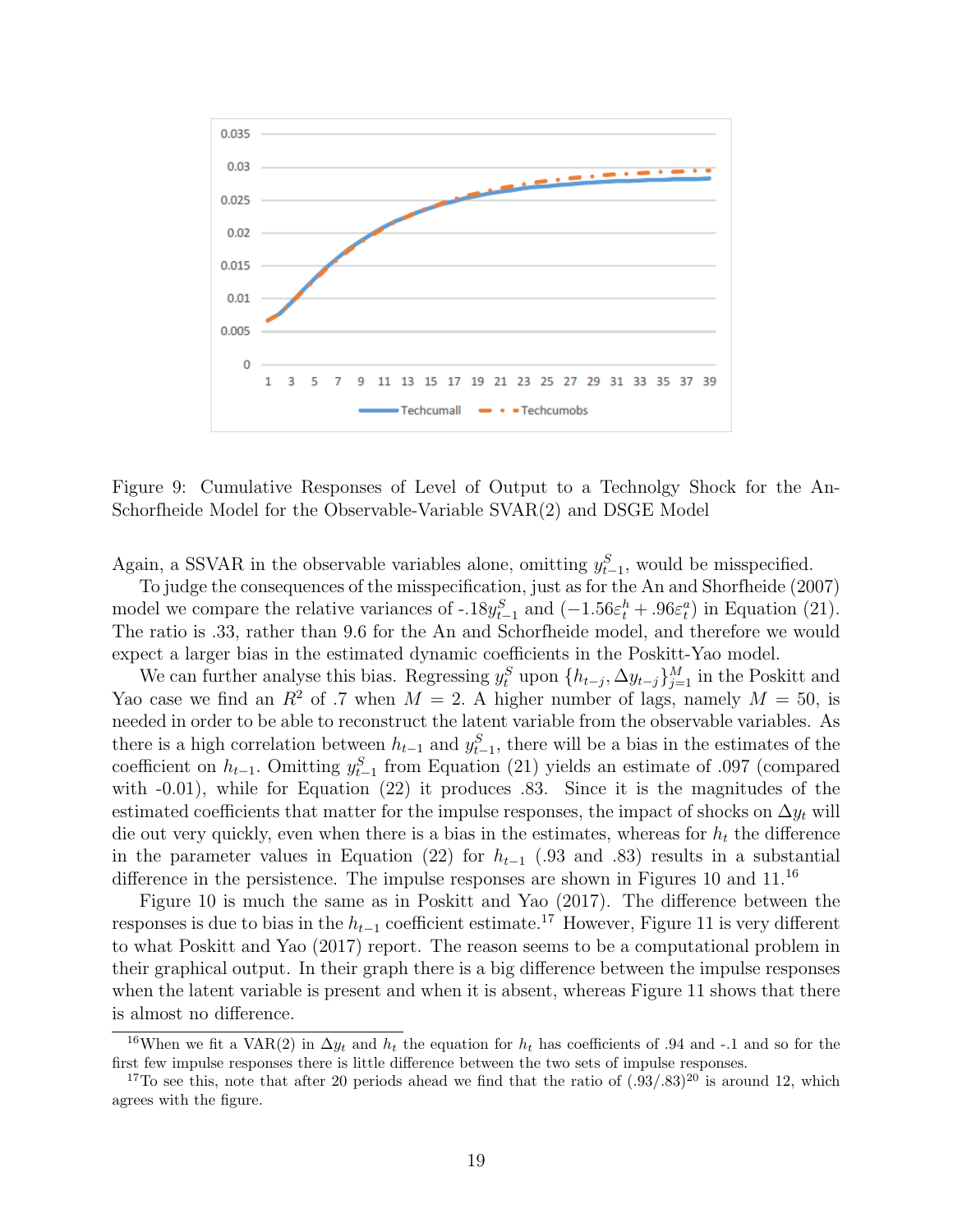Figure 9: Cumulative Responses of Level of Output to a Technolgy Shock for the An-Schorfheide Model for the Observable-Variable SVAR(2) and DSGE Model

Again, a SSVAR in the observable variables alone, omitting $y^S_{t-1}$, would be misspecified.

To judge the consequences of the misspecification, just as for the An and Shorfheide (2007) model we compare the relative variances of $-.18y^S_{t-1}$ and $(-1.56\varepsilon^h_t + .96\varepsilon^a_t)$ in Equation (21). The ratio is .33, rather than 9.6 for the An and Schorfheide model, and therefore we would expect a larger bias in the estimated dynamic coefficients in the Poskitt-Yao model.

We can further analyse this bias. Regressing $y^S_t$ upon $\{h_{t-j}, \Delta y_{t-j}\}^M_{j=1}$ in the Poskitt and Yao case we find an $R^2$ of .7 when $M = 2$. A higher number of lags, namely $M = 50$, is needed in order to be able to reconstruct the latent variable from the observable variables. As there is a high correlation between $h_{t-1}$ and $y^S_{t-1}$, there will be a bias in the estimates of the coefficient on $h_{t-1}$. Omitting $y^S_{t-1}$ from Equation (21) yields an estimate of .097 (compared with -0.01), while for Equation (22) it produces .83. Since it is the magnitudes of the estimated coefficients that matter for the impulse responses, the impact of shocks on $\Delta y_t$ will die out very quickly, even when there is a bias in the estimates, whereas for $h_t$ the difference in the parameter values in Equation (22) for $h_{t-1}$ (.93 and .83) results in a substantial difference in the persistence. The impulse responses are shown in Figures 10 and 11.[16]

Figure 10 is much the same as in Poskitt and Yao (2017). The difference between the responses is due to bias in the $h_{t-1}$ coefficient estimate.[17] However, Figure 11 is very different to what Poskitt and Yao (2017) report. The reason seems to be a computational problem in their graphical output. In their graph there is a big difference between the impulse responses when the latent variable is present and when it is absent, whereas Figure 11 shows that there is almost no difference.

[16] When we fit a VAR(2) in $\Delta y_t$ and $h_t$ the equation for $h_t$ has coefficients of .94 and -.1 and so for the first few impulse responses there is little difference between the two sets of impulse responses.

[17] To see this, note that after 20 periods ahead we find that the ratio of $(.93/.83)^{20}$ is around 12, which agrees with the figure.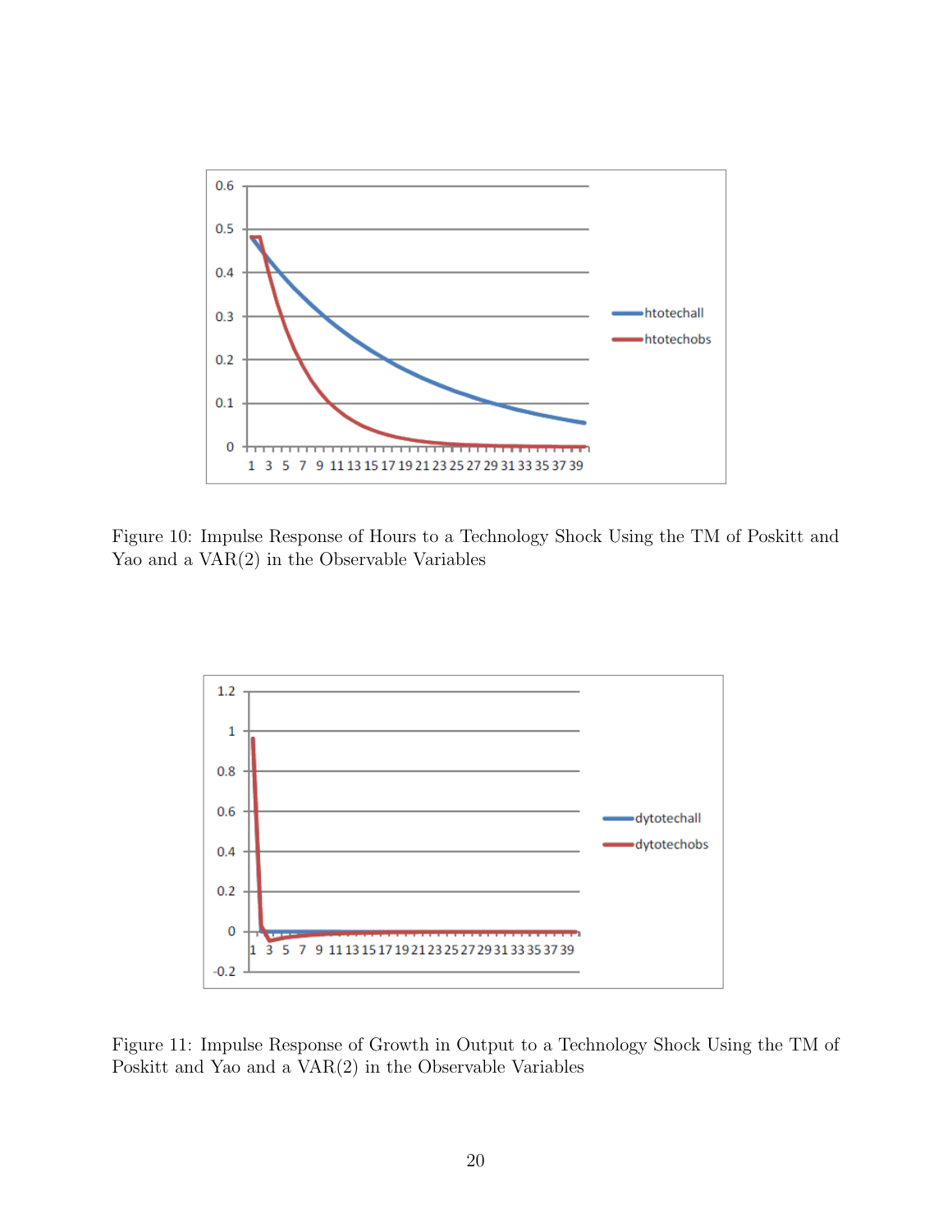Figure 10: Impulse Response of Hours to a Technology Shock Using the TM of Poskitt and Yao and a VAR(2) in the Observable Variables

Figure 11: Impulse Response of Growth in Output to a Technology Shock Using the TM of Poskitt and Yao and a VAR(2) in the Observable Variables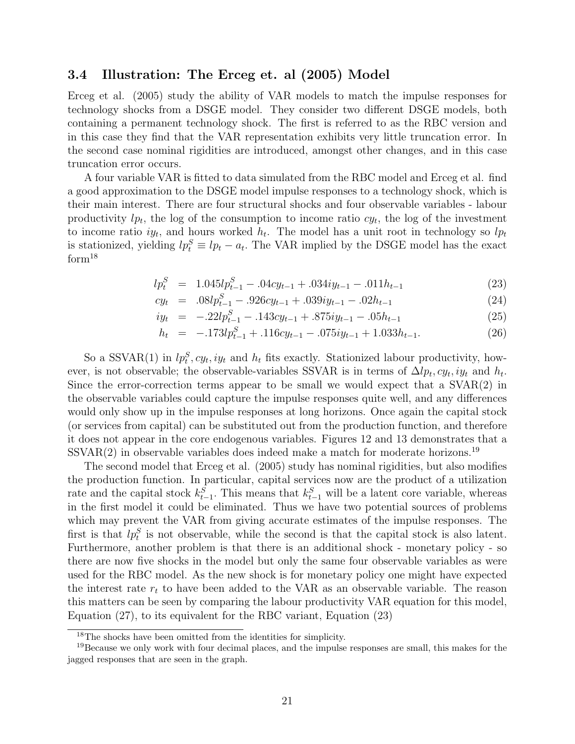### 3.4 Illustration: The Erceg et. al (2005) Model

Erceg et al. (2005) study the ability of VAR models to match the impulse responses for technology shocks from a DSGE model. They consider two different DSGE models, both containing a permanent technology shock. The first is referred to as the RBC version and in this case they find that the VAR representation exhibits very little truncation error. In the second case nominal rigidities are introduced, amongst other changes, and in this case truncation error occurs.

A four variable VAR is fitted to data simulated from the RBC model and Erceg et al. find a good approximation to the DSGE model impulse responses to a technology shock, which is their main interest. There are four structural shocks and four observable variables - labour productivity $lp_t$, the log of the consumption to income ratio $cy_t$, the log of the investment to income ratio $iy_t$, and hours worked $h_t$. The model has a unit root in technology so $lp_t$ is stationized, yielding $lp_t^S \equiv lp_t - a_t$. The VAR implied by the DSGE model has the exact form[18]

$$
\begin{aligned}
lp_t^S &= 1.045 lp_{t-1}^S - .04 cy_{t-1} + .034 iy_{t-1} - .011 h_{t-1} && (23) \\
cy_t &= .08 lp_{t-1}^S - .926 cy_{t-1} + .039 iy_{t-1} - .02 h_{t-1} && (24) \\
iy_t &= -.22 lp_{t-1}^S - .143 cy_{t-1} + .875 iy_{t-1} - .05 h_{t-1} && (25) \\
h_t &= -.173 lp_{t-1}^S + .116 cy_{t-1} - .075 iy_{t-1} + 1.033 h_{t-1}. && (26)
\end{aligned}
$$

So a SSVAR(1) in $lp_t^S, cy_t, iy_t$ and $h_t$ fits exactly. Stationized labour productivity, however, is not observable; the observable-variables SSVAR is in terms of $\Delta lp_t, cy_t, iy_t$ and $h_t$. Since the error-correction terms appear to be small we would expect that a SVAR(2) in the observable variables could capture the impulse responses quite well, and any differences would only show up in the impulse responses at long horizons. Once again the capital stock (or services from capital) can be substituted out from the production function, and therefore it does not appear in the core endogenous variables. Figures 12 and 13 demonstrates that a SSVAR(2) in observable variables does indeed make a match for moderate horizons.[19]

The second model that Erceg et al. (2005) study has nominal rigidities, but also modifies the production function. In particular, capital services now are the product of a utilization rate and the capital stock $k_{t-1}^S$. This means that $k_{t-1}^S$ will be a latent core variable, whereas in the first model it could be eliminated. Thus we have two potential sources of problems which may prevent the VAR from giving accurate estimates of the impulse responses. The first is that $lp_t^S$ is not observable, while the second is that the capital stock is also latent. Furthermore, another problem is that there is an additional shock - monetary policy - so there are now five shocks in the model but only the same four observable variables as were used for the RBC model. As the new shock is for monetary policy one might have expected the interest rate $r_t$ to have been added to the VAR as an observable variable. The reason this matters can be seen by comparing the labour productivity VAR equation for this model, Equation (27), to its equivalent for the RBC variant, Equation (23)

[18] The shocks have been omitted from the identities for simplicity.

[19] Because we only work with four decimal places, and the impulse responses are small, this makes for the jagged responses that are seen in the graph.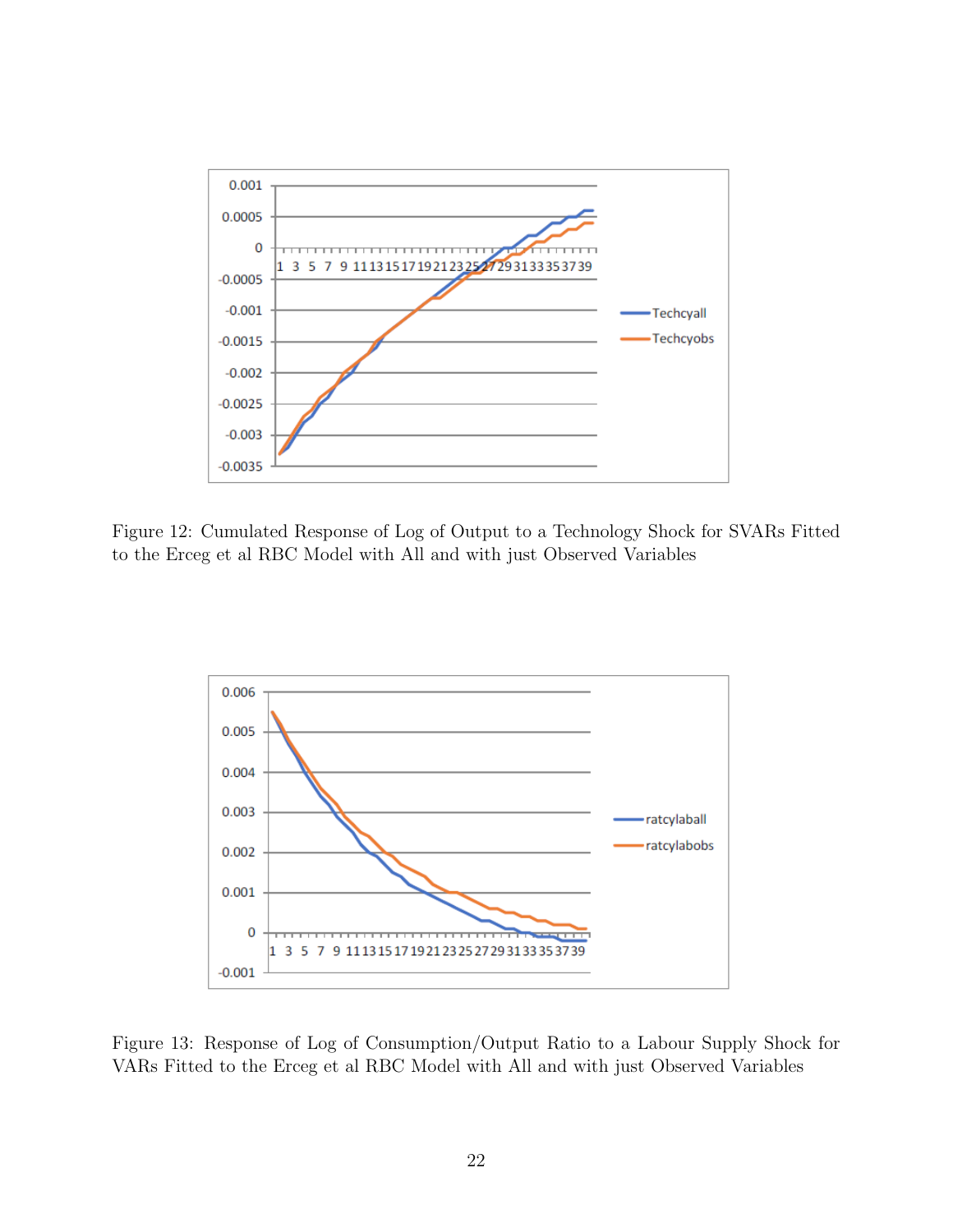Figure 12: Cumulated Response of Log of Output to a Technology Shock for SVARs Fitted to the Erceg et al RBC Model with All and with just Observed Variables

Figure 13: Response of Log of Consumption/Output Ratio to a Labour Supply Shock for VARs Fitted to the Erceg et al RBC Model with All and with just Observed Variables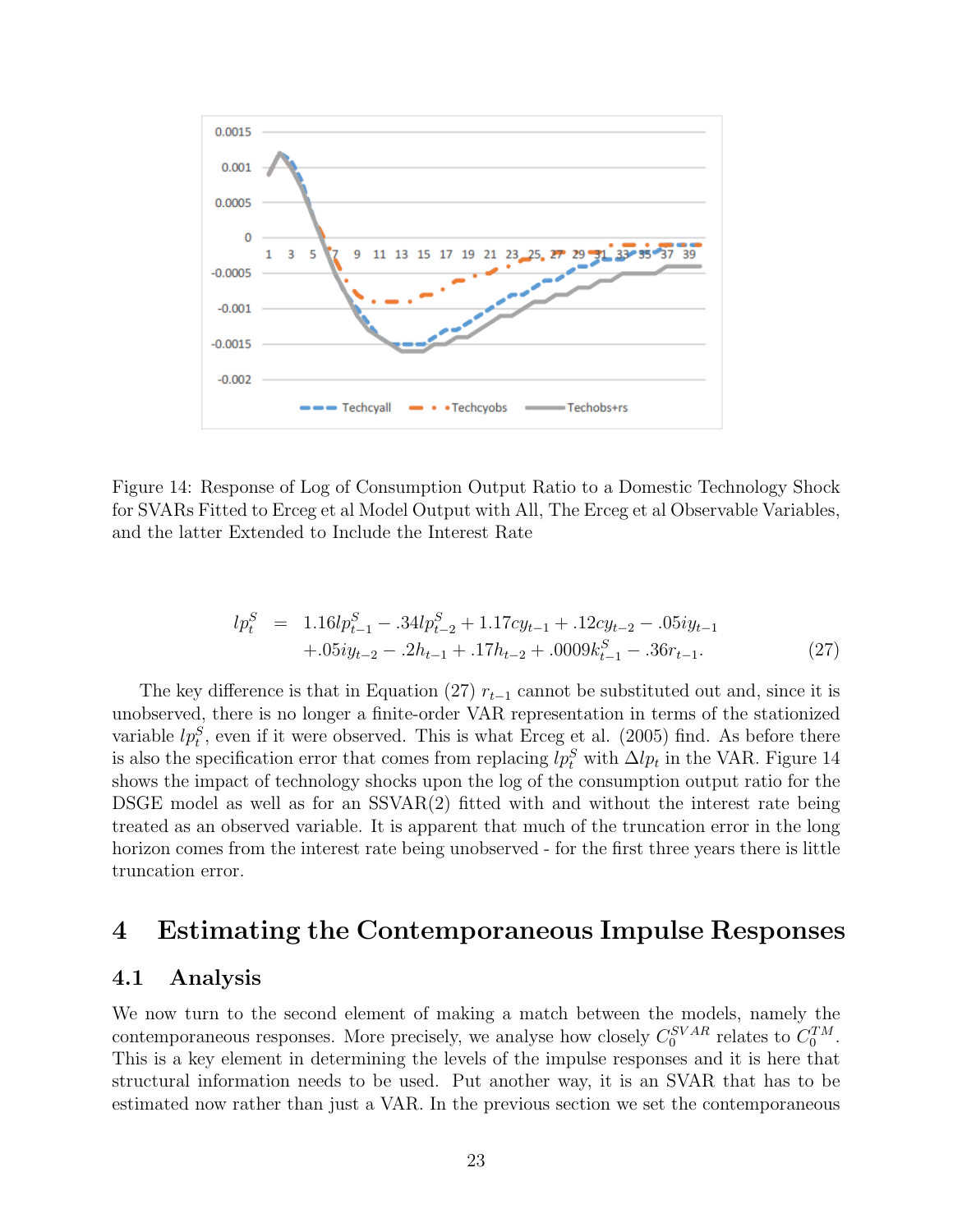Figure 14: Response of Log of Consumption Output Ratio to a Domestic Technology Shock for SVARs Fitted to Erceg et al Model Output with All, The Erceg et al Observable Variables, and the latter Extended to Include the Interest Rate

$$
\begin{aligned}
lp_t^S &= 1.16lp_{t-1}^S - .34lp_{t-2}^S + 1.17cy_{t-1} + .12cy_{t-2} - .05iy_{t-1} \\
&\quad +.05iy_{t-2} - .2h_{t-1} + .17h_{t-2} + .0009k_{t-1}^S - .36r_{t-1}.
\end{aligned} \tag{27}
$$

The key difference is that in Equation (27) $r_{t-1}$ cannot be substituted out and, since it is unobserved, there is no longer a finite-order VAR representation in terms of the stationized variable $lp_t^S$, even if it were observed. This is what Erceg et al. (2005) find. As before there is also the specification error that comes from replacing $lp_t^S$ with $\Delta lp_t$ in the VAR. Figure 14 shows the impact of technology shocks upon the log of the consumption output ratio for the DSGE model as well as for an SSVAR(2) fitted with and without the interest rate being treated as an observed variable. It is apparent that much of the truncation error in the long horizon comes from the interest rate being unobserved - for the first three years there is little truncation error.

# 4 Estimating the Contemporaneous Impulse Responses

## 4.1 Analysis

We now turn to the second element of making a match between the models, namely the contemporaneous responses. More precisely, we analyse how closely $C_0^{SVAR}$ relates to $C_0^{TM}$. This is a key element in determining the levels of the impulse responses and it is here that structural information needs to be used. Put another way, it is an SVAR that has to be estimated now rather than just a VAR. In the previous section we set the contemporaneous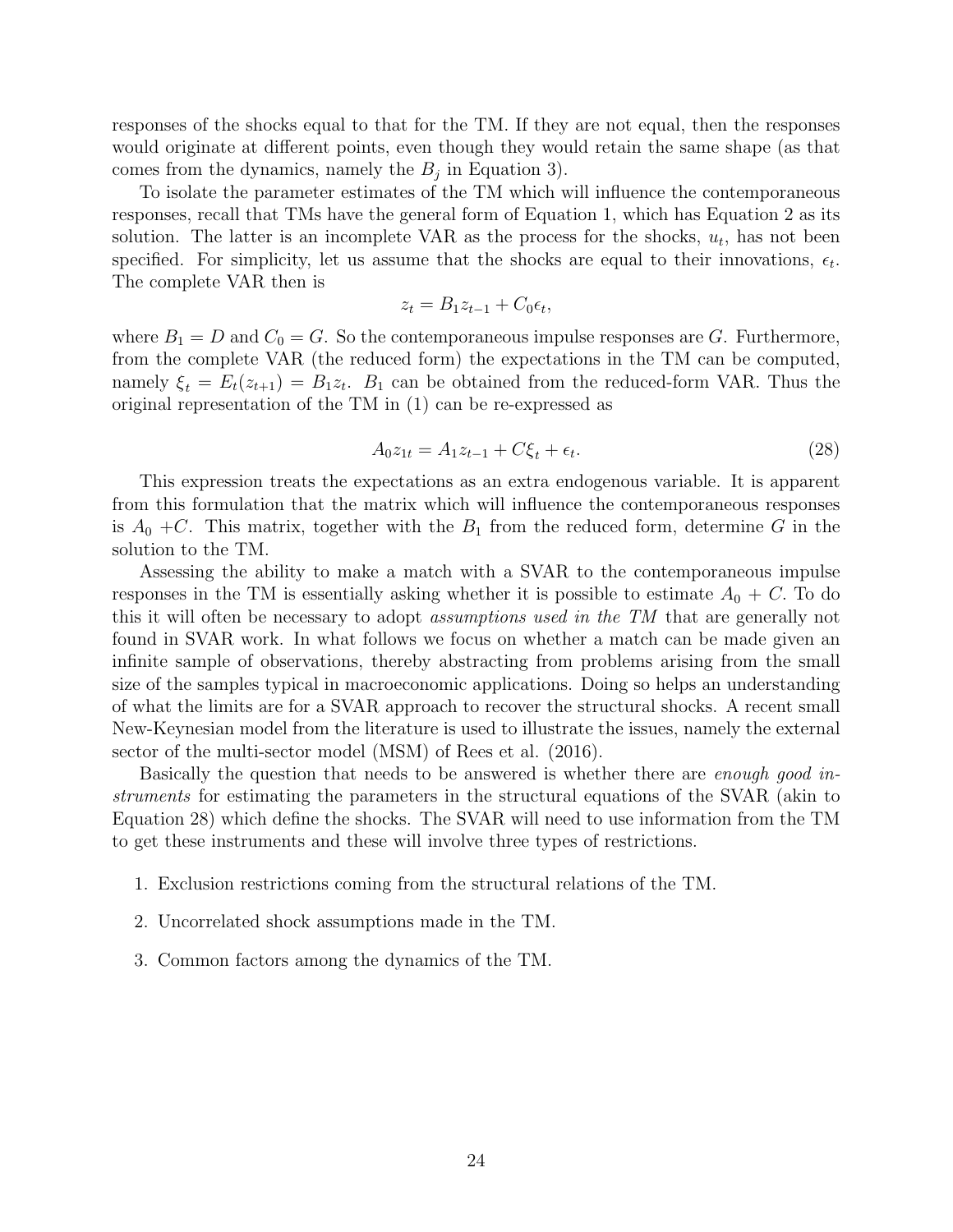responses of the shocks equal to that for the TM. If they are not equal, then the responses would originate at different points, even though they would retain the same shape (as that comes from the dynamics, namely the $B_j$ in Equation 3).

To isolate the parameter estimates of the TM which will influence the contemporaneous responses, recall that TMs have the general form of Equation 1, which has Equation 2 as its solution. The latter is an incomplete VAR as the process for the shocks, $u_t$, has not been specified. For simplicity, let us assume that the shocks are equal to their innovations, $\epsilon_t$. The complete VAR then is

$$z_t = B_1 z_{t-1} + C_0 \epsilon_t,$$

where $B_1 = D$ and $C_0 = G$. So the contemporaneous impulse responses are $G$. Furthermore, from the complete VAR (the reduced form) the expectations in the TM can be computed, namely $\xi_t = E_t(z_{t+1}) = B_1 z_t$. $B_1$ can be obtained from the reduced-form VAR. Thus the original representation of the TM in (1) can be re-expressed as

$$A_0 z_{1t} = A_1 z_{t-1} + C\xi_t + \epsilon_t. \tag{28}$$

This expression treats the expectations as an extra endogenous variable. It is apparent from this formulation that the matrix which will influence the contemporaneous responses is $A_0 + C$. This matrix, together with the $B_1$ from the reduced form, determine $G$ in the solution to the TM.

Assessing the ability to make a match with a SVAR to the contemporaneous impulse responses in the TM is essentially asking whether it is possible to estimate $A_0 + C$. To do this it will often be necessary to adopt *assumptions used in the TM* that are generally not found in SVAR work. In what follows we focus on whether a match can be made given an infinite sample of observations, thereby abstracting from problems arising from the small size of the samples typical in macroeconomic applications. Doing so helps an understanding of what the limits are for a SVAR approach to recover the structural shocks. A recent small New-Keynesian model from the literature is used to illustrate the issues, namely the external sector of the multi-sector model (MSM) of Rees et al. (2016).

Basically the question that needs to be answered is whether there are *enough good instruments* for estimating the parameters in the structural equations of the SVAR (akin to Equation 28) which define the shocks. The SVAR will need to use information from the TM to get these instruments and these will involve three types of restrictions.

1. Exclusion restrictions coming from the structural relations of the TM.
2. Uncorrelated shock assumptions made in the TM.
3. Common factors among the dynamics of the TM.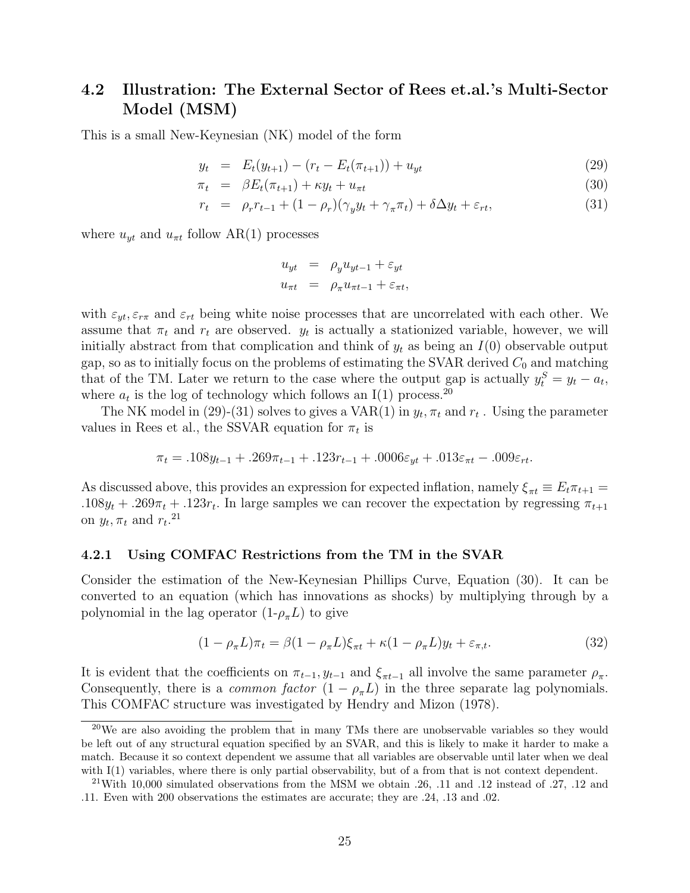## 4.2 Illustration: The External Sector of Rees et.al.'s Multi-Sector Model (MSM)

This is a small New-Keynesian (NK) model of the form

$$
\begin{aligned}
y_t &= E_t(y_{t+1}) - (r_t - E_t(\pi_{t+1})) + u_{yt} &(29)\\
\pi_t &= \beta E_t(\pi_{t+1}) + \kappa y_t + u_{\pi t} &(30)\\
r_t &= \rho_r r_{t-1} + (1-\rho_r)(\gamma_y y_t + \gamma_\pi \pi_t) + \delta \Delta y_t + \varepsilon_{rt}, &(31)
\end{aligned}
$$

where $u_{yt}$ and $u_{\pi t}$ follow AR(1) processes

$$
\begin{aligned}
u_{yt} &= \rho_y u_{yt-1} + \varepsilon_{yt}\\
u_{\pi t} &= \rho_\pi u_{\pi t-1} + \varepsilon_{\pi t},
\end{aligned}
$$

with $\varepsilon_{yt}, \varepsilon_{r\pi}$ and $\varepsilon_{rt}$ being white noise processes that are uncorrelated with each other. We assume that $\pi_t$ and $r_t$ are observed. $y_t$ is actually a stationized variable, however, we will initially abstract from that complication and think of $y_t$ as being an $I(0)$ observable output gap, so as to initially focus on the problems of estimating the SVAR derived $C_0$ and matching that of the TM. Later we return to the case where the output gap is actually $y_t^S = y_t - a_t$, where $a_t$ is the log of technology which follows an I(1) process.[20]

The NK model in (29)-(31) solves to gives a VAR(1) in $y_t, \pi_t$ and $r_t$. Using the parameter values in Rees et al., the SSVAR equation for $\pi_t$ is

$$
\pi_t = .108 y_{t-1} + .269 \pi_{t-1} + .123 r_{t-1} + .0006 \varepsilon_{yt} + .013 \varepsilon_{\pi t} - .009 \varepsilon_{rt}.
$$

As discussed above, this provides an expression for expected inflation, namely $\xi_{\pi t} \equiv E_t \pi_{t+1} = .108 y_t + .269 \pi_t + .123 r_t$. In large samples we can recover the expectation by regressing $\pi_{t+1}$ on $y_t, \pi_t$ and $r_t$.[21]

### 4.2.1 Using COMFAC Restrictions from the TM in the SVAR

Consider the estimation of the New-Keynesian Phillips Curve, Equation (30). It can be converted to an equation (which has innovations as shocks) by multiplying through by a polynomial in the lag operator (1-$\rho_\pi L$) to give

$$
(1-\rho_\pi L)\pi_t = \beta(1-\rho_\pi L)\xi_{\pi t} + \kappa(1-\rho_\pi L) y_t + \varepsilon_{\pi,t}. \qquad (32)
$$

It is evident that the coefficients on $\pi_{t-1}, y_{t-1}$ and $\xi_{\pi t-1}$ all involve the same parameter $\rho_\pi$. Consequently, there is a *common factor* $(1-\rho_\pi L)$ in the three separate lag polynomials. This COMFAC structure was investigated by Hendry and Mizon (1978).

[20] We are also avoiding the problem that in many TMs there are unobservable variables so they would be left out of any structural equation specified by an SVAR, and this is likely to make it harder to make a match. Because it so context dependent we assume that all variables are observable until later when we deal with I(1) variables, where there is only partial observability, but of a from that is not context dependent.

[21] With 10,000 simulated observations from the MSM we obtain .26, .11 and .12 instead of .27, .12 and .11. Even with 200 observations the estimates are accurate; they are .24, .13 and .02.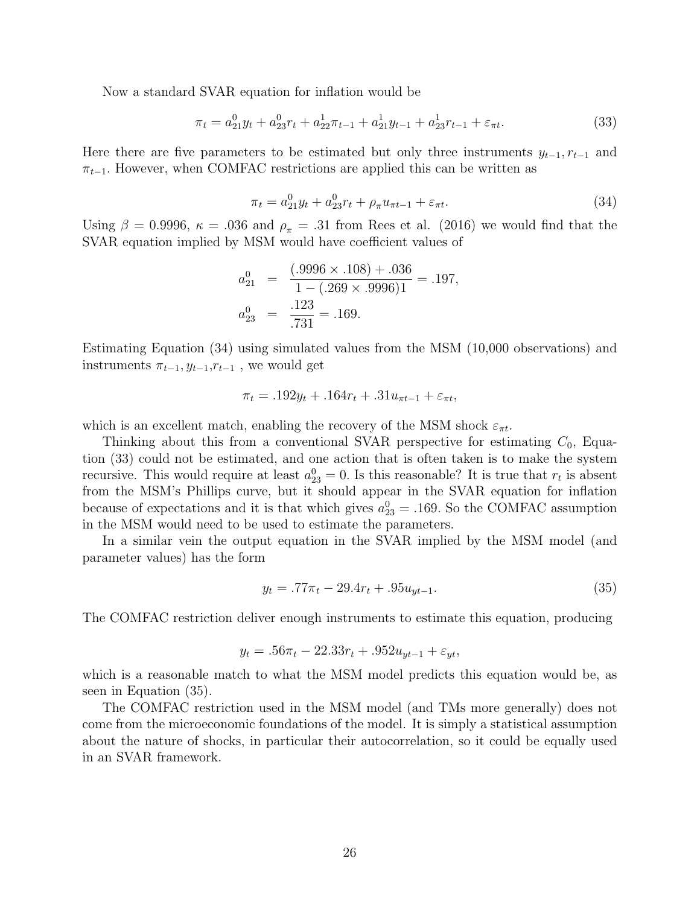Now a standard SVAR equation for inflation would be

$$\pi_t = a^0_{21} y_t + a^0_{23} r_t + a^1_{22} \pi_{t-1} + a^1_{21} y_{t-1} + a^1_{23} r_{t-1} + \varepsilon_{\pi t}. \tag{33}$$

Here there are five parameters to be estimated but only three instruments $y_{t-1}, r_{t-1}$ and $\pi_{t-1}$. However, when COMFAC restrictions are applied this can be written as

$$\pi_t = a^0_{21} y_t + a^0_{23} r_t + \rho_\pi u_{\pi t-1} + \varepsilon_{\pi t}. \tag{34}$$

Using $\beta = 0.9996$, $\kappa = .036$ and $\rho_\pi = .31$ from Rees et al. (2016) we would find that the SVAR equation implied by MSM would have coefficient values of

$$\begin{aligned} a^0_{21} &= \frac{(.9996 \times .108) + .036}{1 - (.269 \times .9996)1} = .197, \\ a^0_{23} &= \frac{.123}{.731} = .169. \end{aligned}$$

Estimating Equation (34) using simulated values from the MSM (10,000 observations) and instruments $\pi_{t-1}, y_{t-1}, r_{t-1}$ , we would get

$$\pi_t = .192 y_t + .164 r_t + .31 u_{\pi t-1} + \varepsilon_{\pi t},$$

which is an excellent match, enabling the recovery of the MSM shock $\varepsilon_{\pi t}$.

Thinking about this from a conventional SVAR perspective for estimating $C_0$, Equation (33) could not be estimated, and one action that is often taken is to make the system recursive. This would require at least $a^0_{23} = 0$. Is this reasonable? It is true that $r_t$ is absent from the MSM's Phillips curve, but it should appear in the SVAR equation for inflation because of expectations and it is that which gives $a^0_{23} = .169$. So the COMFAC assumption in the MSM would need to be used to estimate the parameters.

In a similar vein the output equation in the SVAR implied by the MSM model (and parameter values) has the form

$$y_t = .77\pi_t - 29.4 r_t + .95 u_{yt-1}. \tag{35}$$

The COMFAC restriction deliver enough instruments to estimate this equation, producing

$$y_t = .56\pi_t - 22.33 r_t + .952 u_{yt-1} + \varepsilon_{yt},$$

which is a reasonable match to what the MSM model predicts this equation would be, as seen in Equation (35).

The COMFAC restriction used in the MSM model (and TMs more generally) does not come from the microeconomic foundations of the model. It is simply a statistical assumption about the nature of shocks, in particular their autocorrelation, so it could be equally used in an SVAR framework.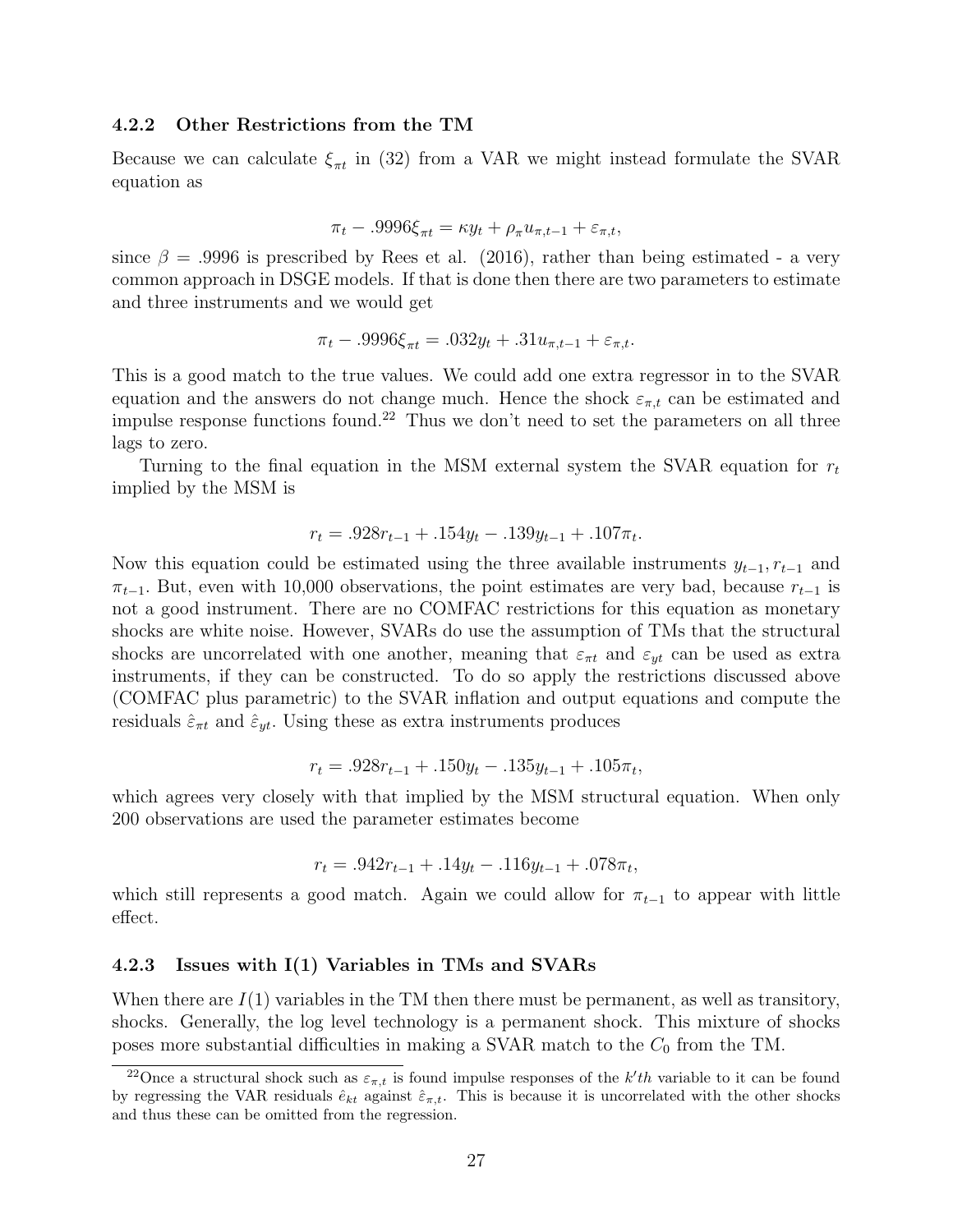#### 4.2.2 Other Restrictions from the TM

Because we can calculate $\xi_{\pi t}$ in (32) from a VAR we might instead formulate the SVAR equation as

$$\pi_t - .9996\xi_{\pi t} = \kappa y_t + \rho_\pi u_{\pi,t-1} + \varepsilon_{\pi,t},$$

since $\beta = .9996$ is prescribed by Rees et al. (2016), rather than being estimated - a very common approach in DSGE models. If that is done then there are two parameters to estimate and three instruments and we would get

$$\pi_t - .9996\xi_{\pi t} = .032y_t + .31u_{\pi,t-1} + \varepsilon_{\pi,t}.$$

This is a good match to the true values. We could add one extra regressor in to the SVAR equation and the answers do not change much. Hence the shock $\varepsilon_{\pi,t}$ can be estimated and impulse response functions found.[22] Thus we don't need to set the parameters on all three lags to zero.

Turning to the final equation in the MSM external system the SVAR equation for $r_t$ implied by the MSM is

$$r_t = .928r_{t-1} + .154y_t - .139y_{t-1} + .107\pi_t.$$

Now this equation could be estimated using the three available instruments $y_{t-1}, r_{t-1}$ and $\pi_{t-1}$. But, even with 10,000 observations, the point estimates are very bad, because $r_{t-1}$ is not a good instrument. There are no COMFAC restrictions for this equation as monetary shocks are white noise. However, SVARs do use the assumption of TMs that the structural shocks are uncorrelated with one another, meaning that $\varepsilon_{\pi t}$ and $\varepsilon_{yt}$ can be used as extra instruments, if they can be constructed. To do so apply the restrictions discussed above (COMFAC plus parametric) to the SVAR inflation and output equations and compute the residuals $\hat{\varepsilon}_{\pi t}$ and $\hat{\varepsilon}_{yt}$. Using these as extra instruments produces

$$r_t = .928r_{t-1} + .150y_t - .135y_{t-1} + .105\pi_t,$$

which agrees very closely with that implied by the MSM structural equation. When only 200 observations are used the parameter estimates become

$$r_t = .942r_{t-1} + .14y_t - .116y_{t-1} + .078\pi_t,$$

which still represents a good match. Again we could allow for $\pi_{t-1}$ to appear with little effect.

#### 4.2.3 Issues with I(1) Variables in TMs and SVARs

When there are $I(1)$ variables in the TM then there must be permanent, as well as transitory, shocks. Generally, the log level technology is a permanent shock. This mixture of shocks poses more substantial difficulties in making a SVAR match to the $C_0$ from the TM.

[22] Once a structural shock such as $\varepsilon_{\pi,t}$ is found impulse responses of the $k'th$ variable to it can be found by regressing the VAR residuals $\hat{e}_{kt}$ against $\hat{\varepsilon}_{\pi,t}$. This is because it is uncorrelated with the other shocks and thus these can be omitted from the regression.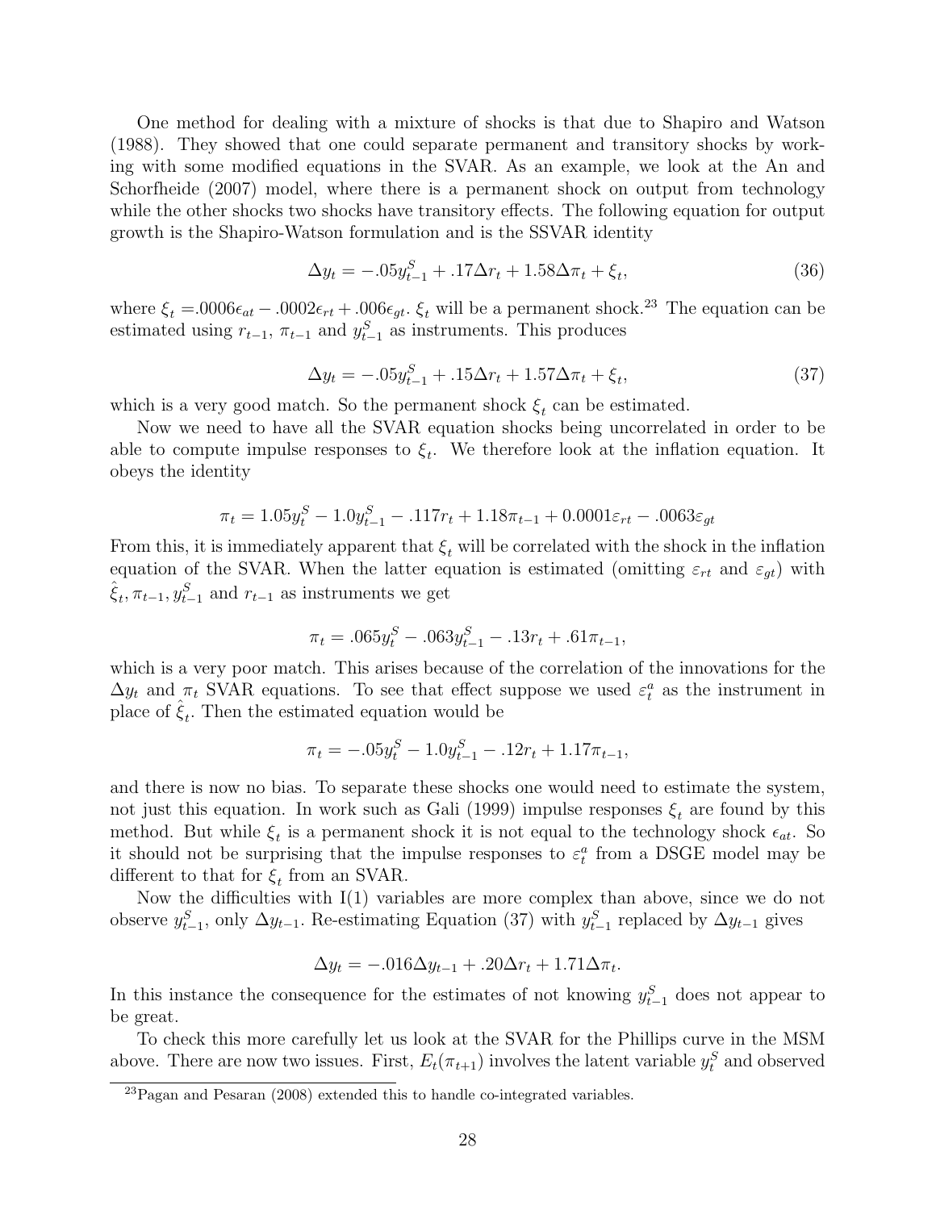One method for dealing with a mixture of shocks is that due to Shapiro and Watson (1988). They showed that one could separate permanent and transitory shocks by working with some modified equations in the SVAR. As an example, we look at the An and Schorfheide (2007) model, where there is a permanent shock on output from technology while the other shocks two shocks have transitory effects. The following equation for output growth is the Shapiro-Watson formulation and is the SSVAR identity

$$\Delta y_t = -.05 y^S_{t-1} + .17\Delta r_t + 1.58\Delta\pi_t + \xi_t, \tag{36}$$

where $\xi_t = .0006\epsilon_{at} - .0002\epsilon_{rt} + .006\epsilon_{gt}$. $\xi_t$ will be a permanent shock.[23] The equation can be estimated using $r_{t-1}$, $\pi_{t-1}$ and $y^S_{t-1}$ as instruments. This produces

$$\Delta y_t = -.05 y^S_{t-1} + .15\Delta r_t + 1.57\Delta\pi_t + \xi_t, \tag{37}$$

which is a very good match. So the permanent shock $\xi_t$ can be estimated.

Now we need to have all the SVAR equation shocks being uncorrelated in order to be able to compute impulse responses to $\xi_t$. We therefore look at the inflation equation. It obeys the identity

$$\pi_t = 1.05 y^S_t - 1.0 y^S_{t-1} - .117 r_t + 1.18\pi_{t-1} + 0.0001\varepsilon_{rt} - .0063\varepsilon_{gt}$$

From this, it is immediately apparent that $\xi_t$ will be correlated with the shock in the inflation equation of the SVAR. When the latter equation is estimated (omitting $\varepsilon_{rt}$ and $\varepsilon_{gt}$) with $\hat{\xi}_t, \pi_{t-1}, y^S_{t-1}$ and $r_{t-1}$ as instruments we get

$$\pi_t = .065 y^S_t - .063 y^S_{t-1} - .13 r_t + .61\pi_{t-1},$$

which is a very poor match. This arises because of the correlation of the innovations for the $\Delta y_t$ and $\pi_t$ SVAR equations. To see that effect suppose we used $\varepsilon^a_t$ as the instrument in place of $\hat{\xi}_t$. Then the estimated equation would be

$$\pi_t = -.05 y^S_t - 1.0 y^S_{t-1} - .12 r_t + 1.17\pi_{t-1},$$

and there is now no bias. To separate these shocks one would need to estimate the system, not just this equation. In work such as Gali (1999) impulse responses $\xi_t$ are found by this method. But while $\xi_t$ is a permanent shock it is not equal to the technology shock $\epsilon_{at}$. So it should not be surprising that the impulse responses to $\varepsilon^a_t$ from a DSGE model may be different to that for $\xi_t$ from an SVAR.

Now the difficulties with I(1) variables are more complex than above, since we do not observe $y^S_{t-1}$, only $\Delta y_{t-1}$. Re-estimating Equation (37) with $y^S_{t-1}$ replaced by $\Delta y_{t-1}$ gives

$$\Delta y_t = -.016\Delta y_{t-1} + .20\Delta r_t + 1.71\Delta\pi_t.$$

In this instance the consequence for the estimates of not knowing $y^S_{t-1}$ does not appear to be great.

To check this more carefully let us look at the SVAR for the Phillips curve in the MSM above. There are now two issues. First, $E_t(\pi_{t+1})$ involves the latent variable $y^S_t$ and observed

[23] Pagan and Pesaran (2008) extended this to handle co-integrated variables.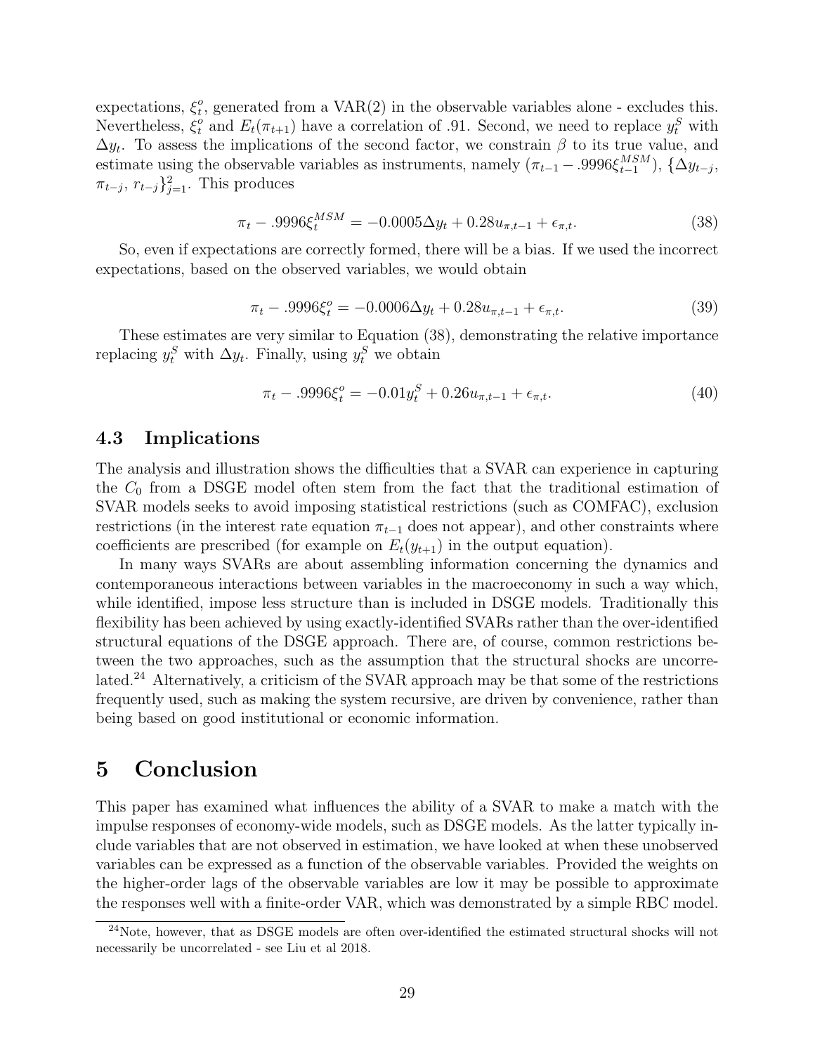expectations, $\xi_t^o$, generated from a VAR(2) in the observable variables alone - excludes this. Nevertheless, $\xi_t^o$ and $E_t(\pi_{t+1})$ have a correlation of .91. Second, we need to replace $y_t^S$ with $\Delta y_t$. To assess the implications of the second factor, we constrain $\beta$ to its true value, and estimate using the observable variables as instruments, namely $(\pi_{t-1} - .9996\xi_{t-1}^{MSM})$, $\{\Delta y_{t-j}, \pi_{t-j}, r_{t-j}\}_{j=1}^2$. This produces

$$\pi_t - .9996\xi_t^{MSM} = -0.0005\Delta y_t + 0.28u_{\pi,t-1} + \epsilon_{\pi,t}. \tag{38}$$

So, even if expectations are correctly formed, there will be a bias. If we used the incorrect expectations, based on the observed variables, we would obtain

$$\pi_t - .9996\xi_t^o = -0.0006\Delta y_t + 0.28u_{\pi,t-1} + \epsilon_{\pi,t}. \tag{39}$$

These estimates are very similar to Equation (38), demonstrating the relative importance replacing $y_t^S$ with $\Delta y_t$. Finally, using $y_t^S$ we obtain

$$\pi_t - .9996\xi_t^o = -0.01y_t^S + 0.26u_{\pi,t-1} + \epsilon_{\pi,t}. \tag{40}$$

### 4.3 Implications

The analysis and illustration shows the difficulties that a SVAR can experience in capturing the $C_0$ from a DSGE model often stem from the fact that the traditional estimation of SVAR models seeks to avoid imposing statistical restrictions (such as COMFAC), exclusion restrictions (in the interest rate equation $\pi_{t-1}$ does not appear), and other constraints where coefficients are prescribed (for example on $E_t(y_{t+1})$ in the output equation).

In many ways SVARs are about assembling information concerning the dynamics and contemporaneous interactions between variables in the macroeconomy in such a way which, while identified, impose less structure than is included in DSGE models. Traditionally this flexibility has been achieved by using exactly-identified SVARs rather than the over-identified structural equations of the DSGE approach. There are, of course, common restrictions between the two approaches, such as the assumption that the structural shocks are uncorrelated.[24] Alternatively, a criticism of the SVAR approach may be that some of the restrictions frequently used, such as making the system recursive, are driven by convenience, rather than being based on good institutional or economic information.

## 5 Conclusion

This paper has examined what influences the ability of a SVAR to make a match with the impulse responses of economy-wide models, such as DSGE models. As the latter typically include variables that are not observed in estimation, we have looked at when these unobserved variables can be expressed as a function of the observable variables. Provided the weights on the higher-order lags of the observable variables are low it may be possible to approximate the responses well with a finite-order VAR, which was demonstrated by a simple RBC model.

[24] Note, however, that as DSGE models are often over-identified the estimated structural shocks will not necessarily be uncorrelated - see Liu et al 2018.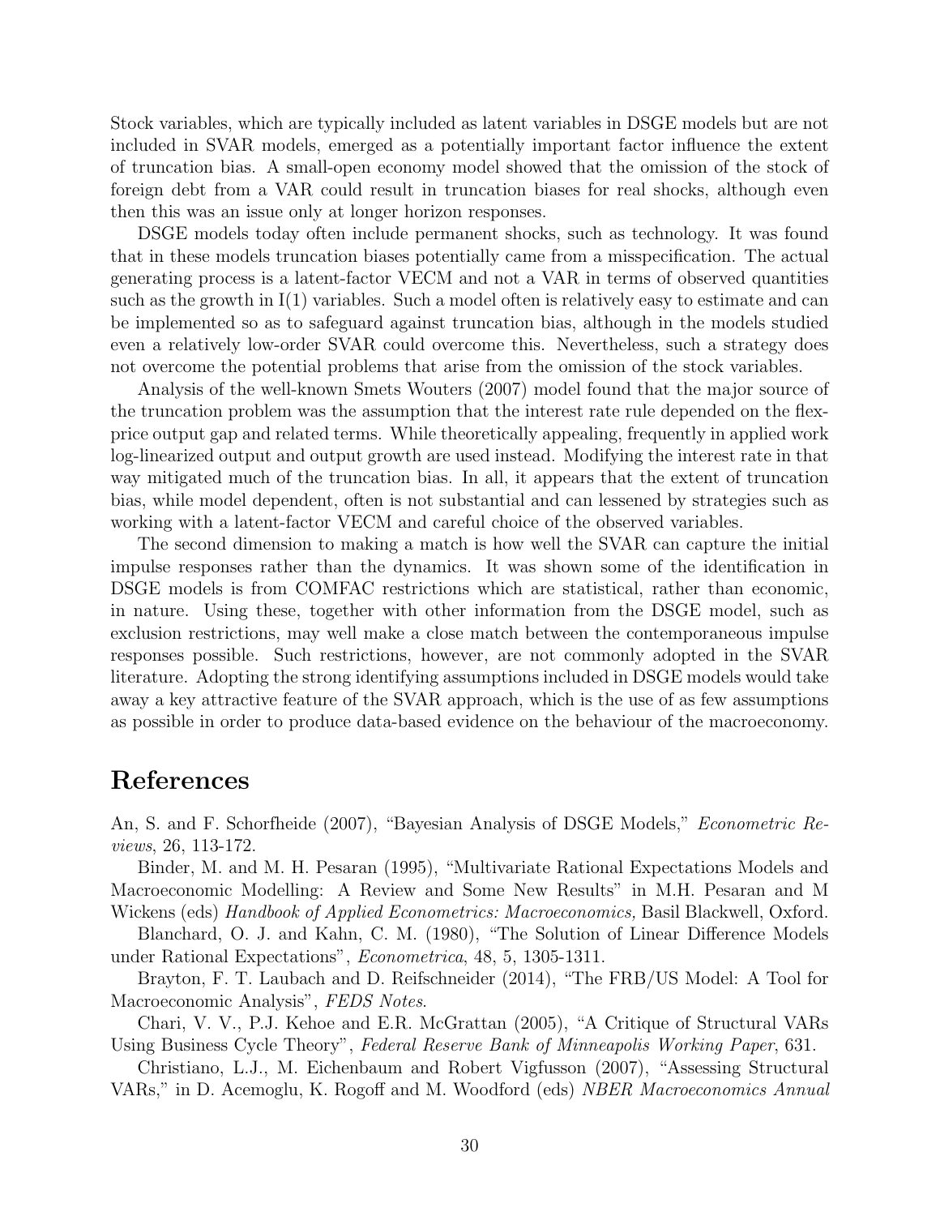Stock variables, which are typically included as latent variables in DSGE models but are not included in SVAR models, emerged as a potentially important factor influence the extent of truncation bias. A small-open economy model showed that the omission of the stock of foreign debt from a VAR could result in truncation biases for real shocks, although even then this was an issue only at longer horizon responses.

DSGE models today often include permanent shocks, such as technology. It was found that in these models truncation biases potentially came from a misspecification. The actual generating process is a latent-factor VECM and not a VAR in terms of observed quantities such as the growth in I(1) variables. Such a model often is relatively easy to estimate and can be implemented so as to safeguard against truncation bias, although in the models studied even a relatively low-order SVAR could overcome this. Nevertheless, such a strategy does not overcome the potential problems that arise from the omission of the stock variables.

Analysis of the well-known Smets Wouters (2007) model found that the major source of the truncation problem was the assumption that the interest rate rule depended on the flex-price output gap and related terms. While theoretically appealing, frequently in applied work log-linearized output and output growth are used instead. Modifying the interest rate in that way mitigated much of the truncation bias. In all, it appears that the extent of truncation bias, while model dependent, often is not substantial and can lessened by strategies such as working with a latent-factor VECM and careful choice of the observed variables.

The second dimension to making a match is how well the SVAR can capture the initial impulse responses rather than the dynamics. It was shown some of the identification in DSGE models is from COMFAC restrictions which are statistical, rather than economic, in nature. Using these, together with other information from the DSGE model, such as exclusion restrictions, may well make a close match between the contemporaneous impulse responses possible. Such restrictions, however, are not commonly adopted in the SVAR literature. Adopting the strong identifying assumptions included in DSGE models would take away a key attractive feature of the SVAR approach, which is the use of as few assumptions as possible in order to produce data-based evidence on the behaviour of the macroeconomy.

# References

An, S. and F. Schorfheide (2007), "Bayesian Analysis of DSGE Models," *Econometric Reviews*, 26, 113-172.

Binder, M. and M. H. Pesaran (1995), "Multivariate Rational Expectations Models and Macroeconomic Modelling: A Review and Some New Results" in M.H. Pesaran and M Wickens (eds) *Handbook of Applied Econometrics: Macroeconomics,* Basil Blackwell, Oxford.

Blanchard, O. J. and Kahn, C. M. (1980), "The Solution of Linear Difference Models under Rational Expectations", *Econometrica*, 48, 5, 1305-1311.

Brayton, F. T. Laubach and D. Reifschneider (2014), "The FRB/US Model: A Tool for Macroeconomic Analysis", *FEDS Notes*.

Chari, V. V., P.J. Kehoe and E.R. McGrattan (2005), "A Critique of Structural VARs Using Business Cycle Theory", *Federal Reserve Bank of Minneapolis Working Paper*, 631.

Christiano, L.J., M. Eichenbaum and Robert Vigfusson (2007), "Assessing Structural VARs," in D. Acemoglu, K. Rogoff and M. Woodford (eds) *NBER Macroeconomics Annual*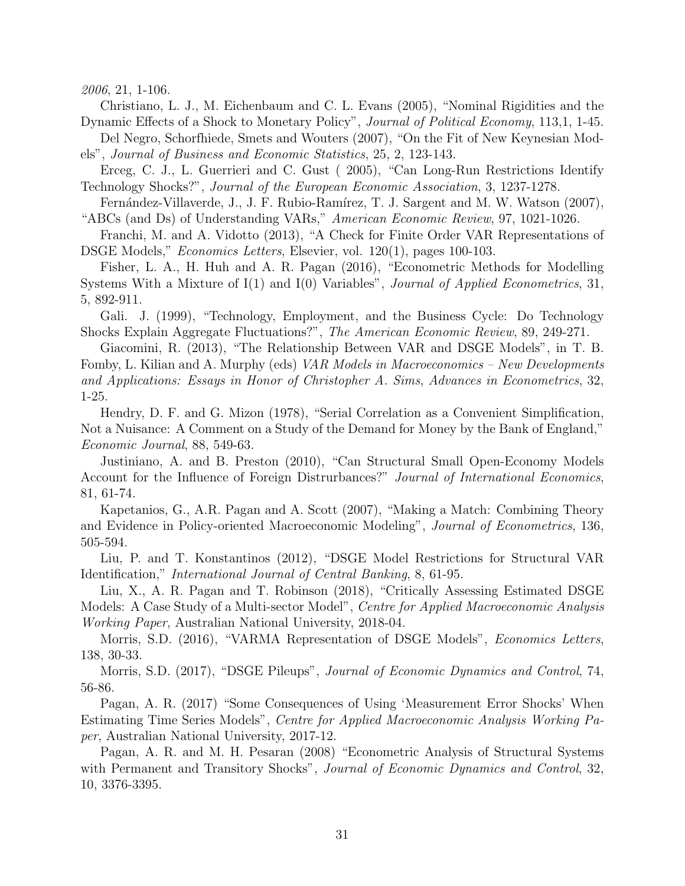*2006*, 21, 1-106.

Christiano, L. J., M. Eichenbaum and C. L. Evans (2005), "Nominal Rigidities and the Dynamic Effects of a Shock to Monetary Policy", *Journal of Political Economy*, 113,1, 1-45.

Del Negro, Schorfhiede, Smets and Wouters (2007), "On the Fit of New Keynesian Models", *Journal of Business and Economic Statistics*, 25, 2, 123-143.

Erceg, C. J., L. Guerrieri and C. Gust ( 2005), "Can Long-Run Restrictions Identify Technology Shocks?", *Journal of the European Economic Association*, 3, 1237-1278.

Fernández-Villaverde, J., J. F. Rubio-Ramírez, T. J. Sargent and M. W. Watson (2007), "ABCs (and Ds) of Understanding VARs," *American Economic Review*, 97, 1021-1026.

Franchi, M. and A. Vidotto (2013), "A Check for Finite Order VAR Representations of DSGE Models," *Economics Letters*, Elsevier, vol. 120(1), pages 100-103.

Fisher, L. A., H. Huh and A. R. Pagan (2016), "Econometric Methods for Modelling Systems With a Mixture of I(1) and I(0) Variables", *Journal of Applied Econometrics*, 31, 5, 892-911.

Gali. J. (1999), "Technology, Employment, and the Business Cycle: Do Technology Shocks Explain Aggregate Fluctuations?", *The American Economic Review*, 89, 249-271.

Giacomini, R. (2013), "The Relationship Between VAR and DSGE Models", in T. B. Fomby, L. Kilian and A. Murphy (eds) *VAR Models in Macroeconomics – New Developments and Applications: Essays in Honor of Christopher A. Sims*, *Advances in Econometrics*, 32, 1-25.

Hendry, D. F. and G. Mizon (1978), "Serial Correlation as a Convenient Simplification, Not a Nuisance: A Comment on a Study of the Demand for Money by the Bank of England," *Economic Journal*, 88, 549-63.

Justiniano, A. and B. Preston (2010), "Can Structural Small Open-Economy Models Account for the Influence of Foreign Distrurbances?" *Journal of International Economics*, 81, 61-74.

Kapetanios, G., A.R. Pagan and A. Scott (2007), "Making a Match: Combining Theory and Evidence in Policy-oriented Macroeconomic Modeling", *Journal of Econometrics*, 136, 505-594.

Liu, P. and T. Konstantinos (2012), "DSGE Model Restrictions for Structural VAR Identification," *International Journal of Central Banking*, 8, 61-95.

Liu, X., A. R. Pagan and T. Robinson (2018), "Critically Assessing Estimated DSGE Models: A Case Study of a Multi-sector Model", *Centre for Applied Macroeconomic Analysis Working Paper*, Australian National University, 2018-04.

Morris, S.D. (2016), "VARMA Representation of DSGE Models", *Economics Letters*, 138, 30-33.

Morris, S.D. (2017), "DSGE Pileups", *Journal of Economic Dynamics and Control*, 74, 56-86.

Pagan, A. R. (2017) "Some Consequences of Using 'Measurement Error Shocks' When Estimating Time Series Models", *Centre for Applied Macroeconomic Analysis Working Paper*, Australian National University, 2017-12.

Pagan, A. R. and M. H. Pesaran (2008) "Econometric Analysis of Structural Systems with Permanent and Transitory Shocks", *Journal of Economic Dynamics and Control*, 32, 10, 3376-3395.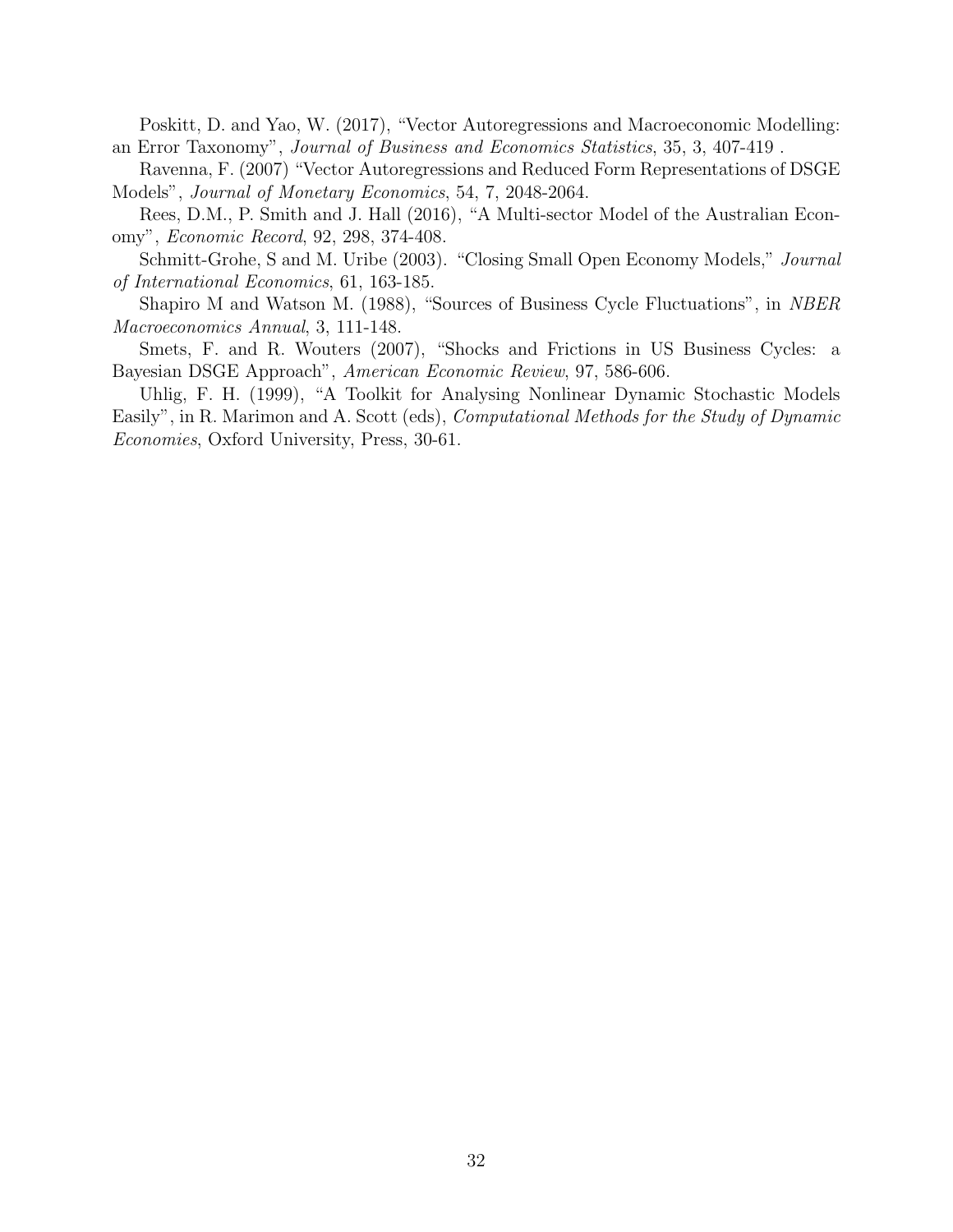Poskitt, D. and Yao, W. (2017), "Vector Autoregressions and Macroeconomic Modelling: an Error Taxonomy", *Journal of Business and Economics Statistics*, 35, 3, 407-419 .

Ravenna, F. (2007) "Vector Autoregressions and Reduced Form Representations of DSGE Models", *Journal of Monetary Economics*, 54, 7, 2048-2064.

Rees, D.M., P. Smith and J. Hall (2016), "A Multi-sector Model of the Australian Economy", *Economic Record*, 92, 298, 374-408.

Schmitt-Grohe, S and M. Uribe (2003). "Closing Small Open Economy Models," *Journal of International Economics*, 61, 163-185.

Shapiro M and Watson M. (1988), "Sources of Business Cycle Fluctuations", in *NBER Macroeconomics Annual*, 3, 111-148.

Smets, F. and R. Wouters (2007), "Shocks and Frictions in US Business Cycles: a Bayesian DSGE Approach", *American Economic Review*, 97, 586-606.

Uhlig, F. H. (1999), "A Toolkit for Analysing Nonlinear Dynamic Stochastic Models Easily", in R. Marimon and A. Scott (eds), *Computational Methods for the Study of Dynamic Economies*, Oxford University, Press, 30-61.